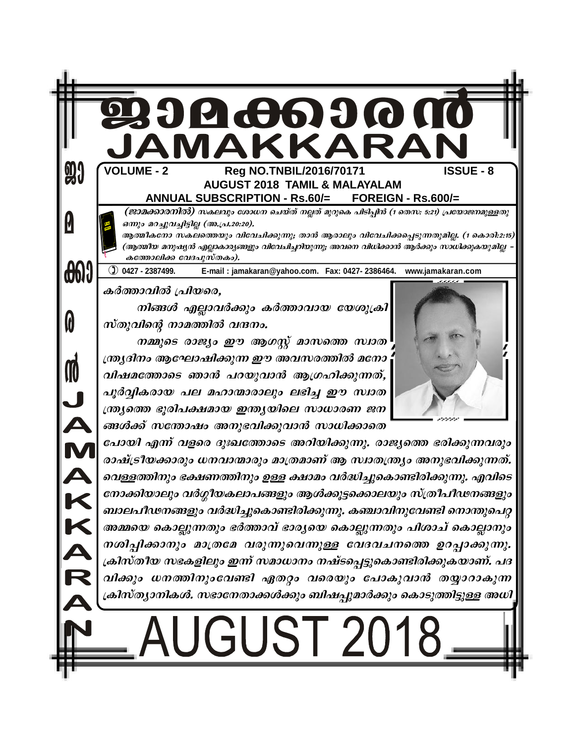# ജാമക്കാരൻ
# JAMAKKARAN

**VOLUME - 2** **Reg NO.TNBIL/2016/70171** **ISSUE - 8**

**AUGUST 2018 TAMIL & MALAYALAM**

**ANNUAL SUBSCRIPTION - Rs.60/= FOREIGN - Rs.600/=**

*(ജാമക്കാരനിൽ) സകലവും ശോധന ചെയ്ത് നല്ലത് മുറുകെ പിടിപ്പിൻ (1 തെസ: 5:21) പ്രയോജനമുള്ളതു ഒന്നും മറച്ചുവച്ചിട്ടില്ല (അ.പ്ര.20:20).*

*ആത്മീകനോ സകലത്തെയും വിവേചിക്കുന്നു; താൻ ആരാലും വിവേചിക്കപ്പെടുന്നതുമില്ല. (1 കൊരി:2:15) (ആത്മീയ മനുഷ്യൻ എല്ലാകാര്യങ്ങളും വിവേചിച്ചറിയുന്നു; അവനെ വിധിക്കാൻ ആർക്കും സാധിക്കുകയുമില്ല – കത്തോലിക്ക വേദപുസ്തകം).*

0427 - 2387499. E-mail : jamakaran@yahoo.com. Fax: 0427- 2386464. www.jamakaran.com

*കർത്താവിൽ പ്രിയരെ,*

*നിങ്ങൾ എല്ലാവർക്കും കർത്താവായ യേശുക്രിസ്തുവിന്റെ നാമത്തിൽ വന്ദനം.*

*നമ്മുടെ രാജ്യം ഈ ആഗസ്റ്റ് മാസത്തെ സ്വാതന്ത്ര്യദിനം ആഘോഷിക്കുന്ന ഈ അവസരത്തിൽ മനോവിഷമത്തോടെ ഞാൻ പറയുവാൻ ആഗ്രഹിക്കുന്നത്, പൂർവ്വികരായ പല മഹാന്മാരാലും ലഭിച്ച ഈ സ്വാതന്ത്ര്യത്തെ ഭൂരിപക്ഷമായ ഇന്ത്യയിലെ സാധാരണ ജനങ്ങൾക്ക് സന്തോഷം അനുഭവിക്കുവാൻ സാധിക്കാതെ പോയി എന്ന് വളരെ ദുഃഖത്തോടെ അറിയിക്കുന്നു. രാജ്യത്തെ ഭരിക്കുന്നവരും രാഷ്ട്രീയക്കാരും ധനവാന്മാരും മാത്രമാണ് ആ സ്വാതന്ത്ര്യം അനുഭവിക്കുന്നത്. വെള്ളത്തിനും ഭക്ഷണത്തിനും ഉള്ള ക്ഷാമം വർദ്ധിച്ചുകൊണ്ടിരിക്കുന്നു. എവിടെ നോക്കിയാലും വർഗ്ഗീയകലാപങ്ങളും ആൾക്കൂട്ടക്കൊലയും സ്ത്രീപീഢനങ്ങളും ബാലപീഢനങ്ങളും വർദ്ധിച്ചുകൊണ്ടിരിക്കുന്നു. കഞ്ചാവിനുവേണ്ടി നൊന്തുപെറ്റ അമ്മയെ കൊല്ലുന്നതും ഭർത്താവ് ഭാര്യയെ കൊല്ലുന്നതും പിശാച് കൊല്ലാനും നശിപ്പിക്കാനും മാത്രമേ വരുന്നുവെന്നുള്ള വേദവചനത്തെ ഉറപ്പാക്കുന്നു. ക്രിസ്തീയ സഭകളിലും ഇന്ന് സമാധാനം നഷ്ടപ്പെട്ടുകൊണ്ടിരിക്കുകയാണ്. പദവിക്കും ധനത്തിനുംവേണ്ടി ഏതറ്റം വരെയും പോകുവാൻ തയ്യാറാകുന്ന ക്രിസ്ത്യാനികൾ. സഭാനേതാക്കൾക്കും ബിഷപ്പുമാർക്കും കൊടുത്തിട്ടുള്ള അധി*

AUGUST 2018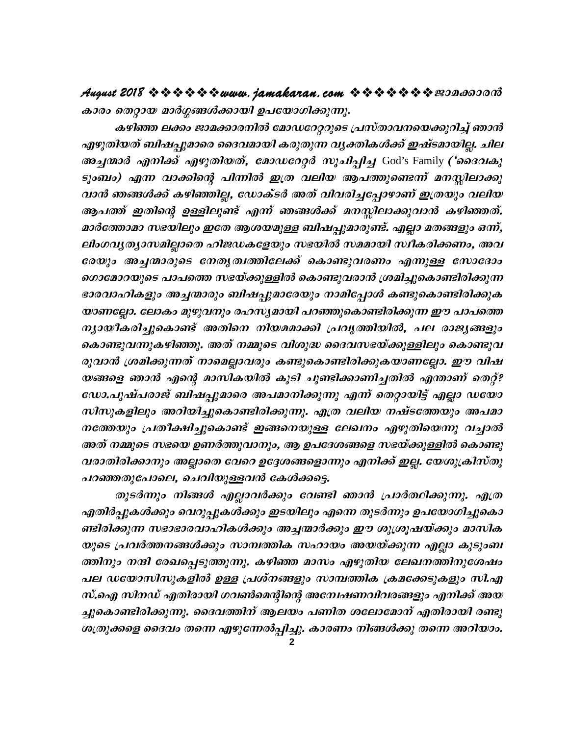കാരം തെറ്റായ മാർഗ്ഗങ്ങൾക്കായി ഉപയോഗിക്കുന്നു.

കഴിഞ്ഞ ലക്കം ജാമക്കാരനിൽ മോഡറേറ്ററുടെ പ്രസ്താവനയെക്കുറിച്ച് ഞാൻ എഴുതിയത് ബിഷപ്പുമാരെ ദൈവമായി കരുതുന്ന വ്യക്തികൾക്ക് ഇഷ്ടമായില്ല. ചില അച്ചന്മാർ എനിക്ക് എഴുതിയത്, മോഡറേറ്റർ സൂചിപ്പിച്ച God's Family ('ദൈവകുടുംബം) എന്ന വാക്കിന്റെ പിന്നിൽ ഇത്ര വലിയ ആപത്തുണ്ടെന്ന് മനസ്സിലാക്കുവാൻ ഞങ്ങൾക്ക് കഴിഞ്ഞില്ല, ഡോക്ടർ അത് വിവരിച്ചപ്പോഴാണ് ഇത്രയും വലിയ ആപത്ത് ഇതിന്റെ ഉള്ളിലുണ്ട് എന്ന് ഞങ്ങൾക്ക് മനസ്സിലാക്കുവാൻ കഴിഞ്ഞത്. മാർത്തോമാ സഭയിലും ഇതേ ആശയമുള്ള ബിഷപ്പുമാരുണ്ട്. എല്ലാ മതങ്ങളും ഒന്ന്, ലിംഗവ്യത്യാസമില്ലാതെ ഹിജഡകളേയും സഭയിൽ സമമായി സ്വീകരിക്കണം, അവരേയും അച്ചന്മാരുടെ നേതൃത്വത്തിലേക്ക് കൊണ്ടുവരണം എന്നുള്ള സോദോം ഗൊമോറയുടെ പാപത്തെ സഭയ്ക്കുള്ളിൽ കൊണ്ടുവരാൻ ശ്രമിച്ചുകൊണ്ടിരിക്കുന്ന ഭാരവാഹികളും അച്ചന്മാരും ബിഷപ്പുമാരേയും നാമിപ്പോൾ കണ്ടുകൊണ്ടിരിക്കുകയാണല്ലോ. ലോകം മുഴുവനും രഹസ്യമായി പറഞ്ഞുകൊണ്ടിരിക്കുന്ന ഈ പാപത്തെ ന്യായീകരിച്ചുകൊണ്ട് അതിനെ നിയമമാക്കി പ്രവൃത്തിയിൽ, പല രാജ്യങ്ങളും കൊണ്ടുവന്നുകഴിഞ്ഞു. അത് നമ്മുടെ വിശുദ്ധ ദൈവസഭയ്ക്കുള്ളിലും കൊണ്ടുവരുവാൻ ശ്രമിക്കുന്നത് നാമെല്ലാവരും കണ്ടുകൊണ്ടിരിക്കുകയാണല്ലോ. ഈ വിഷയങ്ങളെ ഞാൻ എന്റെ മാസികയിൽ കൂടി ചൂണ്ടിക്കാണിച്ചതിൽ എന്താണ് തെറ്റ്? ഡോ.പുഷ്പരാജ് ബിഷപ്പുമാരെ അപമാനിക്കുന്നു എന്ന് തെറ്റായിട്ട് എല്ലാ ഡയോസിസുകളിലും അറിയിച്ചുകൊണ്ടിരിക്കുന്നു. എത്ര വലിയ നഷ്ടത്തേയും അപമാനത്തേയും പ്രതീക്ഷിച്ചുകൊണ്ട് ഇങ്ങനെയുള്ള ലേഖനം എഴുതിയെന്നു വച്ചാൽ അത് നമ്മുടെ സഭയെ ഉണർത്തുവാനും, ആ ഉപദേശങ്ങളെ സഭയ്ക്കുള്ളിൽ കൊണ്ടുവരാതിരിക്കാനും അല്ലാതെ വേറെ ഉദ്ദേശങ്ങളൊന്നും എനിക്ക് ഇല്ല. യേശുക്രിസ്തു പറഞ്ഞതുപോലെ, ചെവിയുള്ളവൻ കേൾക്കട്ടെ.

തുടർന്നും നിങ്ങൾ എല്ലാവർക്കും വേണ്ടി ഞാൻ പ്രാർത്ഥിക്കുന്നു. എത്ര എതിർപ്പുകൾക്കും വെറുപ്പുകൾക്കും ഇടയിലും എന്നെ തുടർന്നും ഉപയോഗിച്ചുകൊണ്ടിരിക്കുന്ന സഭാഭാരവാഹികൾക്കും അച്ചന്മാർക്കും ഈ ശുശ്രൂഷയ്ക്കും മാസികയുടെ പ്രവർത്തനങ്ങൾക്കും സാമ്പത്തിക സഹായം അയയ്ക്കുന്ന എല്ലാ കുടുംബത്തിനും നന്ദി രേഖപ്പെടുത്തുന്നു. കഴിഞ്ഞ മാസം എഴുതിയ ലേഖനത്തിനുശേഷം പല ഡയോസിസുകളിൽ ഉള്ള പ്രശ്നങ്ങളും സാമ്പത്തിക ക്രമക്കേടുകളും സി.എസ്.ഐ സിനഡ് എതിരായി ഗവൺമെന്റിന്റെ അന്വേഷണവിവരങ്ങളും എനിക്ക് അയച്ചുകൊണ്ടിരിക്കുന്നു. ദൈവത്തിന് ആലയം പണിത ശലോമോന് എതിരായി രണ്ടു ശത്രുക്കളെ ദൈവം തന്നെ എഴുന്നേൽപ്പിച്ചു. കാരണം നിങ്ങൾക്കു തന്നെ അറിയാം.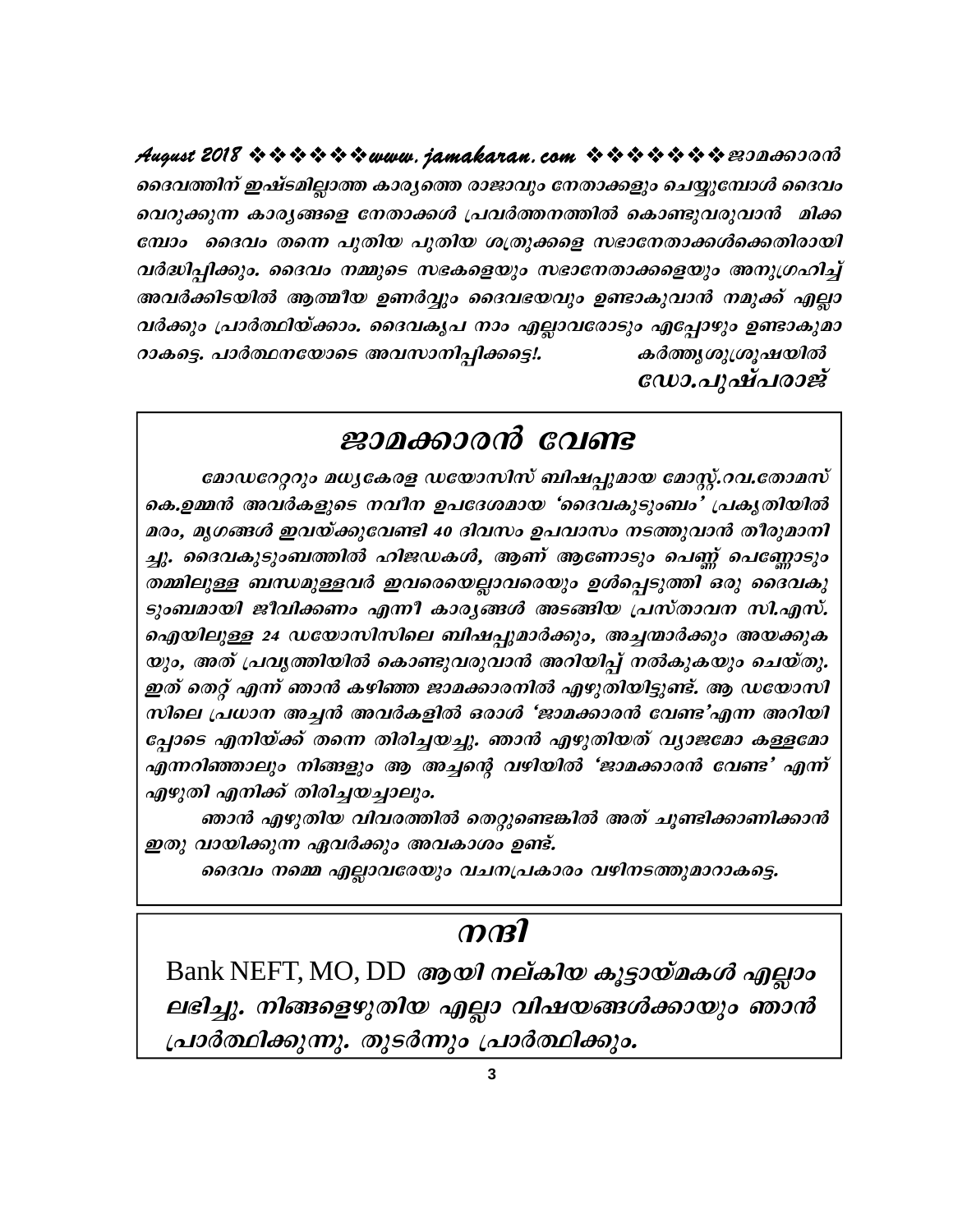ദൈവത്തിന് ഇഷ്ടമില്ലാത്ത കാര്യത്തെ രാജാവും നേതാക്കളും ചെയ്യുമ്പോൾ ദൈവം വെറുക്കുന്ന കാര്യങ്ങളെ നേതാക്കൾ പ്രവർത്തനത്തിൽ കൊണ്ടുവരുവാൻ മിക്കമ്പോം ദൈവം തന്നെ പുതിയ പുതിയ ശത്രുക്കളെ സഭാനേതാക്കൾക്കെതിരായി വർദ്ധിപ്പിക്കും. ദൈവം നമ്മുടെ സഭകളെയും സഭാനേതാക്കളെയും അനുഗ്രഹിച്ച് അവർക്കിടയിൽ ആത്മീയ ഉണർവ്വും ദൈവഭയവും ഉണ്ടാകുവാൻ നമുക്ക് എല്ലാവർക്കും പ്രാർത്ഥിയ്ക്കാം. ദൈവകൃപ നാം എല്ലാവരോടും എപ്പോഴും ഉണ്ടാകുമാറാകട്ടെ. പാർത്ഥനയോടെ അവസാനിപ്പിക്കട്ടെ!. കർത്തൃശുശ്രൂഷയിൽ

**ഡോ.പുഷ്പരാജ്**

## ജാമക്കാരൻ വേണ്ട

***മോഡറേറ്ററും മധ്യകേരള ഡയോസിസ് ബിഷപ്പുമായ മോസ്റ്റ്.റവ.തോമസ് കെ.ഉമ്മൻ അവർകളുടെ നവീന ഉപദേശമായ 'ദൈവകുടുംബം' പ്രകൃതിയിൽ മരം, മൃഗങ്ങൾ ഇവയ്ക്കുവേണ്ടി 40 ദിവസം ഉപവാസം നടത്തുവാൻ തീരുമാനിച്ചു. ദൈവകുടുംബത്തിൽ ഹിജഡകൾ, ആണ് ആണോടും പെണ്ണ് പെണ്ണോടും തമ്മിലുള്ള ബന്ധമുള്ളവർ ഇവരെയെല്ലാവരെയും ഉൾപ്പെടുത്തി ഒരു ദൈവകുടുംബമായി ജീവിക്കണം എന്നീ കാര്യങ്ങൾ അടങ്ങിയ പ്രസ്താവന സി.എസ്.ഐയിലുള്ള 24 ഡയോസിസിലെ ബിഷപ്പുമാർക്കും, അച്ചന്മാർക്കും അയക്കുകയും, അത് പ്രവൃത്തിയിൽ കൊണ്ടുവരുവാൻ അറിയിപ്പ് നൽകുകയും ചെയ്തു. ഇത് തെറ്റ് എന്ന് ഞാൻ കഴിഞ്ഞ ജാമക്കാരനിൽ എഴുതിയിട്ടുണ്ട്. ആ ഡയോസിസിലെ പ്രധാന അച്ചൻ അവർകളിൽ ഒരാൾ 'ജാമക്കാരൻ വേണ്ട'എന്ന അറിയിപ്പോടെ എനിയ്ക്ക് തന്നെ തിരിച്ചയച്ചു. ഞാൻ എഴുതിയത് വ്യാജമോ കള്ളമോ എന്നറിഞ്ഞാലും നിങ്ങളും ആ അച്ചന്റെ വഴിയിൽ 'ജാമക്കാരൻ വേണ്ട' എന്ന് എഴുതി എനിക്ക് തിരിച്ചയച്ചാലും.***

***ഞാൻ എഴുതിയ വിവരത്തിൽ തെറ്റുണ്ടെങ്കിൽ അത് ചൂണ്ടിക്കാണിക്കാൻ ഇതു വായിക്കുന്ന ഏവർക്കും അവകാശം ഉണ്ട്.***

***ദൈവം നമ്മെ എല്ലാവരേയും വചനപ്രകാരം വഴിനടത്തുമാറാകട്ടെ.***

## നന്ദി

Bank NEFT, MO, DD ***ആയി നല്കിയ കൂട്ടായ്മകൾ എല്ലാം ലഭിച്ചു. നിങ്ങളെഴുതിയ എല്ലാ വിഷയങ്ങൾക്കായും ഞാൻ പ്രാർത്ഥിക്കുന്നു. തുടർന്നും പ്രാർത്ഥിക്കും.***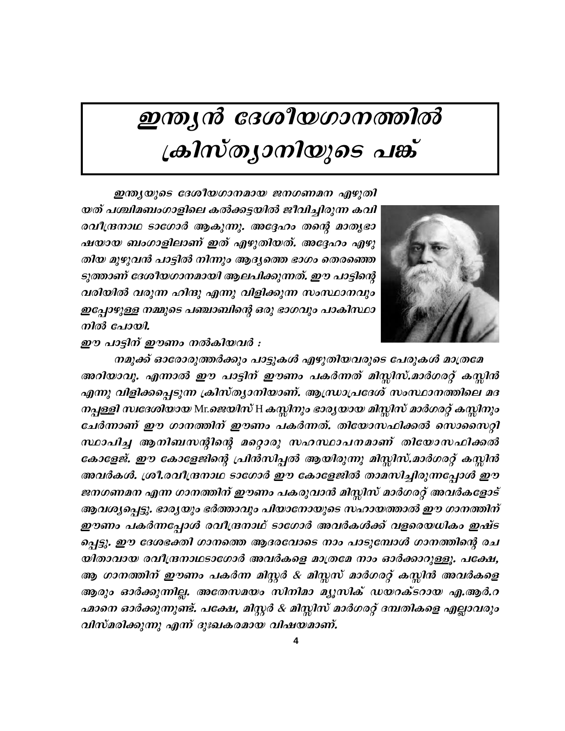# ഇന്ത്യൻ ദേശീയഗാനത്തിൽ ക്രിസ്ത്യാനിയുടെ പങ്ക്

*ഇന്ത്യയുടെ ദേശീയഗാനമായ ജനഗണമന എഴുതിയത് പശ്ചിമബംഗാളിലെ കൽക്കട്ടയിൽ ജീവിച്ചിരുന്ന കവി രവീന്ദ്രനാഥ ടാഗോർ ആകുന്നു. അദ്ദേഹം തന്റെ മാതൃഭാഷയായ ബംഗാളിലാണ് ഇത് എഴുതിയത്. അദ്ദേഹം എഴുതിയ മുഴുവൻ പാട്ടിൽ നിന്നും ആദ്യത്തെ ഭാഗം തെരഞ്ഞെടുത്താണ് ദേശീയഗാനമായി ആലപിക്കുന്നത്. ഈ പാട്ടിന്റെ വരിയിൽ വരുന്ന ഹിന്ദു എന്നു വിളിക്കുന്ന സംസ്ഥാനവും ഇപ്പോഴുള്ള നമ്മുടെ പഞ്ചാബിന്റെ ഒരു ഭാഗവും പാകിസ്ഥാനിൽ പോയി.*

*ഈ പാട്ടിന് ഈണം നൽകിയവർ :*

*നമുക്ക് ഓരോരുത്തർക്കും പാട്ടുകൾ എഴുതിയവരുടെ പേരുകൾ മാത്രമേ അറിയാവൂ. എന്നാൽ ഈ പാട്ടിന് ഈണം പകർന്നത് മിസ്സിസ്.മാർഗരറ്റ് കസ്സിൻ എന്നു വിളിക്കപ്പെടുന്ന ക്രിസ്ത്യാനിയാണ്. ആന്ധ്രാപ്രദേശ് സംസ്ഥാനത്തിലെ മദനപ്പള്ളി സ്വദേശിയായ Mr.ജെയിംസ് H കസ്സിനും ഭാര്യയായ മിസ്സിസ് മാർഗരറ്റ് കസ്സിനും ചേർന്നാണ് ഈ ഗാനത്തിന് ഈണം പകർന്നത്. തിയോസഫിക്കൽ സൊസൈറ്റി സ്ഥാപിച്ച ആനിബസന്റിന്റെ മറ്റൊരു സഹസ്ഥാപനമാണ് തിയോസഫിക്കൽ കോളേജ്. ഈ കോളേജിന്റെ പ്രിൻസിപ്പൽ ആയിരുന്നു മിസ്സിസ്.മാർഗരറ്റ് കസ്സിൻ അവർകൾ. ശ്രീ.രവീന്ദ്രനാഥ ടാഗോർ ഈ കോളേജിൽ താമസിച്ചിരുന്നപ്പോൾ ഈ ജനഗണമന എന്ന ഗാനത്തിന് ഈണം പകരുവാൻ മിസ്സിസ് മാർഗരറ്റ് അവർകളോട് ആവശ്യപ്പെട്ടു. ഭാര്യയും ഭർത്താവും പിയാനോയുടെ സഹായത്താൽ ഈ ഗാനത്തിന് ഈണം പകർന്നപ്പോൾ രവീന്ദ്രനാഥ് ടാഗോർ അവർകൾക്ക് വളരെയധികം ഇഷ്ടപ്പെട്ടു. ഈ ദേശഭക്തി ഗാനത്തെ ആദരവോടെ നാം പാടുമ്പോൾ ഗാനത്തിന്റെ രചയിതാവായ രവീന്ദ്രനാഥടാഗോർ അവർകളെ മാത്രമേ നാം ഓർക്കാറുള്ളൂ. പക്ഷേ, ആ ഗാനത്തിന് ഈണം പകർന്ന മിസ്റ്റർ & മിസ്സസ് മാർഗരറ്റ് കസ്സിൻ അവർകളെ ആരും ഓർക്കുന്നില്ല. അതേസമയം സിനിമാ മ്യൂസിക് ഡയറക്ടറായ എ.ആർ.റഹ്മാനെ ഓർക്കുന്നുണ്ട്. പക്ഷേ, മിസ്റ്റർ & മിസ്സിസ് മാർഗരറ്റ് ദമ്പതികളെ എല്ലാവരും വിസ്മരിക്കുന്നു എന്ന് ദുഃഖകരമായ വിഷയമാണ്.*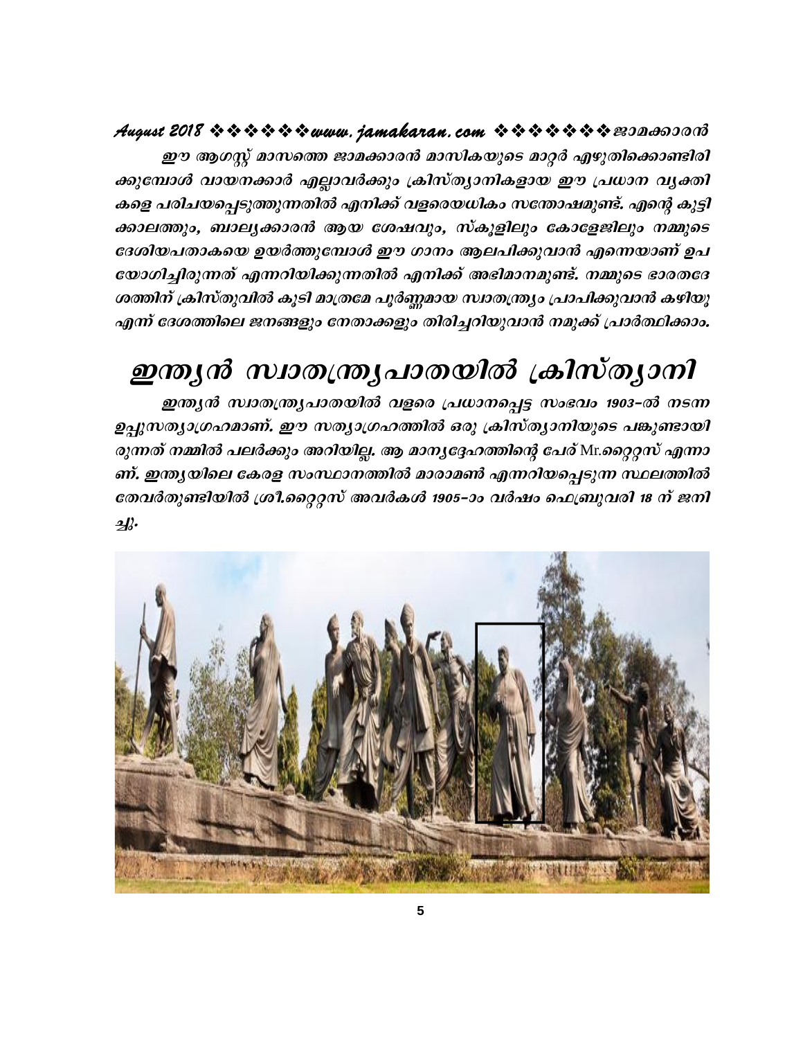ഈ ആഗസ്റ്റ് മാസത്തെ ജാമക്കാരൻ മാസികയുടെ മാറ്റർ എഴുതിക്കൊണ്ടിരിക്കുമ്പോൾ വായനക്കാർ എല്ലാവർക്കും ക്രിസ്ത്യാനികളായ ഈ പ്രധാന വ്യക്തികളെ പരിചയപ്പെടുത്തുന്നതിൽ എനിക്ക് വളരെയധികം സന്തോഷമുണ്ട്. എന്റെ കുട്ടിക്കാലത്തും, ബാല്യക്കാരൻ ആയ ശേഷവും, സ്കൂളിലും കോളേജിലും നമ്മുടെ ദേശിയപതാകയെ ഉയർത്തുമ്പോൾ ഈ ഗാനം ആലപിക്കുവാൻ എന്നെയാണ് ഉപയോഗിച്ചിരുന്നത് എന്നറിയിക്കുന്നതിൽ എനിക്ക് അഭിമാനമുണ്ട്. നമ്മുടെ ഭാരതദേശത്തിന് ക്രിസ്തുവിൽ കൂടി മാത്രമേ പൂർണ്ണമായ സ്വാതന്ത്ര്യം പ്രാപിക്കുവാൻ കഴിയൂ എന്ന് ദേശത്തിലെ ജനങ്ങളും നേതാക്കളും തിരിച്ചറിയുവാൻ നമുക്ക് പ്രാർത്ഥിക്കാം.

# ഇന്ത്യൻ സ്വാതന്ത്ര്യപാതയിൽ ക്രിസ്ത്യാനി

ഇന്ത്യൻ സ്വാതന്ത്ര്യപാതയിൽ വളരെ പ്രധാനപ്പെട്ട സംഭവം 1903-ൽ നടന്ന ഉപ്പുസത്യാഗ്രഹമാണ്. ഈ സത്യാഗ്രഹത്തിൽ ഒരു ക്രിസ്ത്യാനിയുടെ പങ്കുണ്ടായിരുന്നത് നമ്മിൽ പലർക്കും അറിയില്ല. ആ മാന്യദേഹത്തിന്റെ പേര് Mr.റ്റൈറ്റസ് എന്നാണ്. ഇന്ത്യയിലെ കേരള സംസ്ഥാനത്തിൽ മാരാമൺ എന്നറിയപ്പെടുന്ന സ്ഥലത്തിൽ തേവർതുണ്ടിയിൽ ശ്രീ.റ്റൈറ്റസ് അവർകൾ 1905-ാം വർഷം ഫെബ്രുവരി 18 ന് ജനിച്ചു.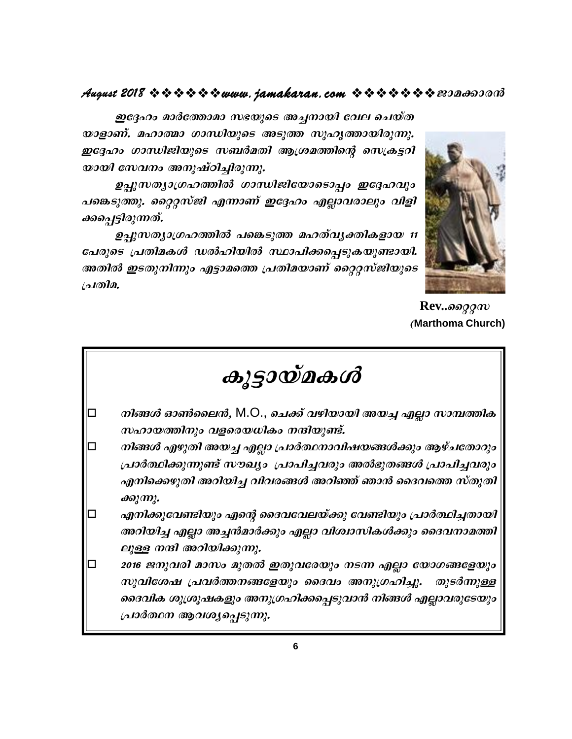ഇദ്ദേഹം മാർത്തോമാ സഭയുടെ അച്ചനായി വേല ചെയ്ത യാളാണ്. മഹാത്മാ ഗാന്ധിയുടെ അടുത്ത സുഹൃത്തായിരുന്നു. ഇദ്ദേഹം ഗാന്ധിജിയുടെ സബർമതി ആശ്രമത്തിന്റെ സെക്രട്ടറി യായി സേവനം അനുഷ്ഠിച്ചിരുന്നു.

ഉപ്പുസത്യാഗ്രഹത്തിൽ ഗാന്ധിജിയോടൊപ്പം ഇദ്ദേഹവും പങ്കെടുത്തു. റ്റൈറ്റസ്ജി എന്നാണ് ഇദ്ദേഹം എല്ലാവരാലും വിളി ക്കപ്പെട്ടിരുന്നത്.

ഉപ്പുസത്യാഗ്രഹത്തിൽ പങ്കെടുത്ത മഹത്വ്യക്തികളായ 11 പേരുടെ പ്രതിമകൾ ഡൽഹിയിൽ സ്ഥാപിക്കപ്പെടുകയുണ്ടായി. അതിൽ ഇടതുനിന്നും എട്ടാമത്തെ പ്രതിമയാണ് റ്റൈറ്റസ്ജിയുടെ പ്രതിമ.

**Rev..റ്റൈറ്റസ**
(**Marthoma Church)**

# കൂട്ടായ്മകൾ

- നിങ്ങൾ ഓൺലൈൻ, M.O., ചെക്ക് വഴിയായി അയച്ച എല്ലാ സാമ്പത്തിക സഹായത്തിനും വളരെയധികം നന്ദിയുണ്ട്.
- നിങ്ങൾ എഴുതി അയച്ച എല്ലാ പ്രാർത്ഥനാവിഷയങ്ങൾക്കും ആഴ്ചതോറും പ്രാർത്ഥിക്കുന്നുണ്ട് സൗഖ്യം പ്രാപിച്ചവരും അൽഭുതങ്ങൾ പ്രാപിച്ചവരും എനിക്കെഴുതി അറിയിച്ച വിവരങ്ങൾ അറിഞ്ഞ് ഞാൻ ദൈവത്തെ സ്തുതി ക്കുന്നു.
- എനിക്കുവേണ്ടിയും എന്റെ ദൈവവേലയ്ക്കു വേണ്ടിയും പ്രാർത്ഥിച്ചതായി അറിയിച്ച എല്ലാ അച്ചൻമാർക്കും എല്ലാ വിശ്വാസികൾക്കും ദൈവനാമത്തി ലുള്ള നന്ദി അറിയിക്കുന്നു.
- 2016 ജനുവരി മാസം മുതൽ ഇതുവരേയും നടന്ന എല്ലാ യോഗങ്ങളേയും സുവിശേഷ പ്രവർത്തനങ്ങളേയും ദൈവം അനുഗ്രഹിച്ചു. തുടർന്നുള്ള ദൈവിക ശുശ്രൂഷകളും അനുഗ്രഹിക്കപ്പെടുവാൻ നിങ്ങൾ എല്ലാവരുടേയും പ്രാർത്ഥന ആവശ്യപ്പെടുന്നു.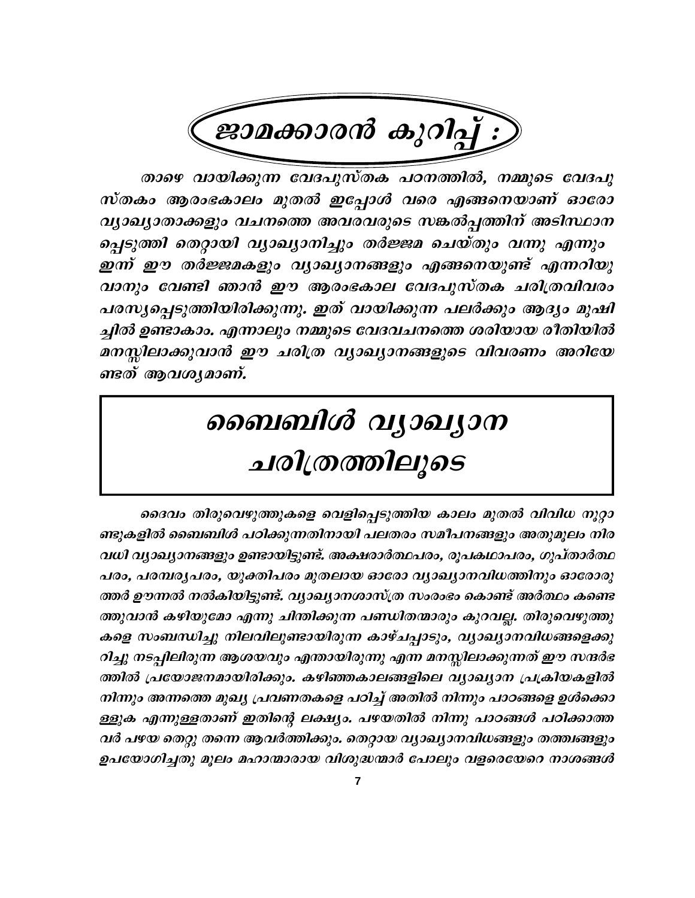## ജാമക്കാരൻ കുറിപ്പ് :

*താഴെ വായിക്കുന്ന വേദപുസ്തക പഠനത്തിൽ, നമ്മുടെ വേദപുസ്തകം ആരംഭകാലം മുതൽ ഇപ്പോൾ വരെ എങ്ങനെയാണ് ഓരോ വ്യാഖ്യാതാക്കളും വചനത്തെ അവരവരുടെ സങ്കൽപ്പത്തിന് അടിസ്ഥാനപ്പെടുത്തി തെറ്റായി വ്യാഖ്യാനിച്ചും തർജ്ജമ ചെയ്തും വന്നു എന്നും ഇന്ന് ഈ തർജ്ജമകളും വ്യാഖ്യാനങ്ങളും എങ്ങനെയുണ്ട് എന്നറിയുവാനും വേണ്ടി ഞാൻ ഈ ആരംഭകാല വേദപുസ്തക ചരിത്രവിവരം പരസ്യപ്പെടുത്തിയിരിക്കുന്നു. ഇത് വായിക്കുന്ന പലർക്കും ആദ്യം മുഷിച്ചിൽ ഉണ്ടാകാം. എന്നാലും നമ്മുടെ വേദവചനത്തെ ശരിയായ രീതിയിൽ മനസ്സിലാക്കുവാൻ ഈ ചരിത്ര വ്യാഖ്യാനങ്ങളുടെ വിവരണം അറിയേണ്ടത് ആവശ്യമാണ്.*

# ബൈബിൾ വ്യാഖ്യാന ചരിത്രത്തിലൂടെ

*ദൈവം തിരുവെഴുത്തുകളെ വെളിപ്പെടുത്തിയ കാലം മുതൽ വിവിധ നൂറ്റാണ്ടുകളിൽ ബൈബിൾ പഠിക്കുന്നതിനായി പലതരം സമീപനങ്ങളും അതുമൂലം നിരവധി വ്യാഖ്യാനങ്ങളും ഉണ്ടായിട്ടുണ്ട്. അക്ഷരാർത്ഥപരം, രൂപകഥാപരം, ഗുപ്താർത്ഥപരം, പരമ്പര്യപരം, യുക്തിപരം മുതലായ ഓരോ വ്യാഖ്യാനവിധത്തിനും ഓരോരുത്തർ ഊന്നൽ നൽകിയിട്ടുണ്ട്. വ്യാഖ്യാനശാസ്ത്ര സംരംഭം കൊണ്ട് അർത്ഥം കണ്ടെത്തുവാൻ കഴിയുമോ എന്നു ചിന്തിക്കുന്ന പണ്ഡിതന്മാരും കുറവല്ല. തിരുവെഴുത്തുകളെ സംബന്ധിച്ചു നിലവിലുണ്ടായിരുന്ന കാഴ്ചപ്പാടും, വ്യാഖ്യാനവിധങ്ങളെക്കുറിച്ചു നടപ്പിലിരുന്ന ആശയവും എന്തായിരുന്നു എന്ന മനസ്സിലാക്കുന്നത് ഈ സന്ദർഭത്തിൽ പ്രയോജനമായിരിക്കും. കഴിഞ്ഞകാലങ്ങളിലെ വ്യാഖ്യാന പ്രക്രിയകളിൽ നിന്നും അന്നത്തെ മുഖ്യ പ്രവണതകളെ പഠിച്ച് അതിൽ നിന്നും പാഠങ്ങളെ ഉൾക്കൊള്ളുക എന്നുള്ളതാണ് ഇതിന്റെ ലക്ഷ്യം. പഴയതിൽ നിന്നു പാഠങ്ങൾ പഠിക്കാത്തവർ പഴയ തെറ്റു തന്നെ ആവർത്തിക്കും. തെറ്റായ വ്യാഖ്യാനവിധങ്ങളും തത്ത്വങ്ങളും ഉപയോഗിച്ചതു മൂലം മഹാന്മാരായ വിശുദ്ധന്മാർ പോലും വളരെയേറെ നാശങ്ങൾ*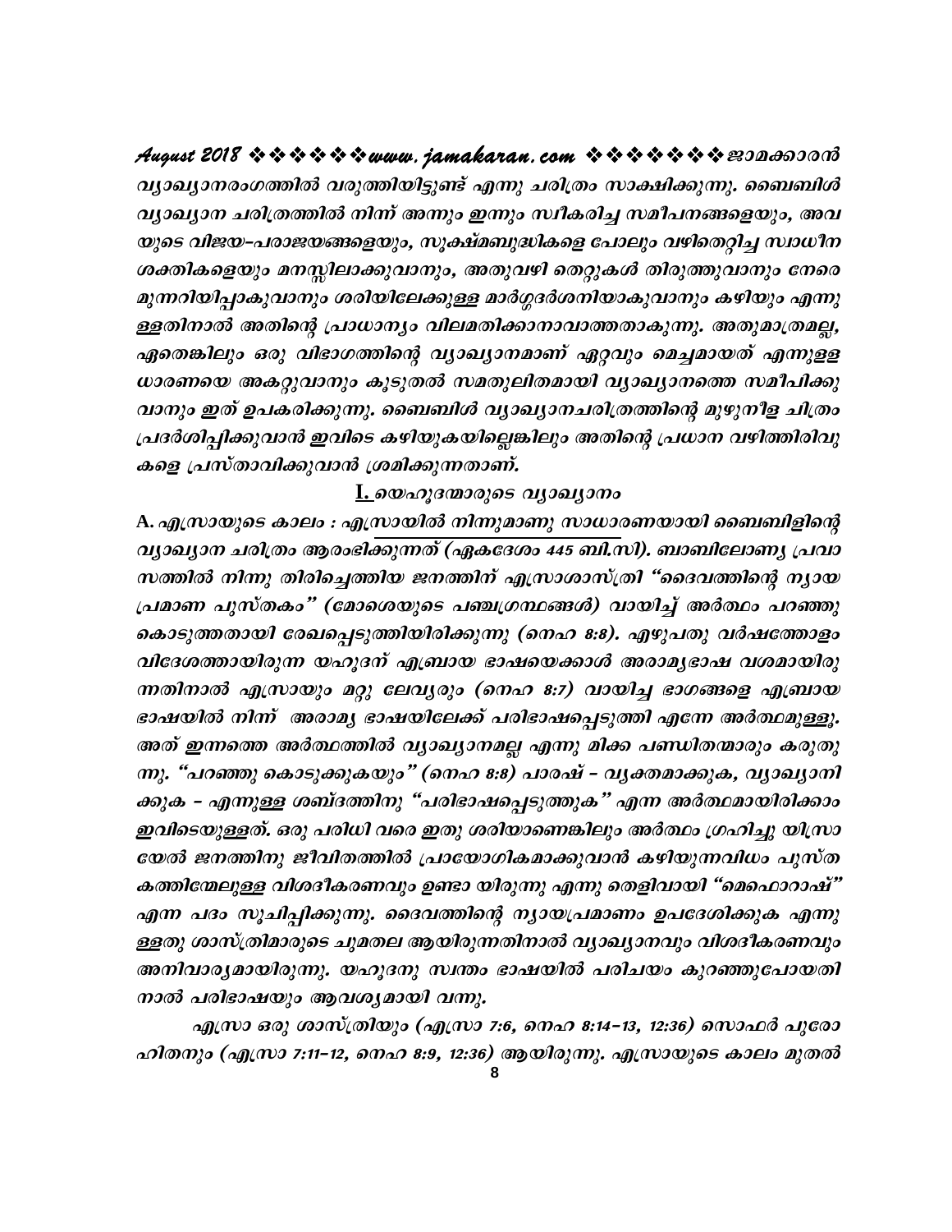വ്യാഖ്യാനരംഗത്തിൽ വരുത്തിയിട്ടുണ്ട് എന്നു ചരിത്രം സാക്ഷിക്കുന്നു. ബൈബിൾ വ്യാഖ്യാന ചരിത്രത്തിൽ നിന്ന് അന്നും ഇന്നും സ്വീകരിച്ച സമീപനങ്ങളെയും, അവയുടെ വിജയ–പരാജയങ്ങളെയും, സൂക്ഷ്മബുദ്ധികളെ പോലും വഴിതെറ്റിച്ച സ്വാധീന ശക്തികളെയും മനസ്സിലാക്കുവാനും, അതുവഴി തെറ്റുകൾ തിരുത്തുവാനും നേരെ മുന്നറിയിപ്പാകുവാനും ശരിയിലേക്കുള്ള മാർഗ്ഗദർശനിയാകുവാനും കഴിയും എന്നുള്ളതിനാൽ അതിന്റെ പ്രാധാന്യം വിലമതിക്കാനാവാത്തതാകുന്നു. അതുമാത്രമല്ല, ഏതെങ്കിലും ഒരു വിഭാഗത്തിന്റെ വ്യാഖ്യാനമാണ് ഏറ്റവും മെച്ചമായത് എന്നുള്ള ധാരണയെ അകറ്റുവാനും കൂടുതൽ സമതുലിതമായി വ്യാഖ്യാനത്തെ സമീപിക്കുവാനും ഇത് ഉപകരിക്കുന്നു. ബൈബിൾ വ്യാഖ്യാനചരിത്രത്തിന്റെ മുഴുനീള ചിത്രം പ്രദർശിപ്പിക്കുവാൻ ഇവിടെ കഴിയുകയില്ലെങ്കിലും അതിന്റെ പ്രധാന വഴിത്തിരിവുകളെ പ്രസ്താവിക്കുവാൻ ശ്രമിക്കുന്നതാണ്.

## I. യെഹൂദന്മാരുടെ വ്യാഖ്യാനം

**A. എസ്രായുടെ കാലം :** എസ്രായിൽ നിന്നുമാണു സാധാരണയായി ബൈബിളിന്റെ വ്യാഖ്യാന ചരിത്രം ആരംഭിക്കുന്നത് (ഏകദേശം 445 ബി.സി). ബാബിലോണ്യ പ്രവാസത്തിൽ നിന്നു തിരിച്ചെത്തിയ ജനത്തിന് എസ്രാശാസ്ത്രി "ദൈവത്തിന്റെ ന്യായപ്രമാണ പുസ്തകം" (മോശെയുടെ പഞ്ചഗ്രന്ഥങ്ങൾ) വായിച്ച് അർത്ഥം പറഞ്ഞു കൊടുത്തതായി രേഖപ്പെടുത്തിയിരിക്കുന്നു (നെഹ 8:8). എഴുപതു വർഷത്തോളം വിദേശത്തായിരുന്ന യഹൂദന് എബ്രായ ഭാഷയെക്കാൾ അരാമ്യഭാഷ വശമായിരുന്നതിനാൽ എസ്രായും മറ്റു ലേവ്യരും (നെഹ 8:7) വായിച്ച ഭാഗങ്ങളെ എബ്രായ ഭാഷയിൽ നിന്ന് അരാമ്യ ഭാഷയിലേക്ക് പരിഭാഷപ്പെടുത്തി എന്നേ അർത്ഥമുള്ളൂ. അത് ഇന്നത്തെ അർത്ഥത്തിൽ വ്യാഖ്യാനമല്ല എന്നു മിക്ക പണ്ഡിതന്മാരും കരുതുന്നു. "പറഞ്ഞു കൊടുക്കുകയും" (നെഹ 8:8) പാരഷ് – വ്യക്തമാക്കുക, വ്യാഖ്യാനിക്കുക – എന്നുള്ള ശബ്ദത്തിനു "പരിഭാഷപ്പെടുത്തുക" എന്ന അർത്ഥമായിരിക്കാം ഇവിടെയുള്ളത്. ഒരു പരിധി വരെ ഇതു ശരിയാണെങ്കിലും അർത്ഥം ഗ്രഹിച്ചു യിസ്രായേൽ ജനത്തിനു ജീവിതത്തിൽ പ്രായോഗികമാക്കുവാൻ കഴിയുന്നവിധം പുസ്തകത്തിന്മേലുള്ള വിശദീകരണവും ഉണ്ടായിരുന്നു എന്നു തെളിവായി "മെഫൊറാഷ്" എന്ന പദം സൂചിപ്പിക്കുന്നു. ദൈവത്തിന്റെ ന്യായപ്രമാണം ഉപദേശിക്കുക എന്നുള്ളതു ശാസ്ത്രിമാരുടെ ചുമതല ആയിരുന്നതിനാൽ വ്യാഖ്യാനവും വിശദീകരണവും അനിവാര്യമായിരുന്നു. യഹൂദനു സ്വന്തം ഭാഷയിൽ പരിചയം കുറഞ്ഞുപോയതിനാൽ പരിഭാഷയും ആവശ്യമായി വന്നു.

എസ്രാ ഒരു ശാസ്ത്രിയും (എസ്രാ 7:6, നെഹ 8:14–13, 12:36) സൊഫർ പുരോഹിതനും (എസ്രാ 7:11–12, നെഹ 8:9, 12:36) ആയിരുന്നു. എസ്രായുടെ കാലം മുതൽ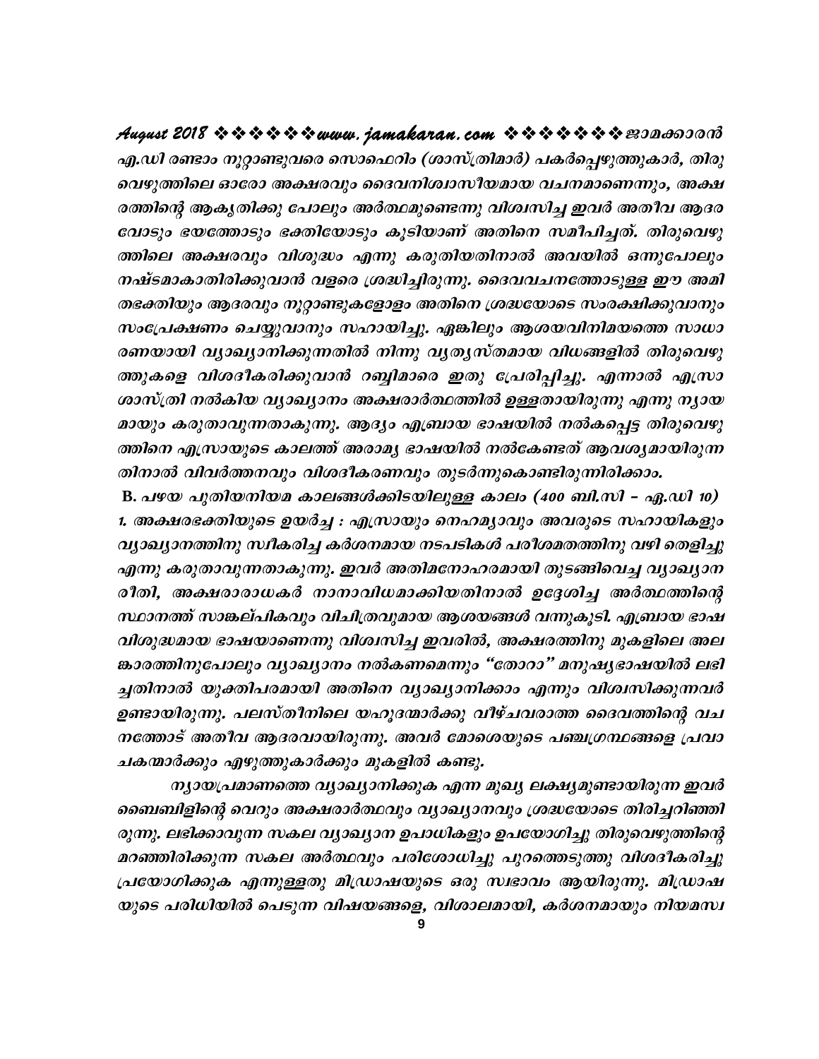എ.ഡി രണ്ടാം നൂറ്റാണ്ടുവരെ സൊഫെറിം (ശാസ്ത്രിമാർ) പകർപ്പെഴുത്തുകാർ, തിരുവെഴുത്തിലെ ഓരോ അക്ഷരവും ദൈവനിശ്വാസീയമായ വചനമാണെന്നും, അക്ഷരത്തിന്റെ ആകൃതിക്കു പോലും അർത്ഥമുണ്ടെന്നു വിശ്വസിച്ച ഇവർ അതീവ ആദരവോടും ഭയത്തോടും ഭക്തിയോടും കൂടിയാണ് അതിനെ സമീപിച്ചത്. തിരുവെഴുത്തിലെ അക്ഷരവും വിശുദ്ധം എന്നു കരുതിയതിനാൽ അവയിൽ ഒന്നുപോലും നഷ്ടമാകാതിരിക്കുവാൻ വളരെ ശ്രദ്ധിച്ചിരുന്നു. ദൈവവചനത്തോടുള്ള ഈ അമിതഭക്തിയും ആദരവും നൂറ്റാണ്ടുകളോളം അതിനെ ശ്രദ്ധയോടെ സംരക്ഷിക്കുവാനും സംപ്രേഷണം ചെയ്യുവാനും സഹായിച്ചു. ഏങ്കിലും ആശയവിനിമയത്തെ സാധാരണയായി വ്യാഖ്യാനിക്കുന്നതിൽ നിന്നു വ്യത്യസ്തമായ വിധങ്ങളിൽ തിരുവെഴുത്തുകളെ വിശദീകരിക്കുവാൻ റബ്ബിമാരെ ഇതു പ്രേരിപ്പിച്ചു. എന്നാൽ എസ്രാ ശാസ്ത്രി നൽകിയ വ്യാഖ്യാനം അക്ഷരാർത്ഥത്തിൽ ഉള്ളതായിരുന്നു എന്നു ന്യായമായും കരുതാവുന്നതാകുന്നു. ആദ്യം എബ്രായ ഭാഷയിൽ നൽകപ്പെട്ട തിരുവെഴുത്തിനെ എസ്രായുടെ കാലത്ത് അരാമ്യ ഭാഷയിൽ നൽകേണ്ടത് ആവശ്യമായിരുന്നതിനാൽ വിവർത്തനവും വിശദീകരണവും തുടർന്നുകൊണ്ടിരുന്നിരിക്കാം.

**B. പഴയ പുതിയനിയമ കാലങ്ങൾക്കിടയിലുള്ള കാലം (400 ബി.സി – ഏ.ഡി 10)**

1. അക്ഷരഭക്തിയുടെ ഉയർച്ച : എസ്രായും നെഹമ്യാവും അവരുടെ സഹായികളും വ്യാഖ്യാനത്തിനു സ്വീകരിച്ച കർശനമായ നടപടികൾ പരീശമതത്തിനു വഴി തെളിച്ചു എന്നു കരുതാവുന്നതാകുന്നു. ഇവർ അതിമനോഹരമായി തുടങ്ങിവെച്ച വ്യാഖ്യാന രീതി, അക്ഷരാരാധകർ നാനാവിധമാക്കിയതിനാൽ ഉദ്ദേശിച്ച അർത്ഥത്തിന്റെ സ്ഥാനത്ത് സാങ്കല്പികവും വിചിത്രവുമായ ആശയങ്ങൾ വന്നുകൂടി. എബ്രായ ഭാഷ വിശുദ്ധമായ ഭാഷയാണെന്നു വിശ്വസിച്ച ഇവരിൽ, അക്ഷരത്തിനു മുകളിലെ അലങ്കാരത്തിനുപോലും വ്യാഖ്യാനം നൽകണമെന്നും "തോറാ" മനുഷ്യഭാഷയിൽ ലഭിച്ചതിനാൽ യുക്തിപരമായി അതിനെ വ്യാഖ്യാനിക്കാം എന്നും വിശ്വസിക്കുന്നവർ ഉണ്ടായിരുന്നു. പലസ്തീനിലെ യഹൂദന്മാർക്കു വീഴ്ചവരാത്ത ദൈവത്തിന്റെ വചനത്തോട് അതീവ ആദരവായിരുന്നു. അവർ മോശെയുടെ പഞ്ചഗ്രന്ഥങ്ങളെ പ്രവാചകന്മാർക്കും എഴുത്തുകാർക്കും മുകളിൽ കണ്ടു.

ന്യായപ്രമാണത്തെ വ്യാഖ്യാനിക്കുക എന്ന മുഖ്യ ലക്ഷ്യമുണ്ടായിരുന്ന ഇവർ ബൈബിളിന്റെ വെറും അക്ഷരാർത്ഥവും വ്യാഖ്യാനവും ശ്രദ്ധയോടെ തിരിച്ചറിഞ്ഞിരുന്നു. ലഭിക്കാവുന്ന സകല വ്യാഖ്യാന ഉപാധികളും ഉപയോഗിച്ചു തിരുവെഴുത്തിന്റെ മറഞ്ഞിരിക്കുന്ന സകല അർത്ഥവും പരിശോധിച്ചു പുറത്തെടുത്തു വിശദീകരിച്ചു പ്രയോഗിക്കുക എന്നുള്ളതു മിഡ്രാഷയുടെ ഒരു സ്വഭാവം ആയിരുന്നു. മിഡ്രാഷയുടെ പരിധിയിൽ പെടുന്ന വിഷയങ്ങളെ, വിശാലമായി, കർശനമായും നിയമസ്വ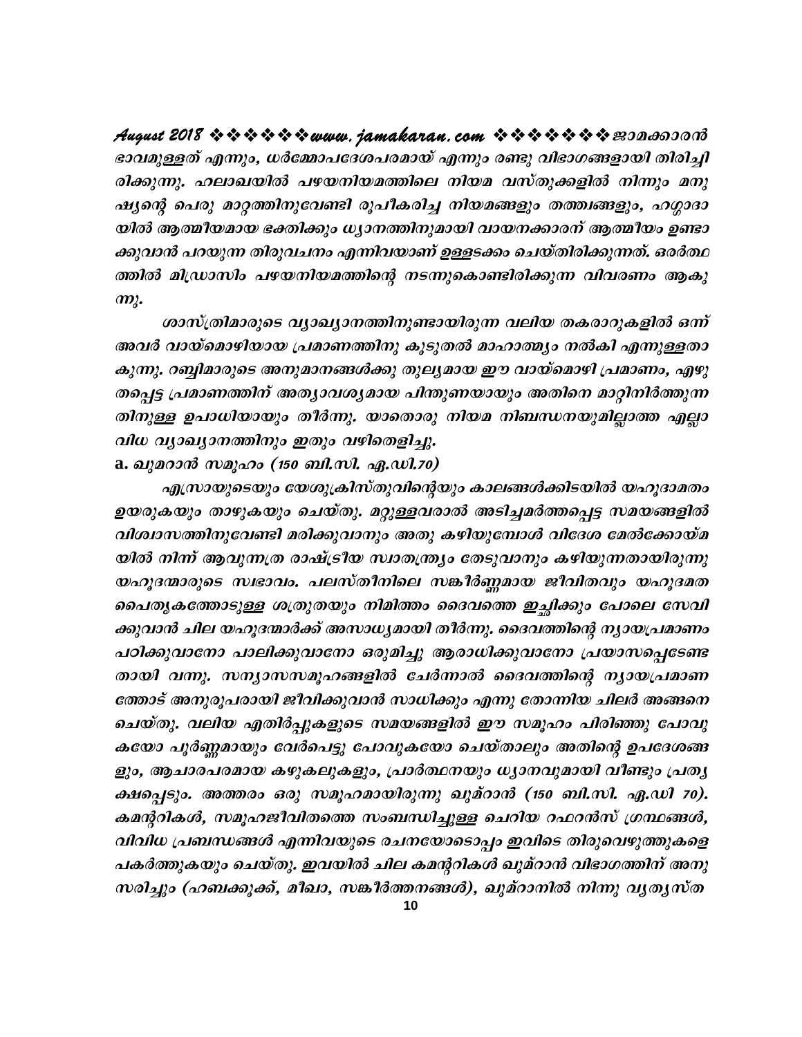ഭാവമുള്ളത് എന്നും, ധർമ്മോപദേശപരമായ് എന്നും രണ്ടു വിഭാഗങ്ങളായി തിരിച്ചിരിക്കുന്നു. ഹലാഖയിൽ പഴയനിയമത്തിലെ നിയമ വസ്തുക്കളിൽ നിന്നും മനുഷ്യന്റെ പെരു മാറ്റത്തിനുവേണ്ടി രൂപീകരിച്ച നിയമങ്ങളും തത്ത്വങ്ങളും, ഹഗ്ഗാദായിൽ ആത്മീയമായ ഭക്തിക്കും ധ്യാനത്തിനുമായി വായനക്കാരന് ആത്മീയം ഉണ്ടാക്കുവാൻ പറയുന്ന തിരുവചനം എന്നിവയാണ് ഉള്ളടക്കം ചെയ്തിരിക്കുന്നത്. ഒരർത്ഥത്തിൽ മിഡ്രാസിം പഴയനിയമത്തിന്റെ നടന്നുകൊണ്ടിരിക്കുന്ന വിവരണം ആകുന്നു.

ശാസ്ത്രിമാരുടെ വ്യാഖ്യാനത്തിനുണ്ടായിരുന്ന വലിയ തകരാറുകളിൽ ഒന്ന് അവർ വായ്മൊഴിയായ പ്രമാണത്തിനു കൂടുതൽ മാഹാത്മ്യം നൽകി എന്നുള്ളതാകുന്നു. റബ്ബിമാരുടെ അനുമാനങ്ങൾക്കു തുല്യമായ ഈ വായ്മൊഴി പ്രമാണം, എഴുതപ്പെട്ട പ്രമാണത്തിന് അത്യാവശ്യമായ പിന്തുണയായും അതിനെ മാറ്റിനിർത്തുന്നതിനുള്ള ഉപാധിയായും തീർന്നു. യാതൊരു നിയമ നിബന്ധനയുമില്ലാത്ത എല്ലാ വിധ വ്യാഖ്യാനത്തിനും ഇതും വഴിതെളിച്ചു.

a. ഖുമറാൻ സമൂഹം (150 ബി.സി. എ.ഡി.70)

എസ്രായുടെയും യേശുക്രിസ്തുവിന്റെയും കാലങ്ങൾക്കിടയിൽ യഹൂദാമതം ഉയരുകയും താഴുകയും ചെയ്തു. മറ്റുള്ളവരാൽ അടിച്ചമർത്തപ്പെട്ട സമയങ്ങളിൽ വിശ്വാസത്തിനുവേണ്ടി മരിക്കുവാനും അതു കഴിയുമ്പോൾ വിദേശ മേൽക്കോയ്മയിൽ നിന്ന് ആവുന്നത്ര രാഷ്ട്രീയ സ്വാതന്ത്ര്യം തേടുവാനും കഴിയുന്നതായിരുന്നു യഹൂദന്മാരുടെ സ്വഭാവം. പലസ്തീനിലെ സങ്കീർണ്ണമായ ജീവിതവും യഹൂദമത പൈതൃകത്തോടുള്ള ശത്രുതയും നിമിത്തം ദൈവത്തെ ഇച്ഛിക്കും പോലെ സേവിക്കുവാൻ ചില യഹൂദന്മാർക്ക് അസാധ്യമായി തീർന്നു. ദൈവത്തിന്റെ ന്യായപ്രമാണം പഠിക്കുവാനോ പാലിക്കുവാനോ ഒരുമിച്ചു ആരാധിക്കുവാനോ പ്രയാസപ്പെടേണ്ടതായി വന്നു. സന്യാസസമൂഹങ്ങളിൽ ചേർന്നാൽ ദൈവത്തിന്റെ ന്യായപ്രമാണത്തോട് അനുരൂപരായി ജീവിക്കുവാൻ സാധിക്കും എന്നു തോന്നിയ ചിലർ അങ്ങനെ ചെയ്തു. വലിയ എതിർപ്പുകളുടെ സമയങ്ങളിൽ ഈ സമൂഹം പിരിഞ്ഞു പോവുകയോ പൂർണ്ണമായും വേർപെട്ടു പോവുകയോ ചെയ്താലും അതിന്റെ ഉപദേശങ്ങളും, ആചാരപരമായ കഴുകലുകളും, പ്രാർത്ഥനയും ധ്യാനവുമായി വീണ്ടും പ്രത്യക്ഷപ്പെടും. അത്തരം ഒരു സമൂഹമായിരുന്നു ഖുമ്റാൻ (150 ബി.സി. എ.ഡി 70). കമന്ററികൾ, സമൂഹജീവിതത്തെ സംബന്ധിച്ചുള്ള ചെറിയ റഫറൻസ് ഗ്രന്ഥങ്ങൾ, വിവിധ പ്രബന്ധങ്ങൾ എന്നിവയുടെ രചനയോടൊപ്പം ഇവിടെ തിരുവെഴുത്തുകളെ പകർത്തുകയും ചെയ്തു. ഇവയിൽ ചില കമന്ററികൾ ഖുമ്റാൻ വിഭാഗത്തിന് അനുസരിച്ചും (ഹബക്കൂക്ക്, മീഖാ, സങ്കീർത്തനങ്ങൾ), ഖുമ്റാനിൽ നിന്നു വ്യത്യസ്ത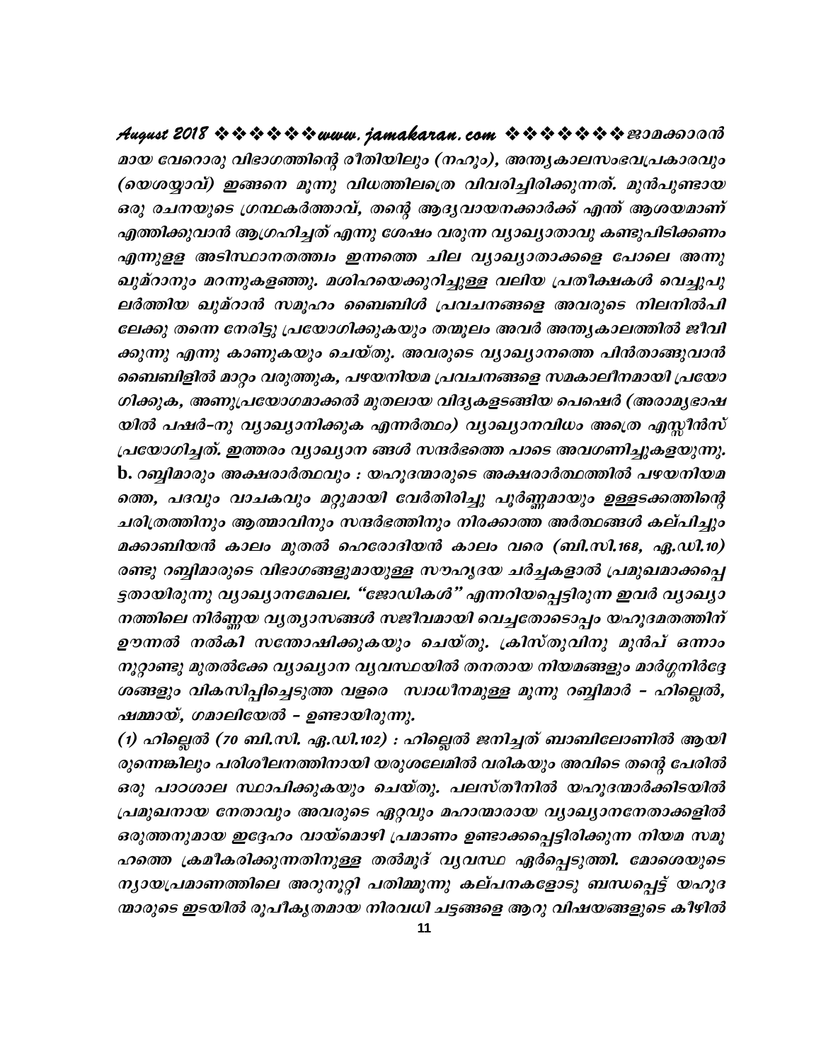മായ വേറൊരു വിഭാഗത്തിന്റെ രീതിയിലും (നഹൂം), അന്ത്യകാലസംഭവപ്രകാരവും (യെശയ്യാവ്) ഇങ്ങനെ മൂന്നു വിധത്തിലത്രെ വിവരിച്ചിരിക്കുന്നത്. മുൻപുണ്ടായ ഒരു രചനയുടെ ഗ്രന്ഥകർത്താവ്, തന്റെ ആദ്യവായനക്കാർക്ക് എന്ത് ആശയമാണ് എത്തിക്കുവാൻ ആഗ്രഹിച്ചത് എന്നു ശേഷം വരുന്ന വ്യാഖ്യാതാവു കണ്ടുപിടിക്കണം എന്നുള്ള അടിസ്ഥാനതത്ത്വം ഇന്നത്തെ ചില വ്യാഖ്യാതാക്കളെ പോലെ അന്നു ഖുമ്റാനും മറന്നുകളഞ്ഞു. മശിഹയെക്കുറിച്ചുള്ള വലിയ പ്രതീക്ഷകൾ വെച്ചുപുലർത്തിയ ഖുമ്റാൻ സമൂഹം ബൈബിൾ പ്രവചനങ്ങളെ അവരുടെ നിലനിൽപിലേക്കു തന്നെ നേരിട്ടു പ്രയോഗിക്കുകയും തന്മൂലം അവർ അന്ത്യകാലത്തിൽ ജീവിക്കുന്നു എന്നു കാണുകയും ചെയ്തു. അവരുടെ വ്യാഖ്യാനത്തെ പിൻതാങ്ങുവാൻ ബൈബിളിൽ മാറ്റം വരുത്തുക, പഴയനിയമ പ്രവചനങ്ങളെ സമകാലീനമായി പ്രയോഗിക്കുക, അണുപ്രയോഗമാക്കൽ മുതലായ വിദ്യകളടങ്ങിയ പെഷെർ (അരാമ്യഭാഷയിൽ പഷർ–നു വ്യാഖ്യാനിക്കുക എന്നർത്ഥം) വ്യാഖ്യാനവിധം അത്രെ എസ്സീൻസ് പ്രയോഗിച്ചത്. ഇത്തരം വ്യാഖ്യാന ങ്ങൾ സന്ദർഭത്തെ പാടെ അവഗണിച്ചുകളയുന്നു.

**b.** റബ്ബിമാരും അക്ഷരാർത്ഥവും : യഹൂദന്മാരുടെ അക്ഷരാർത്ഥത്തിൽ പഴയനിയമത്തെ, പദവും വാചകവും മറ്റുമായി വേർതിരിച്ചു പൂർണ്ണമായും ഉള്ളടക്കത്തിന്റെ ചരിത്രത്തിനും ആത്മാവിനും സന്ദർഭത്തിനും നിരക്കാത്ത അർത്ഥങ്ങൾ കല്പിച്ചും മക്കാബിയൻ കാലം മുതൽ ഹെരോദിയൻ കാലം വരെ (ബി.സി.168, എ.ഡി.10) രണ്ടു റബ്ബിമാരുടെ വിഭാഗങ്ങളുമായുള്ള സൗഹൃദയ ചർച്ചകളാൽ പ്രമുഖമാക്കപ്പെട്ടതായിരുന്നു വ്യാഖ്യാനമേഖല. "ജോഡികൾ" എന്നറിയപ്പെട്ടിരുന്ന ഇവർ വ്യാഖ്യാനത്തിലെ നിർണ്ണയ വ്യത്യാസങ്ങൾ സജീവമായി വെച്ചതോടൊപ്പം യഹൂദമതത്തിന് ഊന്നൽ നൽകി സന്തോഷിക്കുകയും ചെയ്തു. ക്രിസ്തുവിനു മുൻപ് ഒന്നാം നൂറ്റാണ്ടു മുതൽക്കേ വ്യാഖ്യാന വ്യവസ്ഥയിൽ തനതായ നിയമങ്ങളും മാർഗ്ഗനിർദ്ദേശങ്ങളും വികസിപ്പിച്ചെടുത്ത വളരെ സ്വാധീനമുള്ള മൂന്നു റബ്ബിമാർ – ഹില്ലെൽ, ഷമ്മായ്, ഗമാലിയേൽ – ഉണ്ടായിരുന്നു.

(1) ഹില്ലെൽ (70 ബി.സി. എ.ഡി.102) : ഹില്ലെൽ ജനിച്ചത് ബാബിലോണിൽ ആയിരുന്നെങ്കിലും പരിശീലനത്തിനായി യരുശലേമിൽ വരികയും അവിടെ തന്റെ പേരിൽ ഒരു പാഠശാല സ്ഥാപിക്കുകയും ചെയ്തു. പലസ്തീനിൽ യഹൂദന്മാർക്കിടയിൽ പ്രമുഖനായ നേതാവും അവരുടെ ഏറ്റവും മഹാന്മാരായ വ്യാഖ്യാനനേതാക്കളിൽ ഒരുത്തനുമായ ഇദ്ദേഹം വായ്മൊഴി പ്രമാണം ഉണ്ടാക്കപ്പെട്ടിരിക്കുന്ന നിയമ സമൂഹത്തെ ക്രമീകരിക്കുന്നതിനുള്ള തൽമൂദ് വ്യവസ്ഥ ഏർപ്പെടുത്തി. മോശെയുടെ ന്യായപ്രമാണത്തിലെ അറുനൂറ്റി പതിമ്മൂന്നു കല്പനകളോടു ബന്ധപ്പെട്ട് യഹൂദന്മാരുടെ ഇടയിൽ രൂപീകൃതമായ നിരവധി ചട്ടങ്ങളെ ആറു വിഷയങ്ങളുടെ കീഴിൽ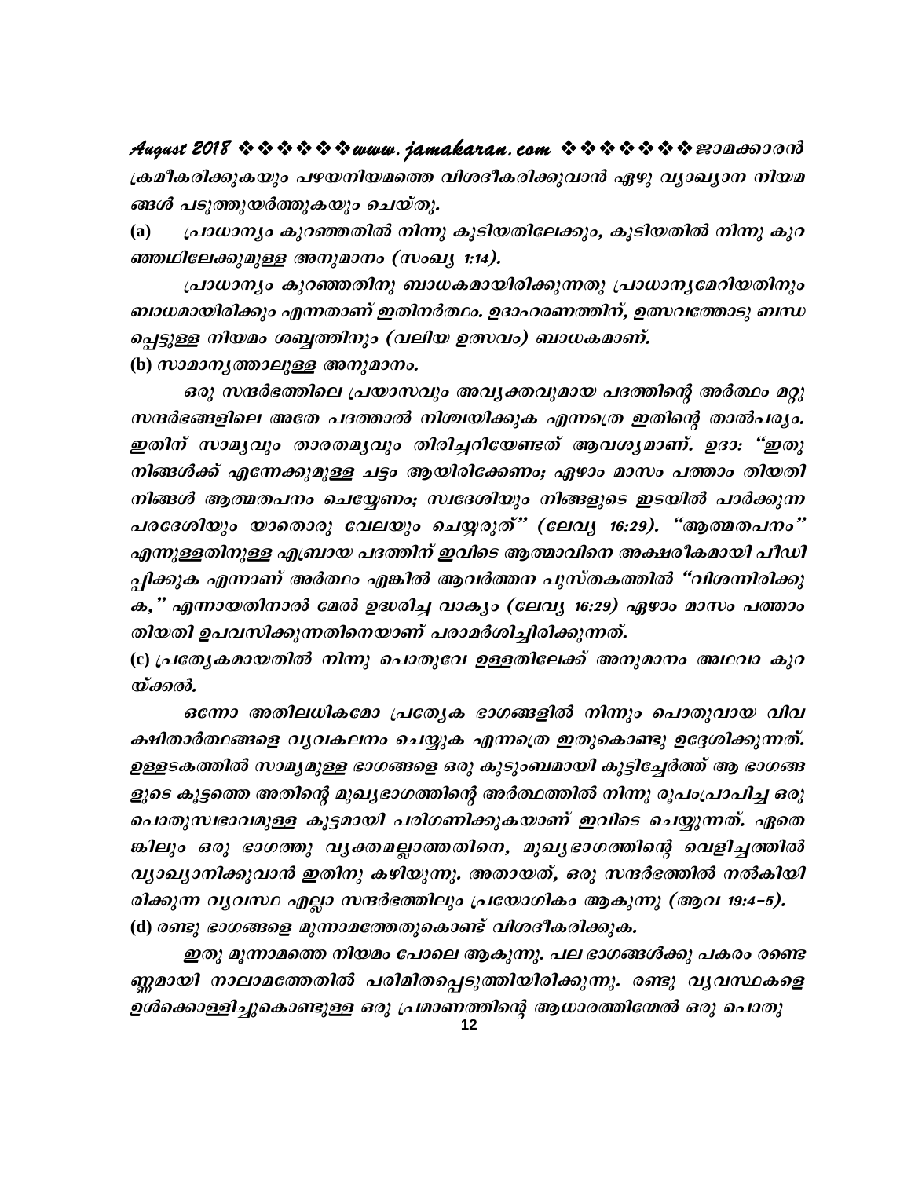*ക്രമീകരിക്കുകയും പഴയനിയമത്തെ വിശദീകരിക്കുവാൻ ഏഴു വ്യാഖ്യാന നിയമങ്ങൾ പടുത്തുയർത്തുകയും ചെയ്തു.*

(a) *പ്രാധാന്യം കുറഞ്ഞതിൽ നിന്നു കൂടിയതിലേക്കും, കൂടിയതിൽ നിന്നു കുറഞ്ഞതിലേക്കുമുള്ള അനുമാനം (സംഖ്യ 1:14).*

*പ്രാധാന്യം കുറഞ്ഞതിനു ബാധകമായിരിക്കുന്നതു പ്രാധാന്യമേറിയതിനും ബാധമായിരിക്കും എന്നതാണ് ഇതിനർത്ഥം. ഉദാഹരണത്തിന്, ഉത്സവത്തോടു ബന്ധപ്പെട്ടുള്ള നിയമം ശബ്ബത്തിനും (വലിയ ഉത്സവം) ബാധകമാണ്.*

(b) *സാമാന്യത്താലുള്ള അനുമാനം.*

*ഒരു സന്ദർഭത്തിലെ പ്രയാസവും അവ്യക്തവുമായ പദത്തിന്റെ അർത്ഥം മറ്റു സന്ദർഭങ്ങളിലെ അതേ പദത്താൽ നിശ്ചയിക്കുക എന്നത്രെ ഇതിന്റെ താൽപര്യം. ഇതിന് സാമ്യവും താരതമ്യവും തിരിച്ചറിയേണ്ടത് ആവശ്യമാണ്. ഉദാ: "ഇതു നിങ്ങൾക്ക് എന്നേക്കുമുള്ള ചട്ടം ആയിരിക്കേണം; ഏഴാം മാസം പത്താം തിയതി നിങ്ങൾ ആത്മതപനം ചെയ്യേണം; സ്വദേശിയും നിങ്ങളുടെ ഇടയിൽ പാർക്കുന്ന പരദേശിയും യാതൊരു വേലയും ചെയ്യരുത്" (ലേവ്യ 16:29). "ആത്മതപനം" എന്നുള്ളതിനുള്ള എബ്രായ പദത്തിന് ഇവിടെ ആത്മാവിനെ അക്ഷരീകമായി പീഡിപ്പിക്കുക എന്നാണ് അർത്ഥം എങ്കിൽ ആവർത്തന പുസ്തകത്തിൽ "വിശന്നിരിക്കുക," എന്നായതിനാൽ മേൽ ഉദ്ധരിച്ച വാക്യം (ലേവ്യ 16:29) ഏഴാം മാസം പത്താം തിയതി ഉപവസിക്കുന്നതിനെയാണ് പരാമർശിച്ചിരിക്കുന്നത്.*

(c) *പ്രത്യേകമായതിൽ നിന്നു പൊതുവേ ഉള്ളതിലേക്ക് അനുമാനം അഥവാ കുറയ്ക്കൽ.*

*ഒന്നോ അതിലധികമോ പ്രത്യേക ഭാഗങ്ങളിൽ നിന്നും പൊതുവായ വിവക്ഷിതാർത്ഥങ്ങളെ വ്യവകലനം ചെയ്യുക എന്നത്രെ ഇതുകൊണ്ടു ഉദ്ദേശിക്കുന്നത്. ഉള്ളടക്കത്തിൽ സാമ്യമുള്ള ഭാഗങ്ങളെ ഒരു കുടുംബമായി കൂട്ടിച്ചേർത്ത് ആ ഭാഗങ്ങളുടെ കൂട്ടത്തെ അതിന്റെ മുഖ്യഭാഗത്തിന്റെ അർത്ഥത്തിൽ നിന്നു രൂപംപ്രാപിച്ച ഒരു പൊതുസ്വഭാവമുള്ള കൂട്ടമായി പരിഗണിക്കുകയാണ് ഇവിടെ ചെയ്യുന്നത്. ഏതെങ്കിലും ഒരു ഭാഗത്തു വ്യക്തമല്ലാത്തതിനെ, മുഖ്യഭാഗത്തിന്റെ വെളിച്ചത്തിൽ വ്യാഖ്യാനിക്കുവാൻ ഇതിനു കഴിയുന്നു. അതായത്, ഒരു സന്ദർഭത്തിൽ നൽകിയിരിക്കുന്ന വ്യവസ്ഥ എല്ലാ സന്ദർഭത്തിലും പ്രയോഗികം ആകുന്നു (ആവ 19:4-5).*

(d) *രണ്ടു ഭാഗങ്ങളെ മൂന്നാമത്തേതുകൊണ്ട് വിശദീകരിക്കുക.*

*ഇതു മൂന്നാമത്തെ നിയമം പോലെ ആകുന്നു. പല ഭാഗങ്ങൾക്കു പകരം രണ്ടെണ്ണമായി നാലാമത്തേതിൽ പരിമിതപ്പെടുത്തിയിരിക്കുന്നു. രണ്ടു വ്യവസ്ഥകളെ ഉൾക്കൊള്ളിച്ചുകൊണ്ടുള്ള ഒരു പ്രമാണത്തിന്റെ ആധാരത്തിന്മേൽ ഒരു പൊതു*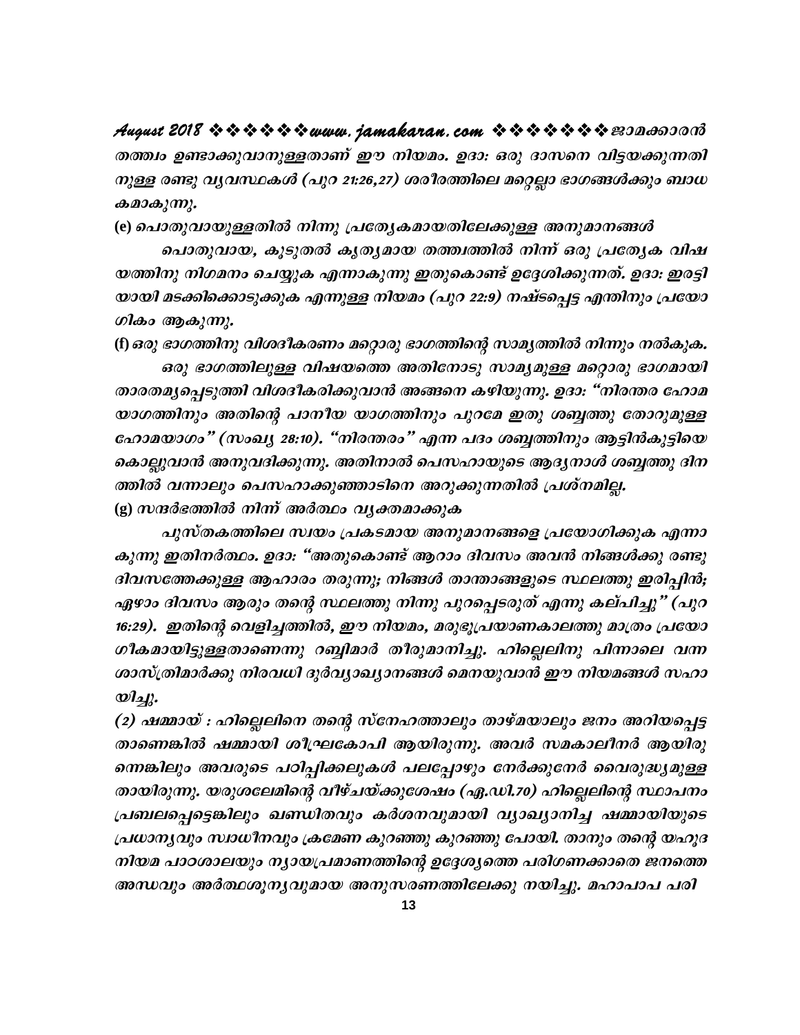*തത്ത്വം ഉണ്ടാക്കുവാനുള്ളതാണ് ഈ നിയമം. ഉദാ: ഒരു ദാസനെ വിട്ടയക്കുന്നതിനുള്ള രണ്ടു വ്യവസ്ഥകൾ (പുറ 21:26,27) ശരീരത്തിലെ മറ്റെല്ലാ ഭാഗങ്ങൾക്കും ബാധകമാകുന്നു.*

***(e) പൊതുവായുള്ളതിൽ നിന്നു പ്രത്യേകമായതിലേക്കുള്ള അനുമാനങ്ങൾ***

*പൊതുവായ, കൂടുതൽ കൃത്യമായ തത്ത്വത്തിൽ നിന്ന് ഒരു പ്രത്യേക വിഷയത്തിനു നിഗമനം ചെയ്യുക എന്നാകുന്നു ഇതുകൊണ്ട് ഉദ്ദേശിക്കുന്നത്. ഉദാ: ഇരട്ടിയായി മടക്കിക്കൊടുക്കുക എന്നുള്ള നിയമം (പുറ 22:9) നഷ്ടപ്പെട്ട എന്തിനും പ്രയോഗികം ആകുന്നു.*

***(f) ഒരു ഭാഗത്തിനു വിശദീകരണം മറ്റൊരു ഭാഗത്തിന്റെ സാമ്യത്തിൽ നിന്നും നൽകുക.***

*ഒരു ഭാഗത്തിലുള്ള വിഷയത്തെ അതിനോടു സാമ്യമുള്ള മറ്റൊരു ഭാഗമായി താരതമ്യപ്പെടുത്തി വിശദീകരിക്കുവാൻ അങ്ങനെ കഴിയുന്നു. ഉദാ: "നിരന്തര ഹോമയാഗത്തിനും അതിന്റെ പാനീയ യാഗത്തിനും പുറമേ ഇതു ശബ്ബത്തു തോറുമുള്ള ഹോമയാഗം" (സംഖ്യ 28:10). "നിരന്തരം" എന്ന പദം ശബ്ബത്തിനും ആട്ടിൻകുട്ടിയെ കൊല്ലുവാൻ അനുവദിക്കുന്നു. അതിനാൽ പെസഹായുടെ ആദ്യനാൾ ശബ്ബത്തു ദിനത്തിൽ വന്നാലും പെസഹാക്കുഞ്ഞാടിനെ അറുക്കുന്നതിൽ പ്രശ്നമില്ല.*

***(g) സന്ദർഭത്തിൽ നിന്ന് അർത്ഥം വ്യക്തമാക്കുക***

*പുസ്തകത്തിലെ സ്വയം പ്രകടമായ അനുമാനങ്ങളെ പ്രയോഗിക്കുക എന്നാകുന്നു ഇതിനർത്ഥം. ഉദാ: "അതുകൊണ്ട് ആറാം ദിവസം അവൻ നിങ്ങൾക്കു രണ്ടു ദിവസത്തേക്കുള്ള ആഹാരം തരുന്നു; നിങ്ങൾ താന്താങ്ങളുടെ സ്ഥലത്തു ഇരിപ്പിൻ; ഏഴാം ദിവസം ആരും തന്റെ സ്ഥലത്തു നിന്നു പുറപ്പെടരുത് എന്നു കല്പിച്ചു" (പുറ 16:29). ഇതിന്റെ വെളിച്ചത്തിൽ, ഈ നിയമം, മരുഭൂപ്രയാണകാലത്തു മാത്രം പ്രയോഗീകമായിട്ടുള്ളതാണെന്നു റബ്ബിമാർ തീരുമാനിച്ചു. ഹില്ലെലിനു പിന്നാലെ വന്ന ശാസ്ത്രിമാർക്കു നിരവധി ദുർവ്യാഖ്യാനങ്ങൾ മെനയുവാൻ ഈ നിയമങ്ങൾ സഹായിച്ചു.*

***(2) ഷമ്മായ് :*** *ഹില്ലെലിനെ തന്റെ സ്നേഹത്താലും താഴ്മയാലും ജനം അറിയപ്പെട്ടതാണെങ്കിൽ ഷമ്മായി ശീഘ്രകോപി ആയിരുന്നു. അവർ സമകാലീനർ ആയിരുന്നെങ്കിലും അവരുടെ പഠിപ്പിക്കലുകൾ പലപ്പോഴും നേർക്കുനേർ വൈരുദ്ധ്യമുള്ളതായിരുന്നു. യരുശലേമിന്റെ വീഴ്ചയ്ക്കുശേഷം (ഏ.ഡി.70) ഹില്ലെലിന്റെ സ്ഥാപനം പ്രബലപ്പെട്ടെങ്കിലും ഖണ്ഡിതവും കർശനവുമായി വ്യാഖ്യാനിച്ച ഷമ്മായിയുടെ പ്രധാന്യവും സ്വാധീനവും ക്രമേണ കുറഞ്ഞു കുറഞ്ഞു പോയി. താനും തന്റെ യഹൂദ നിയമ പാഠശാലയും ന്യായപ്രമാണത്തിന്റെ ഉദ്ദേശ്യത്തെ പരിഗണക്കാതെ ജനത്തെ അന്ധവും അർത്ഥശൂന്യവുമായ അനുസരണത്തിലേക്കു നയിച്ചു. മഹാപാപ പരി*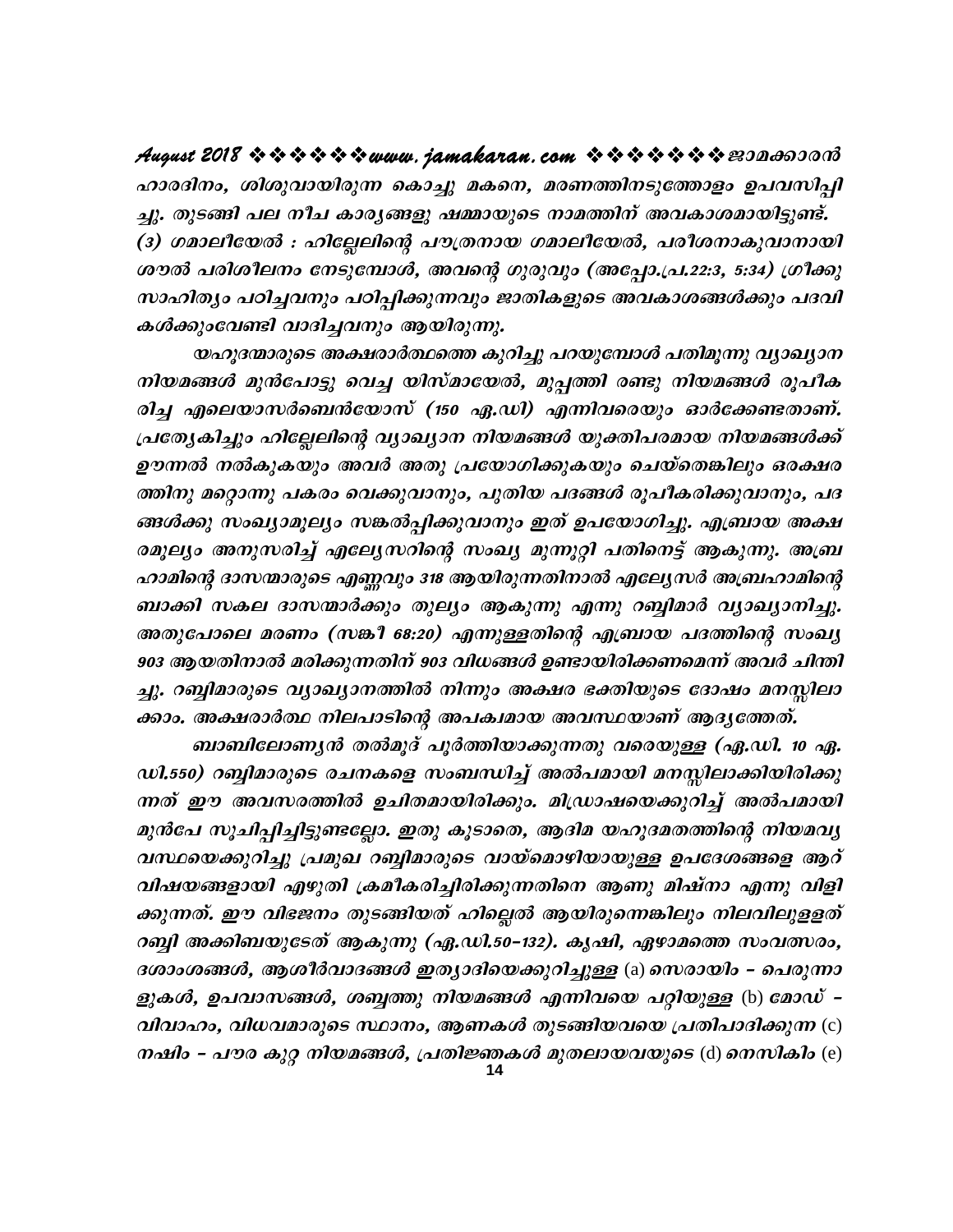ഹാരദിനം, ശിശുവായിരുന്ന കൊച്ചു മകനെ, മരണത്തിനടുത്തോളം ഉപവസിപ്പിച്ചു. തുടങ്ങി പല നീച കാര്യങ്ങളു ഷമ്മായുടെ നാമത്തിന് അവകാശമായിട്ടുണ്ട്.

(3) ഗമാലീയേൽ : ഹില്ലേലിന്റെ പൗത്രനായ ഗമാലീയേൽ, പരീശനാകുവാനായി ശൗൽ പരിശീലനം നേടുമ്പോൾ, അവന്റെ ഗുരുവും (അപ്പോ.പ്ര.22:3, 5:34) ഗ്രീക്കു സാഹിത്യം പഠിച്ചവനും പഠിപ്പിക്കുന്നവും ജാതികളുടെ അവകാശങ്ങൾക്കും പദവികൾക്കുംവേണ്ടി വാദിച്ചവനും ആയിരുന്നു.

യഹൂദന്മാരുടെ അക്ഷരാർത്ഥത്തെ കുറിച്ചു പറയുമ്പോൾ പതിമൂന്നു വ്യാഖ്യാന നിയമങ്ങൾ മുൻപോട്ടു വെച്ച യിസ്മായേൽ, മുപ്പത്തി രണ്ടു നിയമങ്ങൾ രൂപീകരിച്ച എലെയാസർബെൻയോസ് (150 എ.ഡി) എന്നിവരെയും ഓർക്കേണ്ടതാണ്. പ്രത്യേകിച്ചും ഹില്ലേലിന്റെ വ്യാഖ്യാന നിയമങ്ങൾ യുക്തിപരമായ നിയമങ്ങൾക്ക് ഊന്നൽ നൽകുകയും അവർ അതു പ്രയോഗിക്കുകയും ചെയ്തെങ്കിലും ഒരക്ഷരത്തിനു മറ്റൊന്നു പകരം വെക്കുവാനും, പുതിയ പദങ്ങൾ രൂപീകരിക്കുവാനും, പദങ്ങൾക്കു സംഖ്യാമൂല്യം സങ്കൽപ്പിക്കുവാനും ഇത് ഉപയോഗിച്ചു. എബ്രായ അക്ഷരമൂല്യം അനുസരിച്ച് എല്യേസറിന്റെ സംഖ്യ മുന്നൂറ്റി പതിനെട്ട് ആകുന്നു. അബ്രഹാമിന്റെ ദാസന്മാരുടെ എണ്ണവും 318 ആയിരുന്നതിനാൽ എല്യേസർ അബ്രഹാമിന്റെ ബാക്കി സകല ദാസന്മാർക്കും തുല്യം ആകുന്നു എന്നു റബ്ബിമാർ വ്യാഖ്യാനിച്ചു. അതുപോലെ മരണം (സങ്കീ 68:20) എന്നുള്ളതിന്റെ എബ്രായ പദത്തിന്റെ സംഖ്യ 903 ആയതിനാൽ മരിക്കുന്നതിന് 903 വിധങ്ങൾ ഉണ്ടായിരിക്കണമെന്ന് അവർ ചിന്തിച്ചു. റബ്ബിമാരുടെ വ്യാഖ്യാനത്തിൽ നിന്നും അക്ഷര ഭക്തിയുടെ ദോഷം മനസ്സിലാക്കാം. അക്ഷരാർത്ഥ നിലപാടിന്റെ അപകടമായ അവസ്ഥയാണ് ആദ്യത്തേത്.

ബാബിലോണ്യൻ തൽമൂദ് പൂർത്തിയാക്കുന്നതു വരെയുള്ള (എ.ഡി. 10 എ.ഡി.550) റബ്ബിമാരുടെ രചനകളെ സംബന്ധിച്ച് അൽപമായി മനസ്സിലാക്കിയിരിക്കുന്നത് ഈ അവസരത്തിൽ ഉചിതമായിരിക്കും. മിദ്രാഷയെക്കുറിച്ച് അൽപമായി മുൻപേ സൂചിപ്പിച്ചിട്ടുണ്ടല്ലോ. ഇതു കൂടാതെ, ആദിമ യഹൂദമതത്തിന്റെ നിയമവ്യവസ്ഥയെക്കുറിച്ചു പ്രമുഖ റബ്ബിമാരുടെ വായ്മൊഴിയായുള്ള ഉപദേശങ്ങളെ ആറ് വിഷയങ്ങളായി എഴുതി ക്രമീകരിച്ചിരിക്കുന്നതിനെ ആണു മിഷ്നാ എന്നു വിളിക്കുന്നത്. ഈ വിഭജനം തുടങ്ങിയത് ഹില്ലെൽ ആയിരുന്നെങ്കിലും നിലവിലുള്ളത് റബ്ബി അക്കിബയുടേത് ആകുന്നു (എ.ഡി.50–132). കൃഷി, ഏഴാമത്തെ സംവത്സരം, ദശാംശങ്ങൾ, ആശീർവാദങ്ങൾ ഇത്യാദിയെക്കുറിച്ചുള്ള (a) സെരായിം – പെരുന്നാളുകൾ, ഉപവാസങ്ങൾ, ശബ്ബത്തു നിയമങ്ങൾ എന്നിവയെ പറ്റിയുള്ള (b) മോഡ് – വിവാഹം, വിധവമാരുടെ സ്ഥാനം, ആണകൾ തുടങ്ങിയവയെ പ്രതിപാദിക്കുന്ന (c) നഷിം – പൗര കുറ്റ നിയമങ്ങൾ, പ്രതിജ്ഞകൾ മുതലായവയുടെ (d) നെസികിം (e)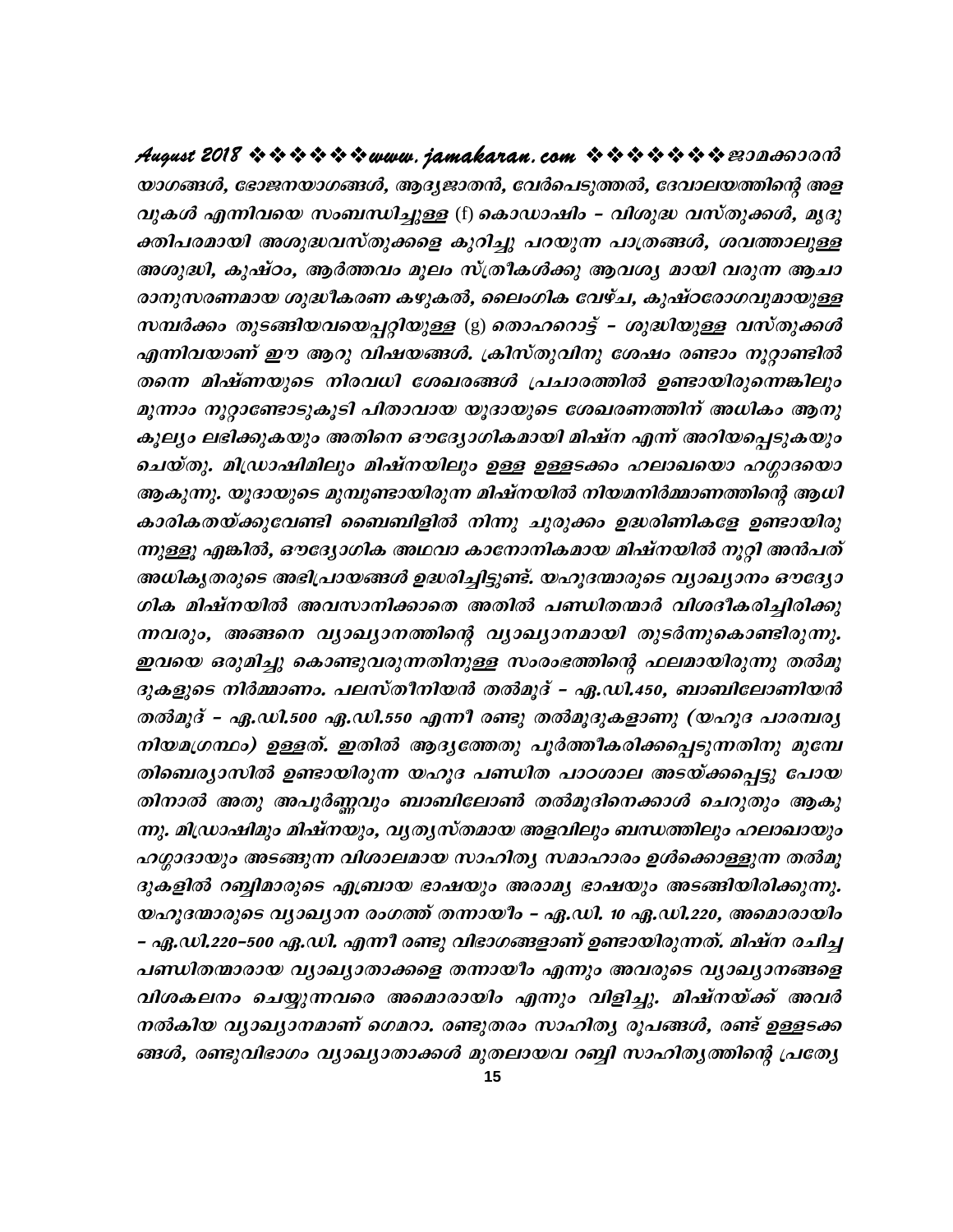യാഗങ്ങൾ, ഭോജനയാഗങ്ങൾ, ആദ്യജാതൻ, വേർപെടുത്തൽ, ദേവാലയത്തിന്റെ അളവുകൾ എന്നിവയെ സംബന്ധിച്ചുള്ള (f) കൊഡാഷിം – വിശുദ്ധ വസ്തുക്കൾ, മൃദുക്തിപരമായി അശുദ്ധവസ്തുക്കളെ കുറിച്ചു പറയുന്ന പാത്രങ്ങൾ, ശവത്താലുള്ള അശുദ്ധി, കുഷ്ഠം, ആർത്തവം മൂലം സ്ത്രീകൾക്കു ആവശ്യ മായി വരുന്ന ആചാരാനുസരണമായ ശുദ്ധീകരണ കഴുകൽ, ലൈംഗിക വേഴ്ച, കുഷ്ഠരോഗവുമായുള്ള സമ്പർക്കം തുടങ്ങിയവയെപ്പറ്റിയുള്ള (g) തൊഹറൊട്ട് – ശുദ്ധിയുള്ള വസ്തുക്കൾ എന്നിവയാണ് ഈ ആറു വിഷയങ്ങൾ. ക്രിസ്തുവിനു ശേഷം രണ്ടാം നൂറ്റാണ്ടിൽ തന്നെ മിഷ്ണയുടെ നിരവധി ശേഖരങ്ങൾ പ്രചാരത്തിൽ ഉണ്ടായിരുന്നെങ്കിലും മൂന്നാം നൂറ്റാണ്ടോടുകൂടി പിതാവായ യൂദായുടെ ശേഖരണത്തിന് അധികം ആനുകൂല്യം ലഭിക്കുകയും അതിനെ ഔദ്യോഗികമായി മിഷ്ന എന്ന് അറിയപ്പെടുകയും ചെയ്തു. മിഡ്രാഷിമിലും മിഷ്നയിലും ഉള്ള ഉള്ളടക്കം ഹലാഖയൊ ഹഗ്ഗാദയൊ ആകുന്നു. യൂദായുടെ മുമ്പുണ്ടായിരുന്ന മിഷ്നയിൽ നിയമനിർമ്മാണത്തിന്റെ ആധികാരികതയ്ക്കുവേണ്ടി ബൈബിളിൽ നിന്നു ചുരുക്കം ഉദ്ധരിണികളേ ഉണ്ടായിരുന്നുള്ളൂ എങ്കിൽ, ഔദ്യോഗിക അഥവാ കാനോനികമായ മിഷ്നയിൽ നൂറ്റി അൻപത് അധികൃതരുടെ അഭിപ്രായങ്ങൾ ഉദ്ധരിച്ചിട്ടുണ്ട്. യഹൂദന്മാരുടെ വ്യാഖ്യാനം ഔദ്യോഗിക മിഷ്നയിൽ അവസാനിക്കാതെ അതിൽ പണ്ഡിതന്മാർ വിശദീകരിച്ചിരിക്കുന്നവരും, അങ്ങനെ വ്യാഖ്യാനത്തിന്റെ വ്യാഖ്യാനമായി തുടർന്നുകൊണ്ടിരുന്നു. ഇവയെ ഒരുമിച്ചു കൊണ്ടുവരുന്നതിനുള്ള സംരംഭത്തിന്റെ ഫലമായിരുന്നു തൽമൂദുകളുടെ നിർമ്മാണം. പലസ്തീനിയൻ തൽമൂദ് – എ.ഡി.450, ബാബിലോണിയൻ തൽമൂദ് – എ.ഡി.500 എ.ഡി.550 എന്നീ രണ്ടു തൽമൂദുകളാണു (യഹൂദ പാരമ്പര്യ നിയമഗ്രന്ഥം) ഉള്ളത്. ഇതിൽ ആദ്യത്തേതു പൂർത്തീകരിക്കപ്പെടുന്നതിനു മുമ്പേ തിബെര്യാസിൽ ഉണ്ടായിരുന്ന യഹൂദ പണ്ഡിത പാഠശാല അടയ്ക്കപ്പെട്ടു പോയതിനാൽ അതു അപൂർണ്ണവും ബാബിലോൺ തൽമൂദിനെക്കാൾ ചെറുതും ആകുന്നു. മിഡ്രാഷിമും മിഷ്നയും, വ്യത്യസ്തമായ അളവിലും ബന്ധത്തിലും ഹലാഖായും ഹഗ്ഗാദായും അടങ്ങുന്ന വിശാലമായ സാഹിത്യ സമാഹാരം ഉൾക്കൊള്ളുന്ന തൽമൂദുകളിൽ റബ്ബിമാരുടെ എബ്രായ ഭാഷയും അരാമ്യ ഭാഷയും അടങ്ങിയിരിക്കുന്നു. യഹൂദന്മാരുടെ വ്യാഖ്യാന രംഗത്ത് തന്നായീം – എ.ഡി. 10 എ.ഡി.220, അമൊരായിം – എ.ഡി.220–500 എ.ഡി. എന്നീ രണ്ടു വിഭാഗങ്ങളാണ് ഉണ്ടായിരുന്നത്. മിഷ്ന രചിച്ച പണ്ഡിതന്മാരായ വ്യാഖ്യാതാക്കളെ തന്നായീം എന്നും അവരുടെ വ്യാഖ്യാനങ്ങളെ വിശകലനം ചെയ്യുന്നവരെ അമൊരായിം എന്നും വിളിച്ചു. മിഷ്നയ്ക്ക് അവർ നൽകിയ വ്യാഖ്യാനമാണ് ഗെമറാ. രണ്ടുതരം സാഹിത്യ രൂപങ്ങൾ, രണ്ട് ഉള്ളടക്കങ്ങൾ, രണ്ടുവിഭാഗം വ്യാഖ്യാതാക്കൾ മുതലായവ റബ്ബി സാഹിത്യത്തിന്റെ പ്രത്യേ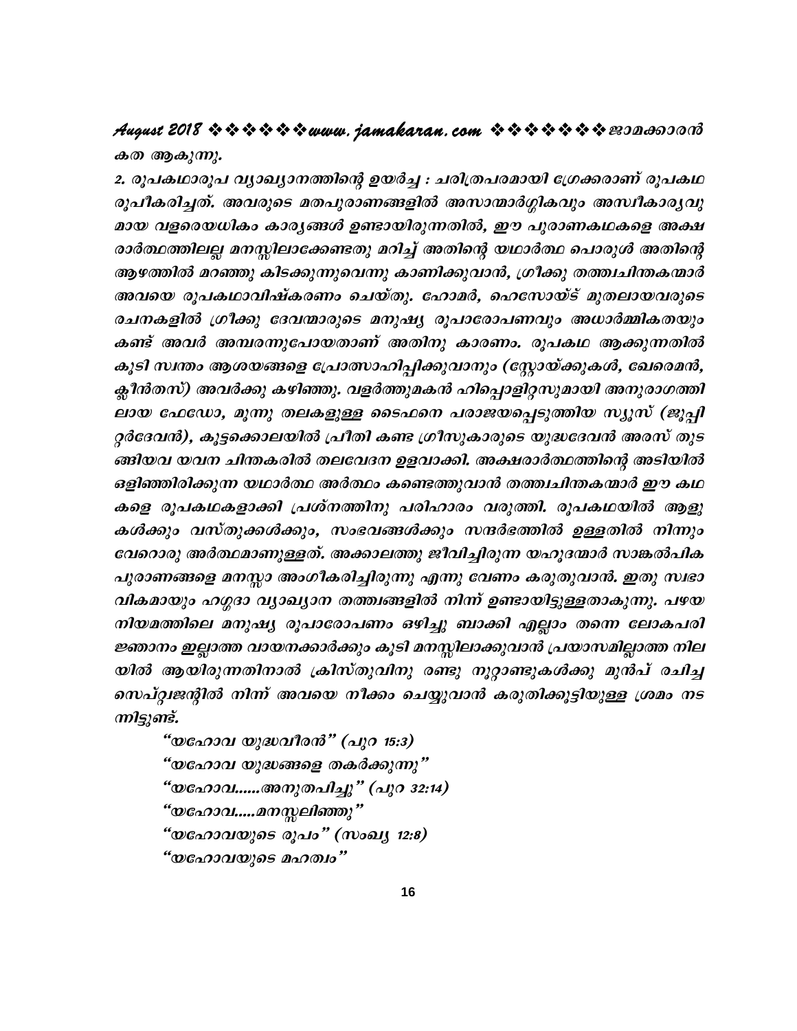കത ആകുന്നു.

2. രൂപകഥാരൂപ വ്യാഖ്യാനത്തിന്റെ ഉയർച്ച : ചരിത്രപരമായി ഗ്രേക്കരാണ് രൂപകഥ രൂപീകരിച്ചത്. അവരുടെ മതപുരാണങ്ങളിൽ അസാന്മാർഗ്ഗികവും അസ്വീകാര്യവുമായ വളരെയധികം കാര്യങ്ങൾ ഉണ്ടായിരുന്നതിൽ, ഈ പുരാണകഥകളെ അക്ഷരാർത്ഥത്തിലല്ല മനസ്സിലാക്കേണ്ടതു മറിച്ച് അതിന്റെ യഥാർത്ഥ പൊരുൾ അതിന്റെ ആഴത്തിൽ മറഞ്ഞു കിടക്കുന്നുവെന്നു കാണിക്കുവാൻ, ഗ്രീക്കു തത്ത്വചിന്തകന്മാർ അവയെ രൂപകഥാവിഷ്കരണം ചെയ്തു. ഹോമർ, ഹെസോയ്ട് മുതലായവരുടെ രചനകളിൽ ഗ്രീക്കു ദേവന്മാരുടെ മനുഷ്യ രൂപാരോപണവും അധാർമ്മികതയും കണ്ട് അവർ അമ്പരന്നുപോയതാണ് അതിനു കാരണം. രൂപകഥ ആക്കുന്നതിൽ കൂടി സ്വന്തം ആശയങ്ങളെ പ്രോത്സാഹിപ്പിക്കുവാനും (സ്റ്റോയ്ക്കുകൾ, ഖേരെമൻ, ക്ലീൻതസ്) അവർക്കു കഴിഞ്ഞു. വളർത്തുമകൻ ഹിപ്പൊളിറ്റസുമായി അനുരാഗത്തിലായ ഫേഡ്രോ, മൂന്നു തലകളുള്ള ടൈഫനെ പരാജയപ്പെടുത്തിയ സ്യൂസ് (ജൂപ്പിറ്റർദേവൻ), കൂട്ടക്കൊലയിൽ പ്രീതി കണ്ട ഗ്രീസുകാരുടെ യുദ്ധദേവൻ അരസ് തുടങ്ങിയവ യവന ചിന്തകരിൽ തലവേദന ഉളവാക്കി. അക്ഷരാർത്ഥത്തിന്റെ അടിയിൽ ഒളിഞ്ഞിരിക്കുന്ന യഥാർത്ഥ അർത്ഥം കണ്ടെത്തുവാൻ തത്ത്വചിന്തകന്മാർ ഈ കഥകളെ രൂപകഥകളാക്കി പ്രശ്നത്തിനു പരിഹാരം വരുത്തി. രൂപകഥയിൽ ആളുകൾക്കും വസ്തുക്കൾക്കും, സംഭവങ്ങൾക്കും സന്ദർഭത്തിൽ ഉള്ളതിൽ നിന്നും വേറൊരു അർത്ഥമാണുള്ളത്. അക്കാലത്തു ജീവിച്ചിരുന്ന യഹൂദന്മാർ സാങ്കൽപിക പുരാണങ്ങളെ മനസ്സാ അംഗീകരിച്ചിരുന്നു എന്നു വേണം കരുതുവാൻ. ഇതു സ്വഭാവികമായും ഹഗ്ഗദാ വ്യാഖ്യാന തത്ത്വങ്ങളിൽ നിന്ന് ഉണ്ടായിട്ടുള്ളതാകുന്നു. പഴയ നിയമത്തിലെ മനുഷ്യ രൂപാരോപണം ഒഴിച്ചു ബാക്കി എല്ലാം തന്നെ ലോകപരിജ്ഞാനം ഇല്ലാത്ത വായനക്കാർക്കും കൂടി മനസ്സിലാക്കുവാൻ പ്രയാസമില്ലാത്ത നിലയിൽ ആയിരുന്നതിനാൽ ക്രിസ്തുവിനു രണ്ടു നൂറ്റാണ്ടുകൾക്കു മുൻപ് രചിച്ച സെപ്റ്റ്വജന്റിൽ നിന്ന് അവയെ നീക്കം ചെയ്യുവാൻ കരുതിക്കൂട്ടിയുള്ള ശ്രമം നടന്നിട്ടുണ്ട്.

"യഹോവ യുദ്ധവീരൻ" (പുറ 15:3)
"യഹോവ യുദ്ധങ്ങളെ തകർക്കുന്നു"
"യഹോവ......അനുതപിച്ചു" (പുറ 32:14)
"യഹോവ.....മനസ്സലിഞ്ഞു"
"യഹോവയുടെ രൂപം" (സംഖ്യ 12:8)
"യഹോവയുടെ മഹത്വം"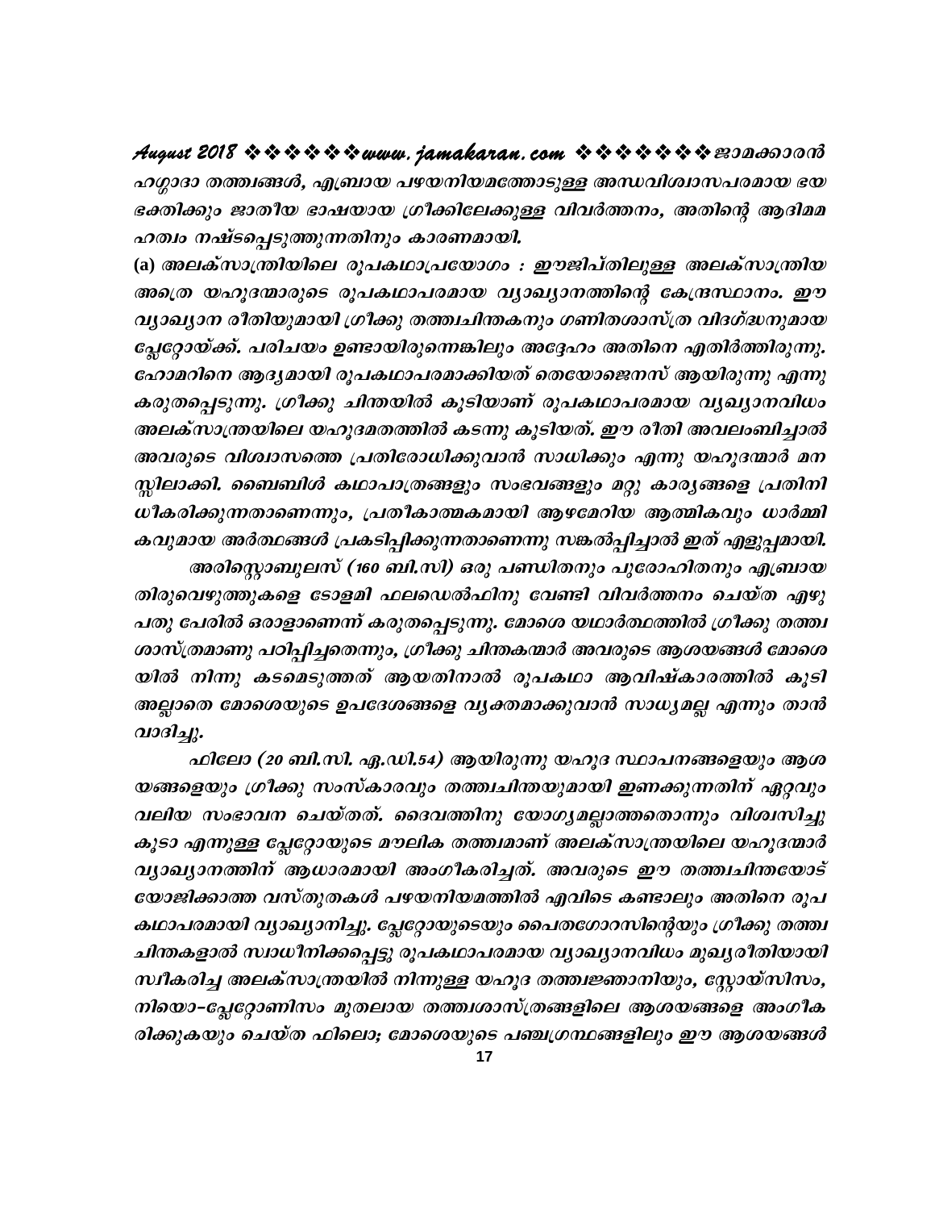ഹഗ്ഗാദാ തത്വങ്ങൾ, എബ്രായ പഴയനിയമത്തോടുള്ള അന്ധവിശ്വാസപരമായ ഭയ ഭക്തിക്കും ജാതീയ ഭാഷയായ ഗ്രീക്കിലേക്കുള്ള വിവർത്തനം, അതിന്റെ ആദിമമ ഹത്വം നഷ്ടപ്പെടുത്തുന്നതിനും കാരണമായി.

(a) *അലക്സാന്ത്രിയിലെ രൂപകഥാപ്രയോഗം :* ഈജിപ്തിലുള്ള അലക്സാന്ത്രിയ അത്രെ യഹൂദന്മാരുടെ രൂപകഥാപരമായ വ്യാഖ്യാനത്തിന്റെ കേന്ദ്രസ്ഥാനം. ഈ വ്യാഖ്യാന രീതിയുമായി ഗ്രീക്കു തത്വചിന്തകനും ഗണിതശാസ്ത്ര വിദഗ്ദ്ധനുമായ പ്ലേറ്റോയ്ക്ക്. പരിചയം ഉണ്ടായിരുന്നെങ്കിലും അദ്ദേഹം അതിനെ എതിർത്തിരുന്നു. ഹോമറിനെ ആദ്യമായി രൂപകഥാപരമാക്കിയത് തെയോജെനസ് ആയിരുന്നു എന്നു കരുതപ്പെടുന്നു. ഗ്രീക്കു ചിന്തയിൽ കൂടിയാണ് രൂപകഥാപരമായ വ്യഖ്യാനവിധം അലക്സാന്ത്രയിലെ യഹൂദമതത്തിൽ കടന്നു കൂടിയത്. ഈ രീതി അവലംബിച്ചാൽ അവരുടെ വിശ്വാസത്തെ പ്രതിരോധിക്കുവാൻ സാധിക്കും എന്നു യഹൂദന്മാർ മന സ്സിലാക്കി. ബൈബിൾ കഥാപാത്രങ്ങളും സംഭവങ്ങളും മറ്റു കാര്യങ്ങളെ പ്രതിനി ധീകരിക്കുന്നതാണെന്നും, പ്രതീകാത്മകമായി ആഴമേറിയ ആത്മികവും ധാർമ്മി കവുമായ അർത്ഥങ്ങൾ പ്രകടിപ്പിക്കുന്നതാണെന്നു സങ്കൽപ്പിച്ചാൽ ഇത് എളുപ്പമായി.

അരിസ്റ്റൊബുലസ് (160 ബി.സി) ഒരു പണ്ഡിതനും പുരോഹിതനും എബ്രായ തിരുവെഴുത്തുകളെ ടോളമി ഫലഡെൽഫിനു വേണ്ടി വിവർത്തനം ചെയ്ത എഴു പതു പേരിൽ ഒരാളാണെന്ന് കരുതപ്പെടുന്നു. മോശെ യഥാർത്ഥത്തിൽ ഗ്രീക്കു തത്വ ശാസ്ത്രമാണു പഠിപ്പിച്ചതെന്നും, ഗ്രീക്കു ചിന്തകന്മാർ അവരുടെ ആശയങ്ങൾ മോശെ യിൽ നിന്നു കടമെടുത്തത് ആയതിനാൽ രൂപകഥാ ആവിഷ്കാരത്തിൽ കൂടി അല്ലാതെ മോശെയുടെ ഉപദേശങ്ങളെ വ്യക്തമാക്കുവാൻ സാധ്യമല്ല എന്നും താൻ വാദിച്ചു.

ഫിലോ (20 ബി.സി. എ.ഡി.54) ആയിരുന്നു യഹൂദ സ്ഥാപനങ്ങളെയും ആശ യങ്ങളെയും ഗ്രീക്കു സംസ്കാരവും തത്വചിന്തയുമായി ഇണക്കുന്നതിന് ഏറ്റവും വലിയ സംഭാവന ചെയ്തത്. ദൈവത്തിനു യോഗ്യമല്ലാത്തതൊന്നും വിശ്വസിച്ചു കൂടാ എന്നുള്ള പ്ലേറ്റോയുടെ മൗലിക തത്വമാണ് അലക്സാന്ത്രയിലെ യഹൂദന്മാർ വ്യാഖ്യാനത്തിന് ആധാരമായി അംഗീകരിച്ചത്. അവരുടെ ഈ തത്വചിന്തയോട് യോജിക്കാത്ത വസ്തുതകൾ പഴയനിയമത്തിൽ എവിടെ കണ്ടാലും അതിനെ രൂപ കഥാപരമായി വ്യാഖ്യാനിച്ചു. പ്ലേറ്റോയുടെയും പൈതഗോറസിന്റെയും ഗ്രീക്കു തത്വ ചിന്തകളാൽ സ്വാധീനിക്കപ്പെട്ടു രൂപകഥാപരമായ വ്യാഖ്യാനവിധം മുഖ്യരീതിയായി സ്വീകരിച്ച അലക്സാന്ത്രയിൽ നിന്നുള്ള യഹൂദ തത്വജ്ഞാനിയും, സ്റ്റോയ്സിസം, നിയൊ-പ്ലേറ്റോണിസം മുതലായ തത്വശാസ്ത്രങ്ങളിലെ ആശയങ്ങളെ അംഗീക രിക്കുകയും ചെയ്ത ഫിലൊ; മോശെയുടെ പഞ്ചഗ്രന്ഥങ്ങളിലും ഈ ആശയങ്ങൾ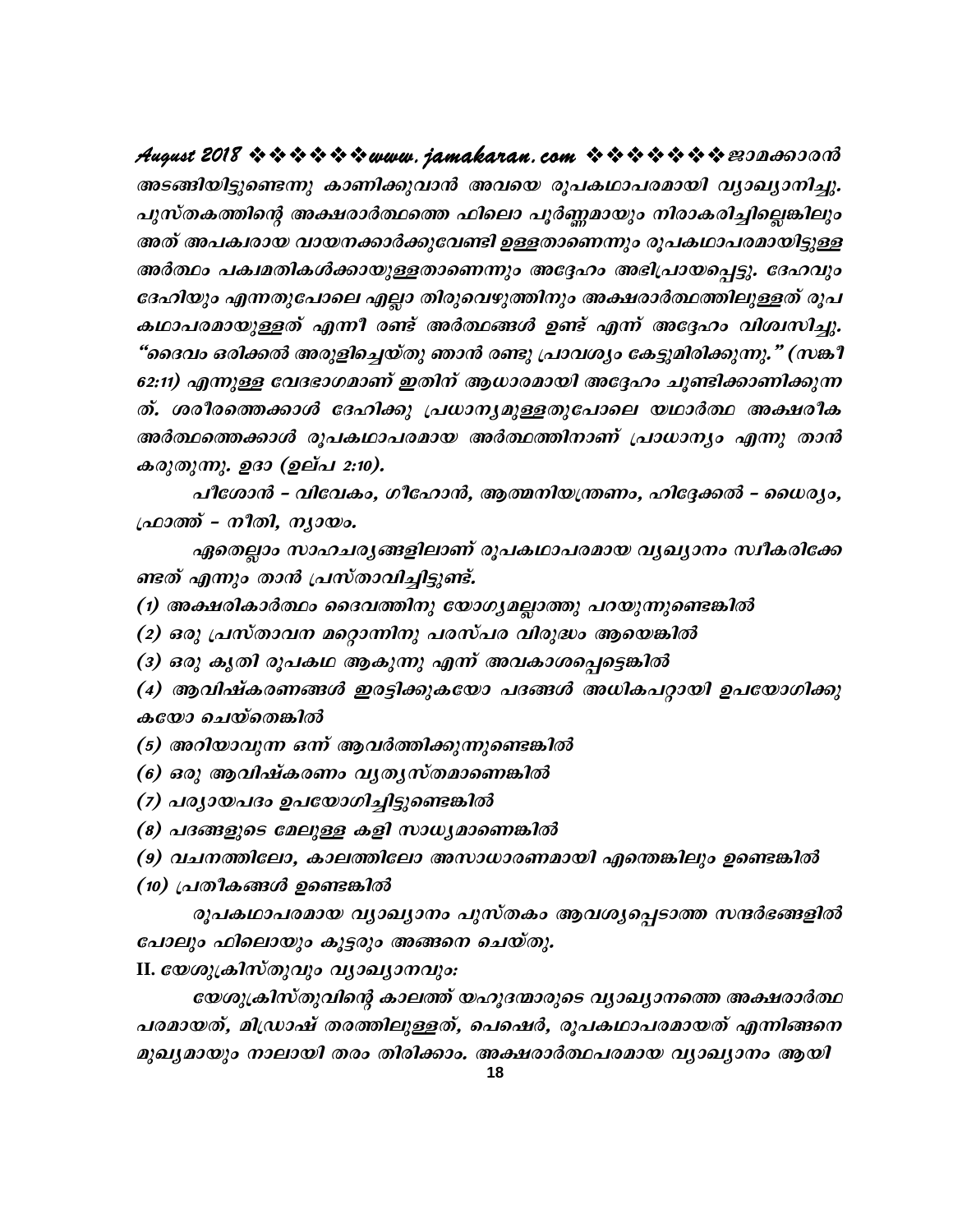അടങ്ങിയിട്ടുണ്ടെന്നു കാണിക്കുവാൻ അവയെ രൂപകഥാപരമായി വ്യാഖ്യാനിച്ചു. പുസ്തകത്തിന്റെ അക്ഷരാർത്ഥത്തെ ഫിലൊ പൂർണ്ണമായും നിരാകരിച്ചില്ലെങ്കിലും അത് അപക്വരായ വായനക്കാർക്കുവേണ്ടി ഉള്ളതാണെന്നും രൂപകഥാപരമായിട്ടുള്ള അർത്ഥം പക്വമതികൾക്കായുള്ളതാണെന്നും അദ്ദേഹം അഭിപ്രായപ്പെട്ടു. ദേഹവും ദേഹിയും എന്നതുപോലെ എല്ലാ തിരുവെഴുത്തിനും അക്ഷരാർത്ഥത്തിലുള്ളത് രൂപകഥാപരമായുള്ളത് എന്നീ രണ്ട് അർത്ഥങ്ങൾ ഉണ്ട് എന്ന് അദ്ദേഹം വിശ്വസിച്ചു. "ദൈവം ഒരിക്കൽ അരുളിച്ചെയ്തു ഞാൻ രണ്ടു പ്രാവശ്യം കേട്ടുമിരിക്കുന്നു." (സങ്കീ 62:11) എന്നുള്ള വേദഭാഗമാണ് ഇതിന് ആധാരമായി അദ്ദേഹം ചൂണ്ടിക്കാണിക്കുന്നത്. ശരീരത്തെക്കാൾ ദേഹിക്കു പ്രധാന്യമുള്ളതുപോലെ യഥാർത്ഥ അക്ഷരീക അർത്ഥത്തെക്കാൾ രൂപകഥാപരമായ അർത്ഥത്തിനാണ് പ്രാധാന്യം എന്നു താൻ കരുതുന്നു. ഉദാ (ഉല്പ 2:10).

പീശോൻ – വിവേകം, ഗീഹോൻ, ആത്മനിയന്ത്രണം, ഹിദ്ദേക്കൽ – ധൈര്യം, ഫ്രാത്ത് – നീതി, ന്യായം.

ഏതെല്ലാം സാഹചര്യങ്ങളിലാണ് രൂപകഥാപരമായ വ്യഖ്യാനം സ്വീകരിക്കേണ്ടത് എന്നും താൻ പ്രസ്താവിച്ചിട്ടുണ്ട്.

(1) അക്ഷരികാർത്ഥം ദൈവത്തിനു യോഗ്യമല്ലാത്തു പറയുന്നുണ്ടെങ്കിൽ

(2) ഒരു പ്രസ്താവന മറ്റൊന്നിനു പരസ്പര വിരുദ്ധം ആയെങ്കിൽ

(3) ഒരു കൃതി രൂപകഥ ആകുന്നു എന്ന് അവകാശപ്പെട്ടെങ്കിൽ

(4) ആവിഷ്കരണങ്ങൾ ഇരട്ടിക്കുകയോ പദങ്ങൾ അധികപറ്റായി ഉപയോഗിക്കുകയോ ചെയ്തെങ്കിൽ

(5) അറിയാവുന്ന ഒന്ന് ആവർത്തിക്കുന്നുണ്ടെങ്കിൽ

(6) ഒരു ആവിഷ്കരണം വ്യത്യസ്തമാണെങ്കിൽ

(7) പര്യായപദം ഉപയോഗിച്ചിട്ടുണ്ടെങ്കിൽ

(8) പദങ്ങളുടെ മേലുള്ള കളി സാധ്യമാണെങ്കിൽ

(9) വചനത്തിലോ, കാലത്തിലോ അസാധാരണമായി എന്തെങ്കിലും ഉണ്ടെങ്കിൽ

(10) പ്രതീകങ്ങൾ ഉണ്ടെങ്കിൽ

രൂപകഥാപരമായ വ്യാഖ്യാനം പുസ്തകം ആവശ്യപ്പെടാത്ത സന്ദർഭങ്ങളിൽ പോലും ഫിലൊയും കൂട്ടരും അങ്ങനെ ചെയ്തു.

**II. യേശുക്രിസ്തുവും വ്യാഖ്യാനവും:**

യേശുക്രിസ്തുവിന്റെ കാലത്ത് യഹൂദന്മാരുടെ വ്യാഖ്യാനത്തെ അക്ഷരാർത്ഥപരമായത്, മിഡ്രാഷ് തരത്തിലുള്ളത്, പെഷെർ, രൂപകഥാപരമായത് എന്നിങ്ങനെ മുഖ്യമായും നാലായി തരം തിരിക്കാം. അക്ഷരാർത്ഥപരമായ വ്യാഖ്യാനം ആയി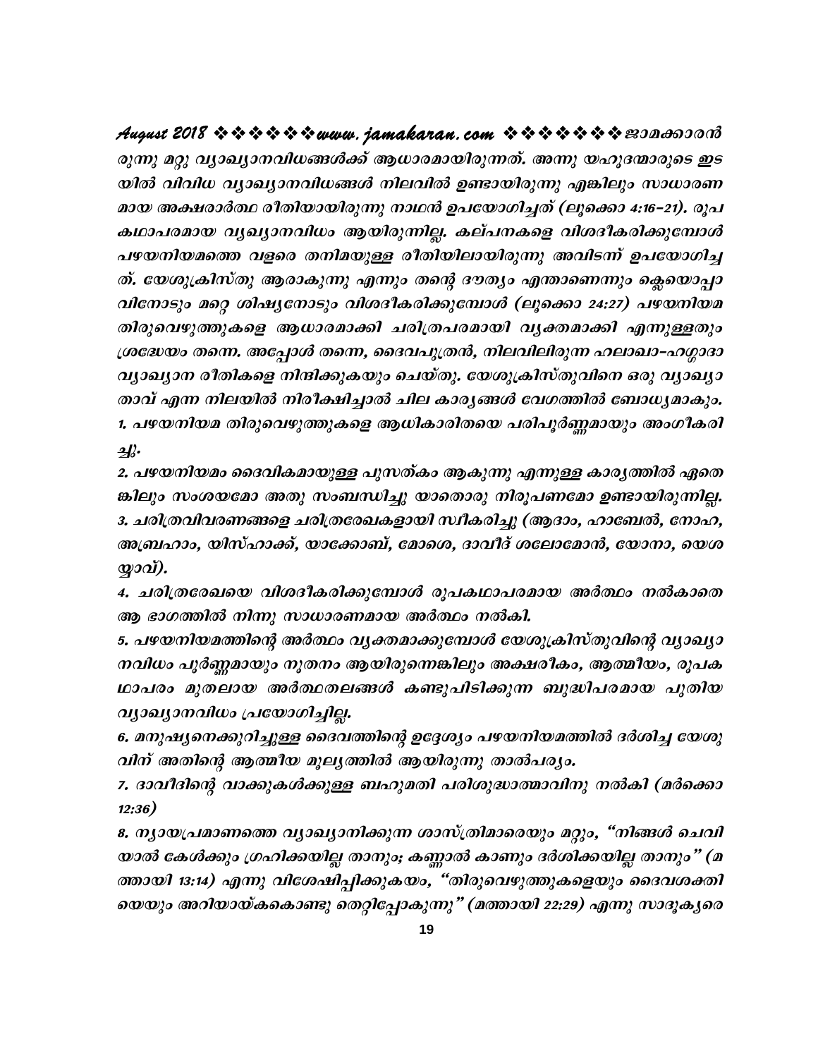രുന്നു മറ്റു വ്യാഖ്യാനവിധങ്ങൾക്ക് ആധാരമായിരുന്നത്. അന്നു യഹൂദന്മാരുടെ ഇടയിൽ വിവിധ വ്യാഖ്യാനവിധങ്ങൾ നിലവിൽ ഉണ്ടായിരുന്നു എങ്കിലും സാധാരണമായ അക്ഷരാർത്ഥ രീതിയായിരുന്നു നാഥൻ ഉപയോഗിച്ചത് (ലൂക്കൊ 4:16–21). രൂപകഥാപരമായ വ്യഖ്യാനവിധം ആയിരുന്നില്ല. കല്പനകളെ വിശദീകരിക്കുമ്പോൾ പഴയനിയമത്തെ വളരെ തനിമയുള്ള രീതിയിലായിരുന്നു അവിടന്ന് ഉപയോഗിച്ചത്. യേശുക്രിസ്തു ആരാകുന്നു എന്നും തന്റെ ദൗത്യം എന്താണെന്നും ക്ലെയൊപ്പാവിനോടും മറ്റെ ശിഷ്യനോടും വിശദീകരിക്കുമ്പോൾ (ലൂക്കൊ 24:27) പഴയനിയമ തിരുവെഴുത്തുകളെ ആധാരമാക്കി ചരിത്രപരമായി വ്യക്തമാക്കി എന്നുള്ളതും ശ്രദ്ധേയം തന്നെ. അപ്പോൾ തന്നെ, ദൈവപുത്രൻ, നിലവിലിരുന്ന ഹലാഖാ–ഹഗ്ഗാദാ വ്യാഖ്യാന രീതികളെ നിന്ദിക്കുകയും ചെയ്തു. യേശുക്രിസ്തുവിനെ ഒരു വ്യാഖ്യാതാവ് എന്ന നിലയിൽ നിരീക്ഷിച്ചാൽ ചില കാര്യങ്ങൾ വേഗത്തിൽ ബോധ്യമാകും.

1. പഴയനിയമ തിരുവെഴുത്തുകളെ ആധികാരിതയെ പരിപൂർണ്ണമായും അംഗീകരിച്ചു.
2. പഴയനിയമം ദൈവികമായുള്ള പുസ്തകം ആകുന്നു എന്നുള്ള കാര്യത്തിൽ ഏതെങ്കിലും സംശയമോ അതു സംബന്ധിച്ചു യാതൊരു നിരൂപണമോ ഉണ്ടായിരുന്നില്ല.
3. ചരിത്രവിവരണങ്ങളെ ചരിത്രരേഖകളായി സ്വീകരിച്ചു (ആദാം, ഹാബേൽ, നോഹ, അബ്രഹാം, യിസ്ഹാക്ക്, യാക്കോബ്, മോശെ, ദാവീദ് ശലോമോൻ, യോനാ, യെശയ്യാവ്).
4. ചരിത്രരേഖയെ വിശദീകരിക്കുമ്പോൾ രൂപകഥാപരമായ അർത്ഥം നൽകാതെ ആ ഭാഗത്തിൽ നിന്നു സാധാരണമായ അർത്ഥം നൽകി.
5. പഴയനിയമത്തിന്റെ അർത്ഥം വ്യക്തമാക്കുമ്പോൾ യേശുക്രിസ്തുവിന്റെ വ്യാഖ്യാനവിധം പൂർണ്ണമായും നൂതനം ആയിരുന്നെങ്കിലും അക്ഷരീകം, ആത്മീയം, രൂപകഥാപരം മുതലായ അർത്ഥതലങ്ങൾ കണ്ടുപിടിക്കുന്ന ബുദ്ധിപരമായ പുതിയ വ്യാഖ്യാനവിധം പ്രയോഗിച്ചില്ല.
6. മനുഷ്യനെക്കുറിച്ചുള്ള ദൈവത്തിന്റെ ഉദ്ദേശ്യം പഴയനിയമത്തിൽ ദർശിച്ച യേശുവിന് അതിന്റെ ആത്മീയ മൂല്യത്തിൽ ആയിരുന്നു താൽപര്യം.
7. ദാവീദിന്റെ വാക്കുകൾക്കുള്ള ബഹുമതി പരിശുദ്ധാത്മാവിനു നൽകി (മർക്കൊ 12:36)
8. ന്യായപ്രമാണത്തെ വ്യാഖ്യാനിക്കുന്ന ശാസ്ത്രിമാരെയും മറ്റും, "നിങ്ങൾ ചെവിയാൽ കേൾക്കും ഗ്രഹിക്കയില്ല താനും; കണ്ണാൽ കാണും ദർശിക്കയില്ല താനും" (മത്തായി 13:14) എന്നു വിശേഷിപ്പിക്കുകയം, "തിരുവെഴുത്തുകളെയും ദൈവശക്തിയെയും അറിയായ്കകൊണ്ടു തെറ്റിപ്പോകുന്നു" (മത്തായി 22:29) എന്നു സാദൂക്യരെ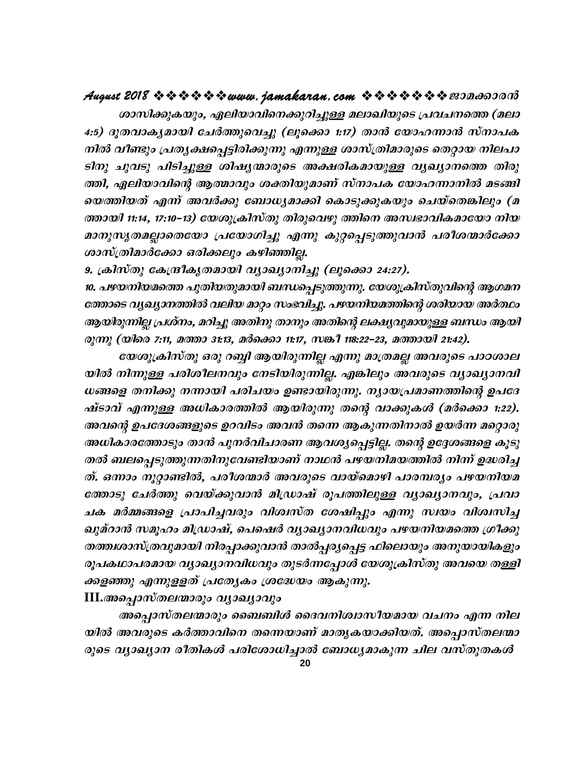ശാസിക്കുകയും, ഏലിയാവിനെക്കുറിച്ചുള്ള മലാഖിയുടെ പ്രവചനത്തെ (മലാ 4:5) ദൂതവാക്യമായി ചേർത്തുവെച്ചു (ലൂക്കൊ 1:17) താൻ യോഹന്നാൻ സ്നാപക നിൽ വീണ്ടും പ്രത്യക്ഷപ്പെട്ടിരിക്കുന്നു എന്നുള്ള ശാസ്ത്രിമാരുടെ തെറ്റായ നിലപാടിനു ചുവടു പിടിച്ചുള്ള ശിഷ്യന്മാരുടെ അക്ഷരികമായുള്ള വ്യഖ്യാനത്തെ തിരുത്തി, ഏലിയാവിന്റെ ആത്മാവും ശക്തിയുമാണ് സ്നാപക യോഹന്നാനിൽ മടങ്ങിയെത്തിയത് എന്ന് അവർക്കു ബോധ്യമാക്കി കൊടുക്കുകയും ചെയ്തെങ്കിലും (മത്തായി 11:14, 17:10-13) യേശുക്രിസ്തു തിരുവെഴു ത്തിനെ അസ്വഭാവികമായോ നിയമാനുസൃതമല്ലാതെയോ പ്രയോഗിച്ചു എന്നു കുറ്റപ്പെടുത്തുവാൻ പരീശന്മാർക്കോ ശാസ്ത്രിമാർക്കോ ഒരിക്കലും കഴിഞ്ഞില്ല.

9. ക്രിസ്തു കേന്ദ്രീകൃതമായി വ്യാഖ്യാനിച്ചു (ലൂക്കൊ 24:27).

10. പഴയനിയമത്തെ പുതിയതുമായി ബന്ധപ്പെടുത്തുന്നു. യേശുക്രിസ്തുവിന്റെ ആഗമനത്തോടെ വ്യഖ്യാനത്തിൽ വലിയ മാറ്റം സംഭവിച്ചു. പഴയനിയമത്തിന്റെ ശരിയായ അർത്ഥം ആയിരുന്നില്ല പ്രശ്നം, മറിച്ചു അതിനു താനും അതിന്റെ ലക്ഷ്യവുമായുള്ള ബന്ധം ആയിരുന്നു (യിരെ 7:11, മത്താ 31:13, മർക്കൊ 11:17, സങ്കീ 118:22-23, മത്തായി 21:42).

യേശുക്രിസ്തു ഒരു റബ്ബി ആയിരുന്നില്ല എന്നു മാത്രമല്ല അവരുടെ പാഠശാലയിൽ നിന്നുള്ള പരിശീലനവും നേടിയിരുന്നില്ല. എങ്കിലും അവരുടെ വ്യാഖ്യാനവിധങ്ങളെ തനിക്കു നന്നായി പരിചയം ഉണ്ടായിരുന്നു. ന്യായപ്രമാണത്തിന്റെ ഉപദേഷ്ടാവ് എന്നുള്ള അധികാരത്തിൽ ആയിരുന്നു തന്റെ വാക്കുകൾ (മർക്കൊ 1:22). അവന്റെ ഉപദേശങ്ങളുടെ ഉറവിടം അവൻ തന്നെ ആകുന്നതിനാൽ ഉയർന്ന മറ്റൊരു അധികാരത്തോടും താൻ പുനർവിചാരണ ആവശ്യപ്പെട്ടില്ല. തന്റെ ഉദ്ദേശങ്ങളെ കൂടുതൽ ബലപ്പെടുത്തുന്നതിനുവേണ്ടിയാണ് നാഥൻ പഴയനിമയത്തിൽ നിന്ന് ഉദ്ധരിച്ചത്. ഒന്നാം നൂറ്റാണ്ടിൽ, പരീശന്മാർ അവരുടെ വായ്മൊഴി പാരമ്പര്യം പഴയനിയമത്തോടു ചേർത്തു വെയ്ക്കുവാൻ മിഡ്രാഷ് രൂപത്തിലുള്ള വ്യാഖ്യാനവും, പ്രവാചക മർമ്മങ്ങളെ പ്രാപിച്ചവരും വിശ്വസ്ത ശേഷിപ്പും എന്നു സ്വയം വിശ്വസിച്ച ഖുമ്റാൻ സമൂഹം മിഡ്രാഷ്, പെഷെർ വ്യാഖ്യാനവിധവും പഴയനിയമത്തെ ഗ്രീക്കു തത്ത്വശാസ്ത്രവുമായി നിരപ്പാക്കുവാൻ താൽപ്പര്യപ്പെട്ട ഫിലൊയും അനുയായികളും രൂപകഥാപരമായ വ്യാഖ്യാനവിധവും തുടർന്നപ്പോൾ യേശുക്രിസ്തു അവയെ തള്ളിക്കളഞ്ഞു എന്നുള്ളത് പ്രത്യേകം ശ്രദ്ധേയം ആകുന്നു.

## III.അപ്പൊസ്തലന്മാരും വ്യാഖ്യാവും

അപ്പൊസ്തലന്മാരും ബൈബിൾ ദൈവനിശ്വാസീയമായ വചനം എന്ന നിലയിൽ അവരുടെ കർത്താവിനെ തന്നെയാണ് മാതൃകയാക്കിയത്. അപ്പൊസ്തലന്മാരുടെ വ്യാഖ്യാന രീതികൾ പരിശോധിച്ചാൽ ബോധ്യമാകുന്ന ചില വസ്തുതകൾ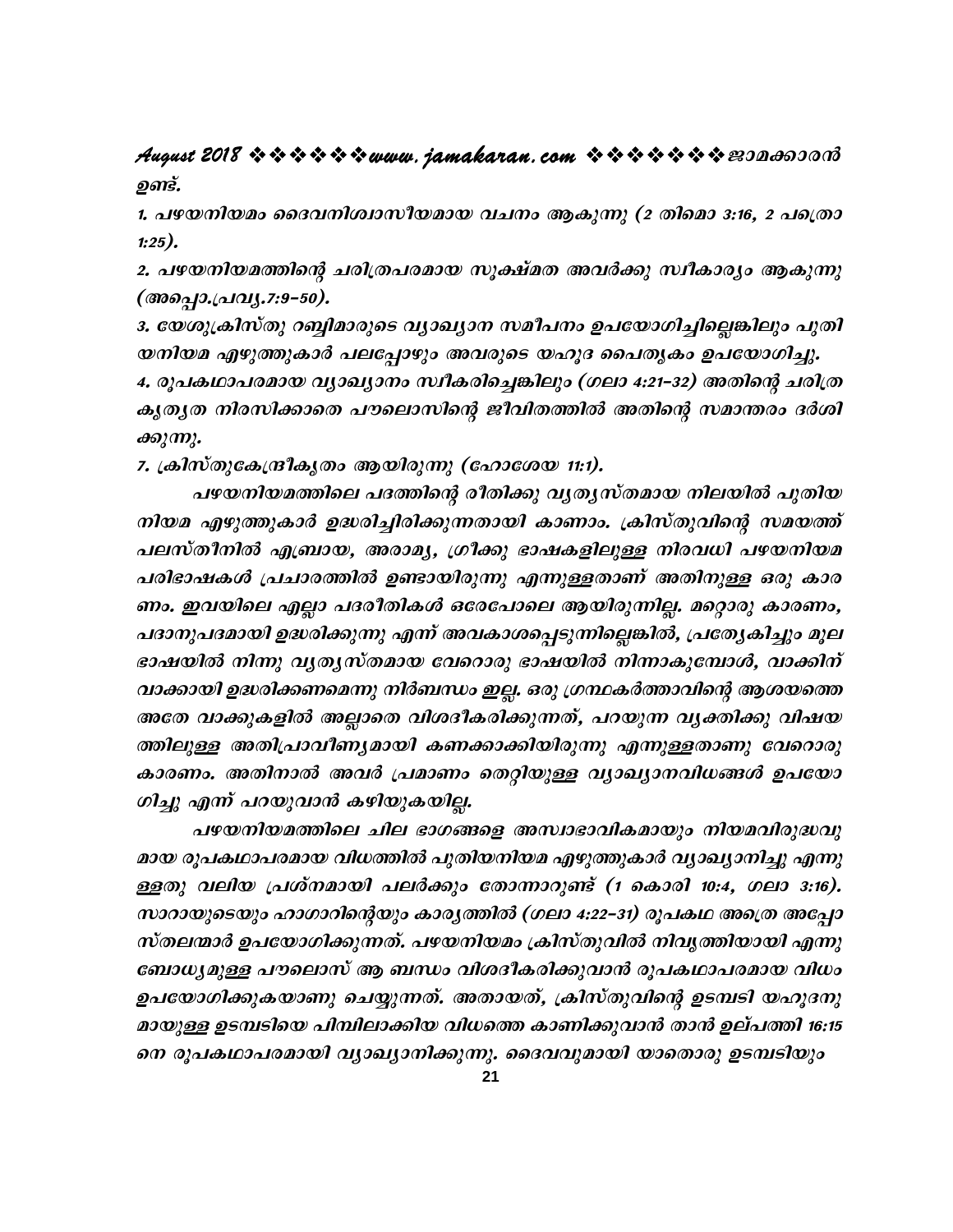ഉണ്ട്.

1. പഴയനിയമം ദൈവനിശ്വാസീയമായ വചനം ആകുന്നു (2 തിമൊ 3:16, 2 പത്രൊ 1:25).

2. പഴയനിയമത്തിന്റെ ചരിത്രപരമായ സൂക്ഷ്മത അവർക്കു സ്വീകാര്യം ആകുന്നു (അപ്പൊ.പ്രവൃ.7:9-50).

3. യേശുക്രിസ്തു റബ്ബിമാരുടെ വ്യാഖ്യാന സമീപനം ഉപയോഗിച്ചില്ലെങ്കിലും പുതിയനിയമ എഴുത്തുകാർ പലപ്പോഴും അവരുടെ യഹൂദ പൈതൃകം ഉപയോഗിച്ചു.

4. രൂപകഥാപരമായ വ്യാഖ്യാനം സ്വീകരിച്ചെങ്കിലും (ഗലാ 4:21-32) അതിന്റെ ചരിത്രകൃത്യത നിരസിക്കാതെ പൗലൊസിന്റെ ജീവിതത്തിൽ അതിന്റെ സമാന്തരം ദർശിക്കുന്നു.

7. ക്രിസ്തുകേന്ദ്രീകൃതം ആയിരുന്നു (ഹോശേയ 11:1).

പഴയനിയമത്തിലെ പദത്തിന്റെ രീതിക്കു വ്യത്യസ്തമായ നിലയിൽ പുതിയനിയമ എഴുത്തുകാർ ഉദ്ധരിച്ചിരിക്കുന്നതായി കാണാം. ക്രിസ്തുവിന്റെ സമയത്ത് പലസ്തീനിൽ എബ്രായ, അരാമ്യ, ഗ്രീക്കു ഭാഷകളിലുള്ള നിരവധി പഴയനിയമ പരിഭാഷകൾ പ്രചാരത്തിൽ ഉണ്ടായിരുന്നു എന്നുള്ളതാണ് അതിനുള്ള ഒരു കാരണം. ഇവയിലെ എല്ലാ പദരീതികൾ ഒരേപോലെ ആയിരുന്നില്ല. മറ്റൊരു കാരണം, പദാനുപദമായി ഉദ്ധരിക്കുന്നു എന്ന് അവകാശപ്പെടുന്നില്ലെങ്കിൽ, പ്രത്യേകിച്ചും മൂലഭാഷയിൽ നിന്നു വ്യത്യസ്തമായ വേറൊരു ഭാഷയിൽ നിന്നാകുമ്പോൾ, വാക്കിന് വാക്കായി ഉദ്ധരിക്കണമെന്നു നിർബന്ധം ഇല്ല. ഒരു ഗ്രന്ഥകർത്താവിന്റെ ആശയത്തെ അതേ വാക്കുകളിൽ അല്ലാതെ വിശദീകരിക്കുന്നത്, പറയുന്ന വ്യക്തിക്കു വിഷയത്തിലുള്ള അതിപ്രാവീണ്യമായി കണക്കാക്കിയിരുന്നു എന്നുള്ളതാണു വേറൊരു കാരണം. അതിനാൽ അവർ പ്രമാണം തെറ്റിയുള്ള വ്യാഖ്യാനവിധങ്ങൾ ഉപയോഗിച്ചു എന്ന് പറയുവാൻ കഴിയുകയില്ല.

പഴയനിയമത്തിലെ ചില ഭാഗങ്ങളെ അസ്വാഭാവികമായും നിയമവിരുദ്ധവുമായ രൂപകഥാപരമായ വിധത്തിൽ പുതിയനിയമ എഴുത്തുകാർ വ്യാഖ്യാനിച്ചു എന്നുള്ളതു വലിയ പ്രശ്നമായി പലർക്കും തോന്നാറുണ്ട് (1 കൊരി 10:4, ഗലാ 3:16). സാറായുടെയും ഹാഗാറിന്റെയും കാര്യത്തിൽ (ഗലാ 4:22-31) രൂപകഥ അത്രെ അപ്പോസ്തലന്മാർ ഉപയോഗിക്കുന്നത്. പഴയനിയമം ക്രിസ്തുവിൽ നിവൃത്തിയായി എന്നു ബോധ്യമുള്ള പൗലൊസ് ആ ബന്ധം വിശദീകരിക്കുവാൻ രൂപകഥാപരമായ വിധം ഉപയോഗിക്കുകയാണു ചെയ്യുന്നത്. അതായത്, ക്രിസ്തുവിന്റെ ഉടമ്പടി യഹൂദനുമായുള്ള ഉടമ്പടിയെ പിമ്പിലാക്കിയ വിധത്തെ കാണിക്കുവാൻ താൻ ഉല്പത്തി 16:15 നെ രൂപകഥാപരമായി വ്യാഖ്യാനിക്കുന്നു. ദൈവവുമായി യാതൊരു ഉടമ്പടിയും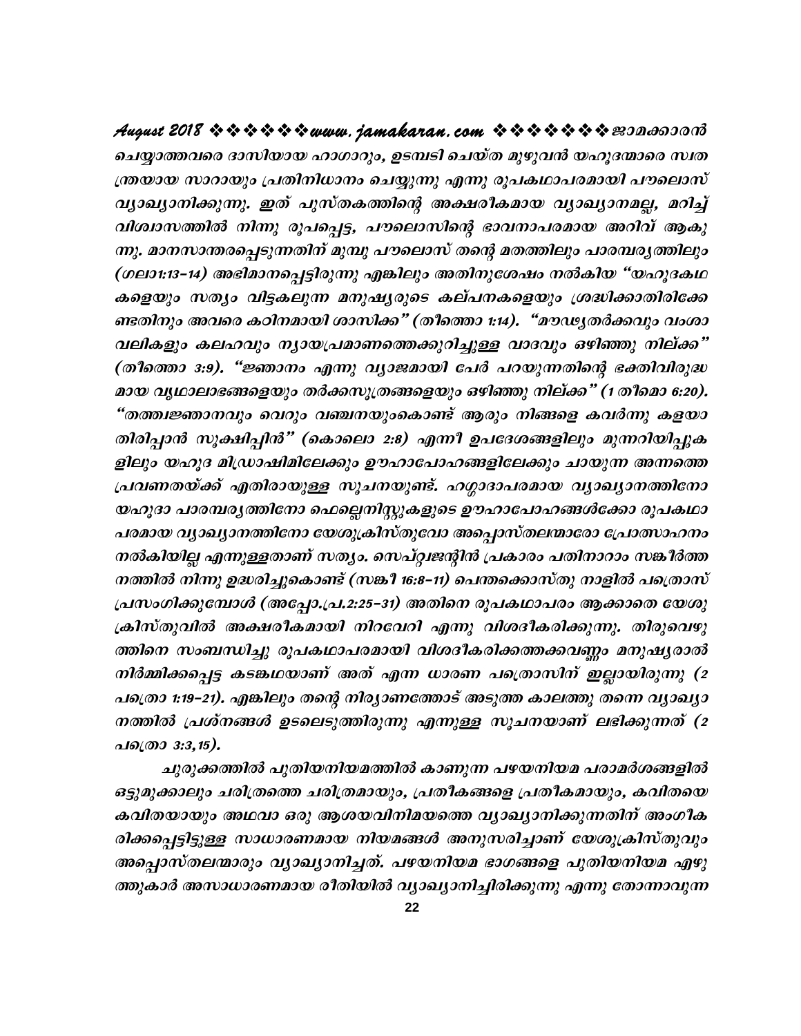ചെയ്യാത്തവരെ ദാസിയായ ഹാഗാറും, ഉടമ്പടി ചെയ്ത മുഴുവൻ യഹൂദന്മാരെ സ്വതന്ത്രയായ സാറായും പ്രതിനിധാനം ചെയ്യുന്നു എന്നു രൂപകഥാപരമായി പൗലൊസ് വ്യാഖ്യാനിക്കുന്നു. ഇത് പുസ്തകത്തിന്റെ അക്ഷരീകമായ വ്യാഖ്യാനമല്ല, മറിച്ച് വിശ്വാസത്തിൽ നിന്നു രൂപപ്പെട്ട, പൗലൊസിന്റെ ഭാവനാപരമായ അറിവ് ആകുന്നു. മാനസാന്തരപ്പെടുന്നതിന് മുമ്പു പൗലൊസ് തന്റെ മതത്തിലും പാരമ്പര്യത്തിലും (ഗലാ1:13-14) അഭിമാനപ്പെട്ടിരുന്നു എങ്കിലും അതിനുശേഷം നൽകിയ "യഹൂദകഥകളെയും സത്യം വിട്ടകലുന്ന മനുഷ്യരുടെ കല്പനകളെയും ശ്രദ്ധിക്കാതിരിക്കേണ്ടതിനും അവരെ കഠിനമായി ശാസിക്ക" (തീത്തൊ 1:14). "മൗഢ്യതർക്കവും വംശാവലികളും കലഹവും ന്യായപ്രമാണത്തെക്കുറിച്ചുള്ള വാദവും ഒഴിഞ്ഞു നില്ക്ക" (തീത്തൊ 3:9). "ജ്ഞാനം എന്നു വ്യാജമായി പേർ പറയുന്നതിന്റെ ഭക്തിവിരുദ്ധമായ വൃഥാലാപങ്ങളെയും തർക്കസൂത്രങ്ങളെയും ഒഴിഞ്ഞു നില്ക്ക" (1 തീമൊ 6:20). "തത്വജ്ഞാനവും വെറും വഞ്ചനയുംകൊണ്ട് ആരും നിങ്ങളെ കവർന്നു കളയാതിരിപ്പാൻ സൂക്ഷിപ്പിൻ" (കൊലൊ 2:8) എന്നീ ഉപദേശങ്ങളിലും മുന്നറിയിപ്പുകളിലും യഹൂദ മിഡ്രാഷിമിലേക്കും ഊഹാപോഹങ്ങളിലേക്കും ചായുന്ന അന്നത്തെ പ്രവണതയ്ക്ക് എതിരായുള്ള സൂചനയുണ്ട്. ഹഗ്ഗാദാപരമായ വ്യാഖ്യാനത്തിനോ യഹൂദാ പാരമ്പര്യത്തിനോ ഫെല്ലെനിസ്റ്റുകളുടെ ഊഹാപോഹങ്ങൾക്കോ രൂപകഥാപരമായ വ്യാഖ്യാനത്തിനോ യേശുക്രിസ്തുവോ അപ്പൊസ്തലന്മാരോ പ്രോത്സാഹനം നൽകിയില്ല എന്നുള്ളതാണ് സത്യം. സെപ്റ്റജന്റിൻ പ്രകാരം പതിനാറാം സങ്കീർത്തനത്തിൽ നിന്നു ഉദ്ധരിച്ചുകൊണ്ട് (സങ്കീ 16:8-11) പെന്തക്കൊസ്തു നാളിൽ പത്രൊസ് പ്രസംഗിക്കുമ്പോൾ (അപ്പോ.പ്ര.2:25-31) അതിനെ രൂപകഥാപരം ആക്കാതെ യേശുക്രിസ്തുവിൽ അക്ഷരീകമായി നിറവേറി എന്നു വിശദീകരിക്കുന്നു. തിരുവെഴുത്തിനെ സംബന്ധിച്ചു രൂപകഥാപരമായി വിശദീകരിക്കത്തക്കവണ്ണം മനുഷ്യരാൽ നിർമ്മിക്കപ്പെട്ട കടങ്കഥയാണ് അത് എന്ന ധാരണ പത്രൊസിന് ഇല്ലായിരുന്നു (2 പത്രൊ 1:19-21). എങ്കിലും തന്റെ നിര്യാണത്തോട് അടുത്ത കാലത്തു തന്നെ വ്യാഖ്യാനത്തിൽ പ്രശ്നങ്ങൾ ഉടലെടുത്തിരുന്നു എന്നുള്ള സൂചനയാണ് ലഭിക്കുന്നത് (2 പത്രൊ 3:3,15).

ചുരുക്കത്തിൽ പുതിയനിയമത്തിൽ കാണുന്ന പഴയനിയമ പരാമർശങ്ങളിൽ ഒട്ടുമുക്കാലും ചരിത്രത്തെ ചരിത്രമായും, പ്രതീകങ്ങളെ പ്രതീകമായും, കവിതയെ കവിതയായും അഥവാ ഒരു ആശയവിനിമയത്തെ വ്യാഖ്യാനിക്കുന്നതിന് അംഗീകരിക്കപ്പെട്ടിട്ടുള്ള സാധാരണമായ നിയമങ്ങൾ അനുസരിച്ചാണ് യേശുക്രിസ്തുവും അപ്പൊസ്തലന്മാരും വ്യാഖ്യാനിച്ചത്. പഴയനിയമ ഭാഗങ്ങളെ പുതിയനിയമ എഴുത്തുകാർ അസാധാരണമായ രീതിയിൽ വ്യാഖ്യാനിച്ചിരിക്കുന്നു എന്നു തോന്നാവുന്ന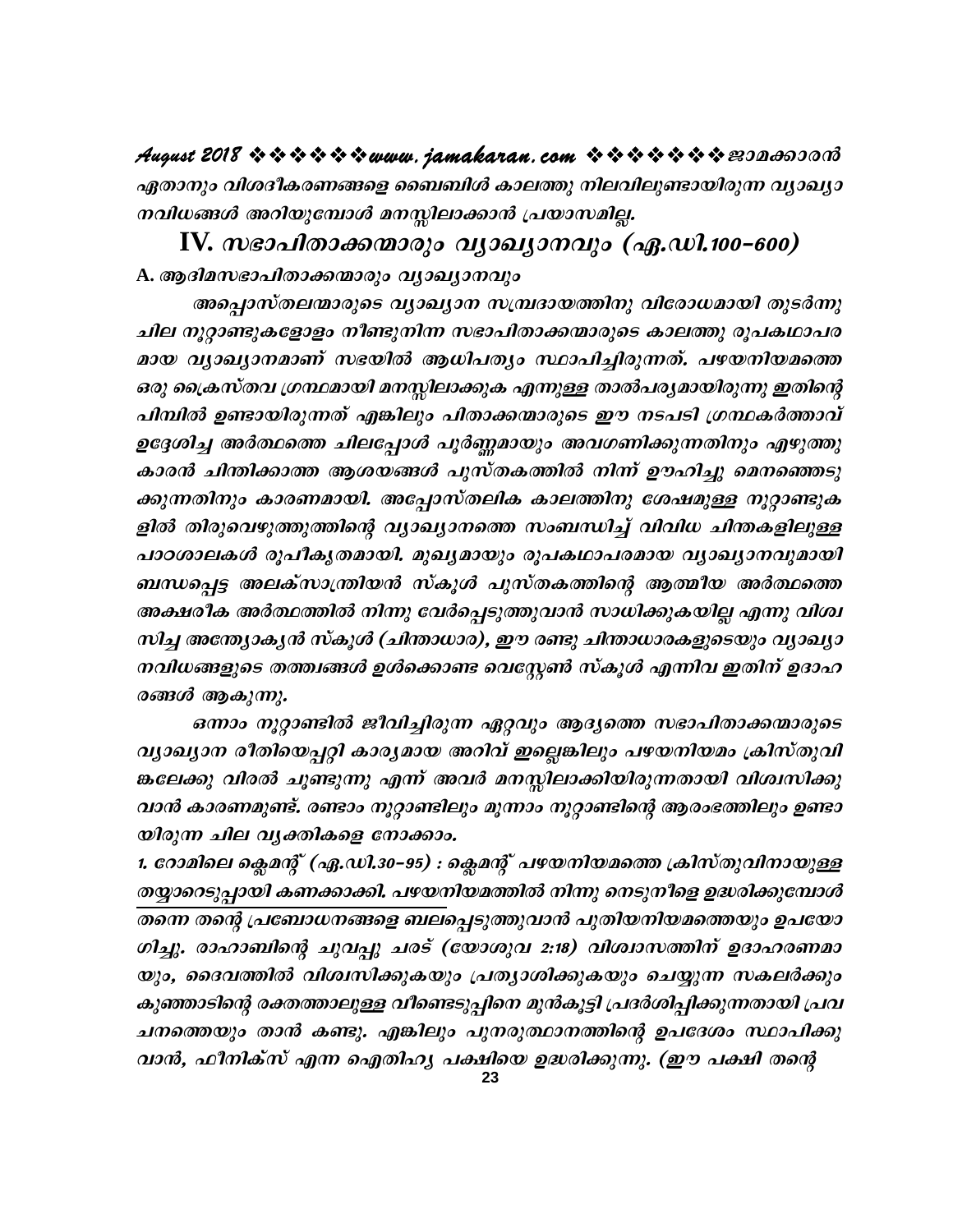ഏതാനും വിശദീകരണങ്ങളെ ബൈബിൾ കാലത്തു നിലവിലുണ്ടായിരുന്ന വ്യാഖ്യാനവിധങ്ങൾ അറിയുമ്പോൾ മനസ്സിലാക്കാൻ പ്രയാസമില്ല.

## IV. സഭാപിതാക്കന്മാരും വ്യാഖ്യാനവും (എ.ഡി.100-600)

### A. ആദിമസഭാപിതാക്കന്മാരും വ്യാഖ്യാനവും

അപ്പൊസ്തലന്മാരുടെ വ്യാഖ്യാന സമ്പ്രദായത്തിനു വിരോധമായി തുടർന്നു ചില നൂറ്റാണ്ടുകളോളം നീണ്ടുനിന്ന സഭാപിതാക്കന്മാരുടെ കാലത്തു രൂപകഥാപരമായ വ്യാഖ്യാനമാണ് സഭയിൽ ആധിപത്യം സ്ഥാപിച്ചിരുന്നത്. പഴയനിയമത്തെ ഒരു ക്രൈസ്തവ ഗ്രന്ഥമായി മനസ്സിലാക്കുക എന്നുള്ള താൽപര്യമായിരുന്നു ഇതിന്റെ പിമ്പിൽ ഉണ്ടായിരുന്നത് എങ്കിലും പിതാക്കന്മാരുടെ ഈ നടപടി ഗ്രന്ഥകർത്താവ് ഉദ്ദേശിച്ച അർത്ഥത്തെ ചിലപ്പോൾ പൂർണ്ണമായും അവഗണിക്കുന്നതിനും എഴുത്തുകാരൻ ചിന്തിക്കാത്ത ആശയങ്ങൾ പുസ്തകത്തിൽ നിന്ന് ഊഹിച്ചു മെനഞ്ഞെടുക്കുന്നതിനും കാരണമായി. അപ്പോസ്തലിക കാലത്തിനു ശേഷമുള്ള നൂറ്റാണ്ടുകളിൽ തിരുവെഴുത്തുത്തിന്റെ വ്യാഖ്യാനത്തെ സംബന്ധിച്ച് വിവിധ ചിന്തകളിലുള്ള പാഠശാലകൾ രൂപീകൃതമായി. മുഖ്യമായും രൂപകഥാപരമായ വ്യാഖ്യാനവുമായി ബന്ധപ്പെട്ട അലക്സാന്ത്രിയൻ സ്കൂൾ പുസ്തകത്തിന്റെ ആത്മീയ അർത്ഥത്തെ അക്ഷരീക അർത്ഥത്തിൽ നിന്നു വേർപ്പെടുത്തുവാൻ സാധിക്കുകയില്ല എന്നു വിശ്വസിച്ച അന്ത്യോകൃൻ സ്കൂൾ (ചിന്താധാര), ഈ രണ്ടു ചിന്താധാരകളുടെയും വ്യാഖ്യാനവിധങ്ങളുടെ തത്ത്വങ്ങൾ ഉൾക്കൊണ്ട വെസ്റ്റേൺ സ്കൂൾ എന്നിവ ഇതിന് ഉദാഹരങ്ങൾ ആകുന്നു.

ഒന്നാം നൂറ്റാണ്ടിൽ ജീവിച്ചിരുന്ന ഏറ്റവും ആദ്യത്തെ സഭാപിതാക്കന്മാരുടെ വ്യാഖ്യാന രീതിയെപ്പറ്റി കാര്യമായ അറിവ് ഇല്ലെങ്കിലും പഴയനിയമം ക്രിസ്തുവിങ്കലേക്കു വിരൽ ചൂണ്ടുന്നു എന്ന് അവർ മനസ്സിലാക്കിയിരുന്നതായി വിശ്വസിക്കുവാൻ കാരണമുണ്ട്. രണ്ടാം നൂറ്റാണ്ടിലും മൂന്നാം നൂറ്റാണ്ടിന്റെ ആരംഭത്തിലും ഉണ്ടായിരുന്ന ചില വ്യക്തികളെ നോക്കാം.

1. റോമിലെ ക്ലെമന്റ് (എ.ഡി.30-95) : ക്ലെമന്റ് പഴയനിയമത്തെ ക്രിസ്തുവിനായുള്ള തയ്യാറെടുപ്പായി കണക്കാക്കി. പഴയനിയമത്തിൽ നിന്നു നെടുനീളെ ഉദ്ധരിക്കുമ്പോൾ തന്നെ തന്റെ പ്രബോധനങ്ങളെ ബലപ്പെടുത്തുവാൻ പുതിയനിയമത്തെയും ഉപയോഗിച്ചു. രാഹാബിന്റെ ചുവപ്പു ചരട് (യോശുവ 2:18) വിശ്വാസത്തിന് ഉദാഹരണമായും, ദൈവത്തിൽ വിശ്വസിക്കുകയും പ്രത്യാശിക്കുകയും ചെയ്യുന്ന സകലർക്കും കുഞ്ഞാടിന്റെ രക്തത്താലുള്ള വീണ്ടെടുപ്പിനെ മുൻകൂട്ടി പ്രദർശിപ്പിക്കുന്നതായി പ്രവചനത്തെയും താൻ കണ്ടു. എങ്കിലും പുനരുത്ഥാനത്തിന്റെ ഉപദേശം സ്ഥാപിക്കുവാൻ, ഫീനിക്സ് എന്ന ഐതിഹ്യ പക്ഷിയെ ഉദ്ധരിക്കുന്നു. (ഈ പക്ഷി തന്റെ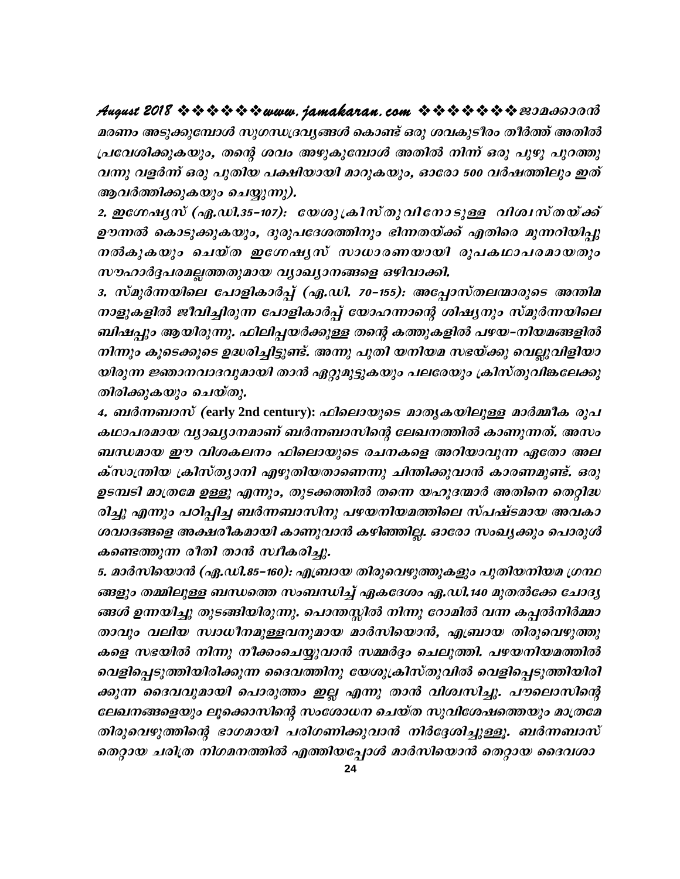മരണം അടുക്കുമ്പോൾ സുഗന്ധദ്രവ്യങ്ങൾ കൊണ്ട് ഒരു ശവകുടീരം തീർത്ത് അതിൽ പ്രവേശിക്കുകയും, തന്റെ ശവം അഴുകുമ്പോൾ അതിൽ നിന്ന് ഒരു പുഴു പുറത്തു വന്നു വളർന്ന് ഒരു പുതിയ പക്ഷിയായി മാറുകയും, ഓരോ 500 വർഷത്തിലും ഇത് ആവർത്തിക്കുകയും ചെയ്യുന്നു).

*2. ഇഗ്നേഷ്യസ് (എ.ഡി.35–107):* യേശുക്രിസ്തുവിനോടുള്ള വിശ്വസ്തയ്ക്ക് ഊന്നൽ കൊടുക്കുകയും, ദുരുപദേശത്തിനും ഭിന്നതയ്ക്ക് എതിരെ മുന്നറിയിപ്പു നൽകുകയും ചെയ്ത ഇഗ്നേഷ്യസ് സാധാരണയായി രൂപകഥാപരമായതും സൗഹാർദ്ദപരമല്ലാത്തതുമായ വ്യാഖ്യാനങ്ങളെ ഒഴിവാക്കി.

*3. സ്മുർന്നയിലെ പോളികാർപ്പ് (എ.ഡി. 70–155):* അപ്പോസ്തലന്മാരുടെ അന്തിമ നാളുകളിൽ ജീവിച്ചിരുന്ന പോളികാർപ്പ് യോഹന്നാന്റെ ശിഷ്യനും സ്മുർന്നയിലെ ബിഷപ്പും ആയിരുന്നു. ഫിലിപ്പയർക്കുള്ള തന്റെ കത്തുകളിൽ പഴയ-നിയമങ്ങളിൽ നിന്നും കൂടെക്കൂടെ ഉദ്ധരിച്ചിട്ടുണ്ട്. അന്നു പുതി യനിയമ സഭയ്ക്കു വെല്ലുവിളിയായിരുന്ന ജ്ഞാനവാദവുമായി താൻ ഏറ്റുമുട്ടുകയും പലരേയും ക്രിസ്തുവിങ്കലേക്കു തിരിക്കുകയും ചെയ്തു.

*4. ബർന്നബാസ് (early 2nd century):* ഫിലൊയുടെ മാതൃകയിലുള്ള മാർമ്മീക രൂപ കഥാപരമായ വ്യാഖ്യാനമാണ് ബർന്നബാസിന്റെ ലേഖനത്തിൽ കാണുന്നത്. അസംബന്ധമായ ഈ വിശകലനം ഫിലൊയുടെ രചനകളെ അറിയാവുന്ന ഏതോ അലക്സാന്ത്രിയ ക്രിസ്ത്യാനി എഴുതിയതാണെന്നു ചിന്തിക്കുവാൻ കാരണമുണ്ട്. ഒരു ഉടമ്പടി മാത്രമേ ഉള്ളൂ എന്നും, തുടക്കത്തിൽ തന്നെ യഹൂദന്മാർ അതിനെ തെറ്റിദ്ധരിച്ചു എന്നും പഠിപ്പിച്ച ബർന്നബാസിനു പഴയനിയമത്തിലെ സ്പഷ്ടമായ അവകാശവാദങ്ങളെ അക്ഷരീകമായി കാണുവാൻ കഴിഞ്ഞില്ല. ഓരോ സംഖ്യക്കും പൊരുൾ കണ്ടെത്തുന്ന രീതി താൻ സ്വീകരിച്ചു.

*5. മാർസിയൊൻ (എ.ഡി.85–160):* എബ്രായ തിരുവെഴുത്തുകളും പുതിയനിയമ ഗ്രന്ഥങ്ങളും തമ്മിലുള്ള ബന്ധത്തെ സംബന്ധിച്ച് ഏകദേശം എ.ഡി.140 മുതൽക്കേ ചോദ്യങ്ങൾ ഉന്നയിച്ചു തുടങ്ങിയിരുന്നു. പൊന്തസ്സിൽ നിന്നു റോമിൽ വന്ന കപ്പൽനിർമ്മാതാവും വലിയ സ്വാധീനമുള്ളവനുമായ മാർസിയൊൻ, എബ്രായ തിരുവെഴുത്തുകളെ സഭയിൽ നിന്നു നീക്കംചെയ്യുവാൻ സമ്മർദ്ദം ചെലുത്തി. പഴയനിയമത്തിൽ വെളിപ്പെടുത്തിയിരിക്കുന്ന ദൈവത്തിനു യേശുക്രിസ്തുവിൽ വെളിപ്പെടുത്തിയിരിക്കുന്ന ദൈവവുമായി പൊരുത്തം ഇല്ല എന്നു താൻ വിശ്വസിച്ചു. പൗലൊസിന്റെ ലേഖനങ്ങളെയും ലൂക്കൊസിന്റെ സംശോധന ചെയ്ത സുവിശേഷത്തെയും മാത്രമേ തിരുവെഴുത്തിന്റെ ഭാഗമായി പരിഗണിക്കുവാൻ നിർദ്ദേശിച്ചുള്ളൂ. ബർന്നബാസ് തെറ്റായ ചരിത്ര നിഗമനത്തിൽ എത്തിയപ്പോൾ മാർസിയൊൻ തെറ്റായ ദൈവശാ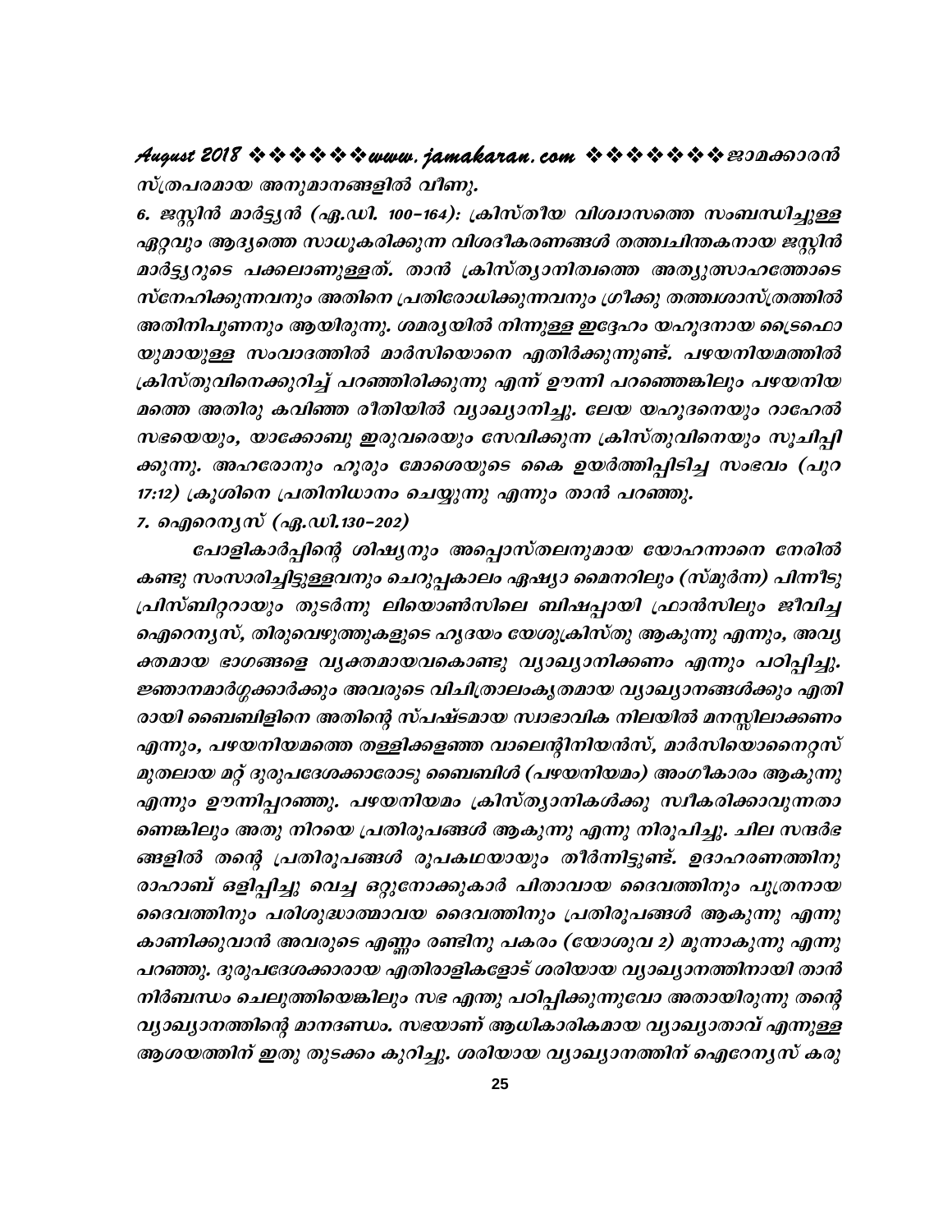സ്ത്രപരമായ അനുമാനങ്ങളിൽ വീണു.

6. ജസ്റ്റിൻ മാർട്ട്യർ (എ.ഡി. 100-164): ക്രിസ്തീയ വിശ്വാസത്തെ സംബന്ധിച്ചുള്ള ഏറ്റവും ആദ്യത്തെ സാധൂകരിക്കുന്ന വിശദീകരണങ്ങൾ തത്ത്വചിന്തകനായ ജസ്റ്റിൻ മാർട്ട്യറുടെ പക്കലാണുള്ളത്. താൻ ക്രിസ്ത്യാനിത്വത്തെ അത്യുത്സാഹത്തോടെ സ്നേഹിക്കുന്നവനും അതിനെ പ്രതിരോധിക്കുന്നവനും ഗ്രീക്കു തത്ത്വശാസ്ത്രത്തിൽ അതിനിപുണനും ആയിരുന്നു. ശമര്യയിൽ നിന്നുള്ള ഇദ്ദേഹം യഹൂദനായ ട്രൈഫൊ യുമായുള്ള സംവാദത്തിൽ മാർസിയൊനെ എതിർക്കുന്നുണ്ട്. പഴയനിയമത്തിൽ ക്രിസ്തുവിനെക്കുറിച്ച് പറഞ്ഞിരിക്കുന്നു എന്ന് ഊന്നി പറഞ്ഞെങ്കിലും പഴയനിയ മത്തെ അതിരു കവിഞ്ഞ രീതിയിൽ വ്യാഖ്യാനിച്ചു. ലേയ യഹൂദനെയും റാഹേൽ സഭയെയും, യാക്കോബു ഇരുവരെയും സേവിക്കുന്ന ക്രിസ്തുവിനെയും സൂചിപ്പി ക്കുന്നു. അഹരോനും ഹൂരും മോശെയുടെ കൈ ഉയർത്തിപ്പിടിച്ച സംഭവം (പുറ 17:12) ക്രൂശിനെ പ്രതിനിധാനം ചെയ്യുന്നു എന്നും താൻ പറഞ്ഞു.

7. ഐറെന്യസ് (എ.ഡി.130-202)

പോളികാർപ്പിന്റെ ശിഷ്യനും അപ്പൊസ്തലനുമായ യോഹന്നാനെ നേരിൽ കണ്ടു സംസാരിച്ചിട്ടുള്ളവനും ചെറുപ്പകാലം ഏഷ്യാ മൈനറിലും (സ്മുർന്ന) പിന്നീടു പ്രിസ്ബിറ്ററായും തുടർന്നു ലിയൊൺസിലെ ബിഷപ്പായി ഫ്രാൻസിലും ജീവിച്ച ഐറെന്യസ്, തിരുവെഴുത്തുകളുടെ ഹൃദയം യേശുക്രിസ്തു ആകുന്നു എന്നും, അവ്യ ക്തമായ ഭാഗങ്ങളെ വ്യക്തമായവകൊണ്ടു വ്യാഖ്യാനിക്കണം എന്നും പഠിപ്പിച്ചു. ജ്ഞാനമാർഗ്ഗക്കാർക്കും അവരുടെ വിചിത്രാലംകൃതമായ വ്യാഖ്യാനങ്ങൾക്കും എതി രായി ബൈബിളിനെ അതിന്റെ സ്പഷ്ടമായ സ്വാഭാവിക നിലയിൽ മനസ്സിലാക്കണം എന്നും, പഴയനിയമത്തെ തള്ളിക്കളഞ്ഞ വാലെന്റിനിയൻസ്, മാർസിയൊനൈറ്റസ് മുതലായ മറ്റ് ദുരുപദേശക്കാരോടു ബൈബിൾ (പഴയനിയമം) അംഗീകാരം ആകുന്നു എന്നും ഊന്നിപ്പറഞ്ഞു. പഴയനിയമം ക്രിസ്ത്യാനികൾക്കു സ്വീകരിക്കാവുന്നതാ ണെങ്കിലും അതു നിറയെ പ്രതിരൂപങ്ങൾ ആകുന്നു എന്നു നിരൂപിച്ചു. ചില സന്ദർഭ ങ്ങളിൽ തന്റെ പ്രതിരൂപങ്ങൾ രൂപകഥയായും തീർന്നിട്ടുണ്ട്. ഉദാഹരണത്തിനു രാഹാബ് ഒളിപ്പിച്ചു വെച്ച ഒറ്റുനോക്കുകാർ പിതാവായ ദൈവത്തിനും പുത്രനായ ദൈവത്തിനും പരിശുദ്ധാത്മാവയ ദൈവത്തിനും പ്രതിരൂപങ്ങൾ ആകുന്നു എന്നു കാണിക്കുവാൻ അവരുടെ എണ്ണം രണ്ടിനു പകരം (യോശുവ 2) മൂന്നാകുന്നു എന്നു പറഞ്ഞു. ദുരുപദേശക്കാരായ എതിരാളികളോട് ശരിയായ വ്യാഖ്യാനത്തിനായി താൻ നിർബന്ധം ചെലുത്തിയെങ്കിലും സഭ എന്തു പഠിപ്പിക്കുന്നുവോ അതായിരുന്നു തന്റെ വ്യാഖ്യാനത്തിന്റെ മാനദണ്ഡം. സഭയാണ് ആധികാരികമായ വ്യാഖ്യാതാവ് എന്നുള്ള ആശയത്തിന് ഇതു തുടക്കം കുറിച്ചു. ശരിയായ വ്യാഖ്യാനത്തിന് ഐറേന്യസ് കരു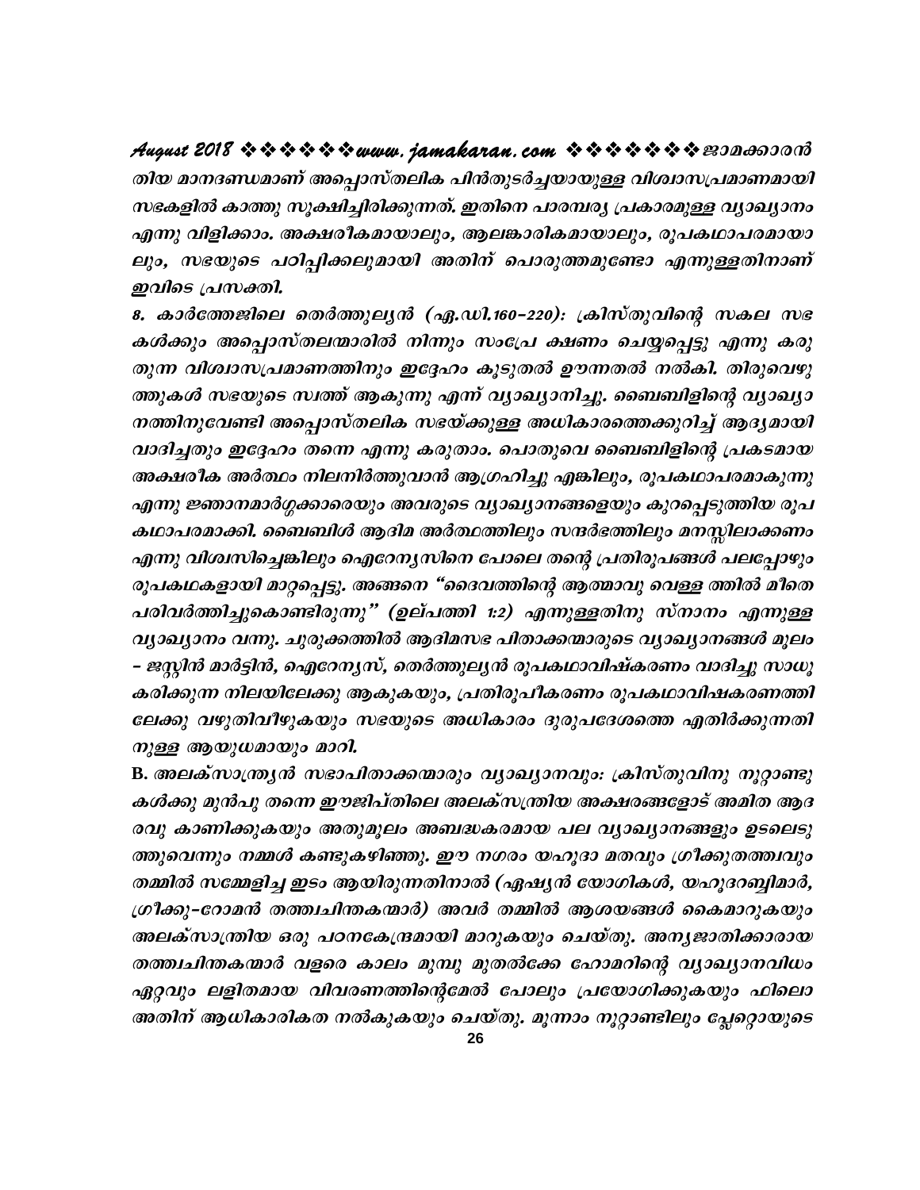*തിയ മാനദണ്ഡമാണ് അപ്പൊസ്തലിക പിൻതുടർച്ചയായുള്ള വിശ്വാസപ്രമാണമായി സഭകളിൽ കാത്തു സൂക്ഷിച്ചിരിക്കുന്നത്. ഇതിനെ പാരമ്പര്യ പ്രകാരമുള്ള വ്യാഖ്യാനം എന്നു വിളിക്കാം. അക്ഷരീകമായാലും, ആലങ്കാരികമായാലും, രൂപകഥാപരമായാലും, സഭയുടെ പഠിപ്പിക്കലുമായി അതിന് പൊരുത്തമുണ്ടോ എന്നുള്ളതിനാണ് ഇവിടെ പ്രസക്തി.*

*8. കാർത്തേജിലെ തെർത്തുല്യൻ (എ.ഡി.160–220): ക്രിസ്തുവിന്റെ സകല സഭകൾക്കും അപ്പൊസ്തലന്മാരിൽ നിന്നും സംപ്രേ ക്ഷണം ചെയ്യപ്പെട്ടു എന്നു കരുതുന്ന വിശ്വാസപ്രമാണത്തിനും ഇദ്ദേഹം കൂടുതൽ ഊന്നതൽ നൽകി. തിരുവെഴുത്തുകൾ സഭയുടെ സ്വത്ത് ആകുന്നു എന്ന് വ്യാഖ്യാനിച്ചു. ബൈബിളിന്റെ വ്യാഖ്യാനത്തിനുവേണ്ടി അപ്പൊസ്തലിക സഭയ്ക്കുള്ള അധികാരത്തെക്കുറിച്ച് ആദ്യമായി വാദിച്ചതും ഇദ്ദേഹം തന്നെ എന്നു കരുതാം. പൊതുവെ ബൈബിളിന്റെ പ്രകടമായ അക്ഷരീക അർത്ഥം നിലനിർത്തുവാൻ ആഗ്രഹിച്ചു എങ്കിലും, രൂപകഥാപരമാകുന്നു എന്നു ജ്ഞാനമാർഗ്ഗക്കാരെയും അവരുടെ വ്യാഖ്യാനങ്ങളെയും കുറപ്പെടുത്തിയ രൂപകഥാപരമാക്കി. ബൈബിൾ ആദിമ അർത്ഥത്തിലും സന്ദർഭത്തിലും മനസ്സിലാക്കണം എന്നു വിശ്വസിച്ചെങ്കിലും ഐറേന്യസിനെ പോലെ തന്റെ പ്രതിരൂപങ്ങൾ പലപ്പോഴും രൂപകഥകളായി മാറ്റപ്പെട്ടു. അങ്ങനെ "ദൈവത്തിന്റെ ആത്മാവു വെള്ള ത്തിൽ മീതെ പരിവർത്തിച്ചുകൊണ്ടിരുന്നു" (ഉല്പത്തി 1:2) എന്നുള്ളതിനു സ്നാനം എന്നുള്ള വ്യാഖ്യാനം വന്നു. ചുരുക്കത്തിൽ ആദിമസഭ പിതാക്കന്മാരുടെ വ്യാഖ്യാനങ്ങൾ മൂലം – ജസ്റ്റിൻ മാർട്ടിൻ, ഐറേന്യസ്, തെർത്തുല്യൻ രൂപകഥാവിഷ്കരണം വാദിച്ചു സാധൂകരിക്കുന്ന നിലയിലേക്കു ആകുകയും, പ്രതിരൂപീകരണം രൂപകഥാവിഷകരണത്തിലേക്കു വഴുതിവീഴുകയും സഭയുടെ അധികാരം ദുരുപദേശത്തെ എതിർക്കുന്നതിനുള്ള ആയുധമായും മാറി.*

***B. അലക്സാന്ത്ര്യൻ സഭാപിതാക്കന്മാരും വ്യാഖ്യാനവും:** ക്രിസ്തുവിനു നൂറ്റാണ്ടുകൾക്കു മുൻപു തന്നെ ഈജിപ്തിലെ അലക്സന്ത്രിയ അക്ഷരങ്ങളോട് അമിത ആദരവു കാണിക്കുകയും അതുമൂലം അബദ്ധകരമായ പല വ്യാഖ്യാനങ്ങളും ഉടലെടുത്തുവെന്നും നമ്മൾ കണ്ടുകഴിഞ്ഞു. ഈ നഗരം യഹൂദാ മതവും ഗ്രീക്കുതത്ത്വവും തമ്മിൽ സമ്മേളിച്ച ഇടം ആയിരുന്നതിനാൽ (ഏഷ്യൻ യോഗികൾ, യഹൂദറബ്ബിമാർ, ഗ്രീക്കു–റോമൻ തത്ത്വചിന്തകന്മാർ) അവർ തമ്മിൽ ആശയങ്ങൾ കൈമാറുകയും അലക്സാന്ത്രിയ ഒരു പഠനകേന്ദ്രമായി മാറുകയും ചെയ്തു. അന്യജാതിക്കാരായ തത്ത്വചിന്തകന്മാർ വളരെ കാലം മുമ്പു മുതൽക്കേ ഹോമറിന്റെ വ്യാഖ്യാനവിധം ഏറ്റവും ലളിതമായ വിവരണത്തിന്റെമേൽ പോലും പ്രയോഗിക്കുകയും ഫിലൊ അതിന് ആധികാരികത നൽകുകയും ചെയ്തു. മൂന്നാം നൂറ്റാണ്ടിലും പ്ലേറ്റൊയുടെ*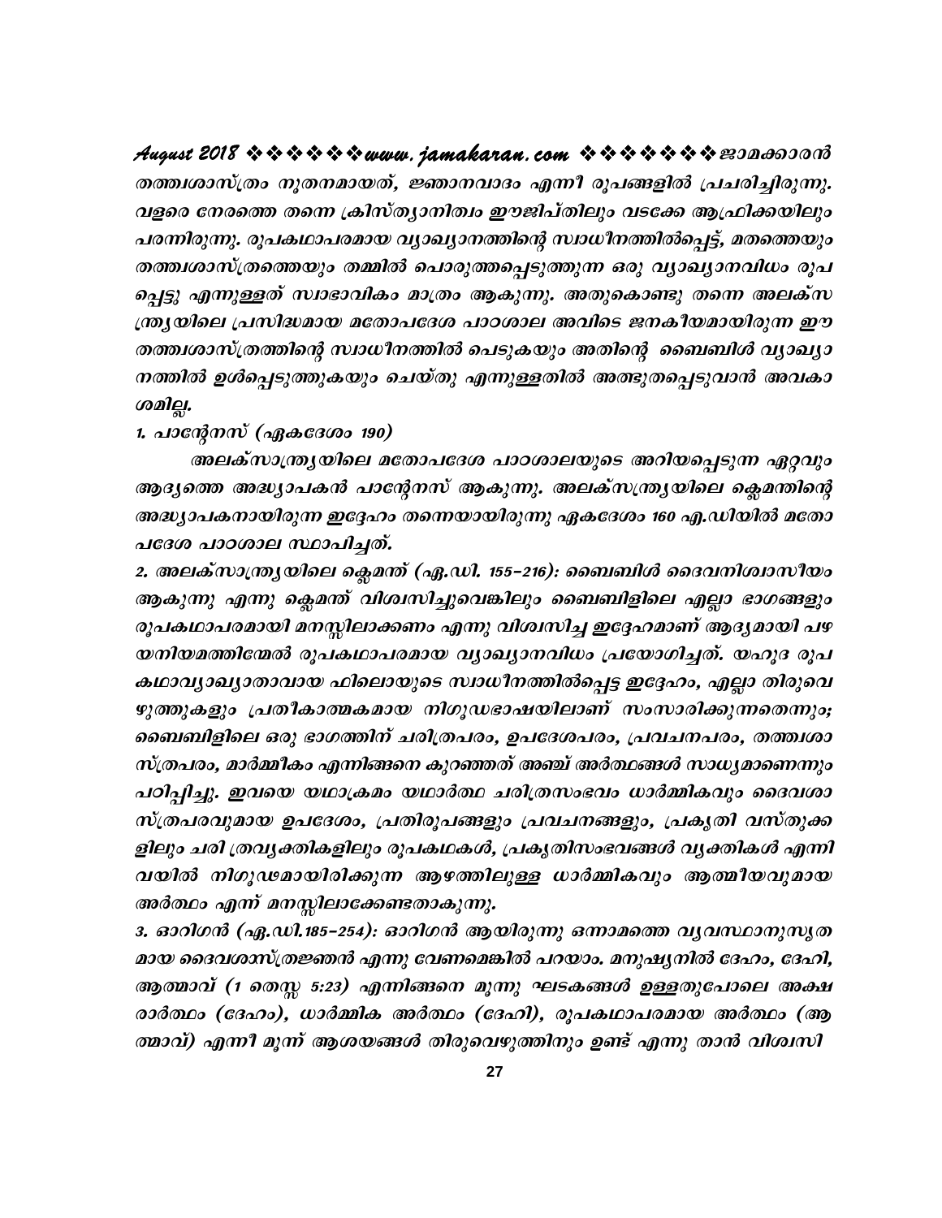തത്ത്വശാസ്ത്രം നൂതനമായത്, ജ്ഞാനവാദം എന്നീ രൂപങ്ങളിൽ പ്രചരിച്ചിരുന്നു. വളരെ നേരത്തെ തന്നെ ക്രിസ്ത്യാനിത്വം ഈജിപ്തിലും വടക്കേ ആഫ്രിക്കയിലും പരന്നിരുന്നു. രൂപകഥാപരമായ വ്യാഖ്യാനത്തിന്റെ സ്വാധീനത്തിൽപ്പെട്ട്, മതത്തെയും തത്ത്വശാസ്ത്രത്തെയും തമ്മിൽ പൊരുത്തപ്പെടുത്തുന്ന ഒരു വ്യാഖ്യാനവിധം രൂപപ്പെട്ടു എന്നുള്ളത് സ്വാഭാവികം മാത്രം ആകുന്നു. അതുകൊണ്ടു തന്നെ അലക്സന്ത്ര്യയിലെ പ്രസിദ്ധമായ മതോപദേശ പാഠശാല അവിടെ ജനകീയമായിരുന്ന ഈ തത്ത്വശാസ്ത്രത്തിന്റെ സ്വാധീനത്തിൽ പെടുകയും അതിന്റെ ബൈബിൾ വ്യാഖ്യാനത്തിൽ ഉൾപ്പെടുത്തുകയും ചെയ്തു എന്നുള്ളതിൽ അത്ഭുതപ്പെടുവാൻ അവകാശമില്ല.

1. പാന്റേനസ് (ഏകദേശം 190)

അലക്സാന്ത്ര്യയിലെ മതോപദേശ പാഠശാലയുടെ അറിയപ്പെടുന്ന ഏറ്റവും ആദ്യത്തെ അദ്ധ്യാപകൻ പാന്റേനസ് ആകുന്നു. അലക്സന്ത്ര്യയിലെ ക്ലെമന്തിന്റെ അദ്ധ്യാപകനായിരുന്ന ഇദ്ദേഹം തന്നെയായിരുന്നു ഏകദേശം 160 എ.ഡിയിൽ മതോപദേശ പാഠശാല സ്ഥാപിച്ചത്.

2. അലക്സാന്ത്ര്യയിലെ ക്ലെമന്ത് (ഏ.ഡി. 155-216): ബൈബിൾ ദൈവനിശ്വാസീയം ആകുന്നു എന്നു ക്ലെമന്ത് വിശ്വസിച്ചുവെങ്കിലും ബൈബിളിലെ എല്ലാ ഭാഗങ്ങളും രൂപകഥാപരമായി മനസ്സിലാക്കണം എന്നു വിശ്വസിച്ച ഇദ്ദേഹമാണ് ആദ്യമായി പഴയനിയമത്തിന്മേൽ രൂപകഥാപരമായ വ്യാഖ്യാനവിധം പ്രയോഗിച്ചത്. യഹൂദ രൂപകഥാവ്യാഖ്യാതാവായ ഫിലൊയുടെ സ്വാധീനത്തിൽപ്പെട്ട ഇദ്ദേഹം, എല്ലാ തിരുവെഴുത്തുകളും പ്രതീകാത്മകമായ നിഗൂഢഭാഷയിലാണ് സംസാരിക്കുന്നതെന്നും; ബൈബിളിലെ ഒരു ഭാഗത്തിന് ചരിത്രപരം, ഉപദേശപരം, പ്രവചനപരം, തത്ത്വശാസ്ത്രപരം, മാർമ്മീകം എന്നിങ്ങനെ കുറഞ്ഞത് അഞ്ച് അർത്ഥങ്ങൾ സാധ്യമാണെന്നും പഠിപ്പിച്ചു. ഇവയെ യഥാക്രമം യഥാർത്ഥ ചരിത്രസംഭവം ധാർമ്മികവും ദൈവശാസ്ത്രപരവുമായ ഉപദേശം, പ്രതിരൂപങ്ങളും പ്രവചനങ്ങളും, പ്രകൃതി വസ്തുക്കളിലും ചരി ത്രവ്യക്തികളിലും രൂപകഥകൾ, പ്രകൃതിസംഭവങ്ങൾ വ്യക്തികൾ എന്നിവയിൽ നിഗൂഢമായിരിക്കുന്ന ആഴത്തിലുള്ള ധാർമ്മികവും ആത്മീയവുമായ അർത്ഥം എന്ന് മനസ്സിലാക്കേണ്ടതാകുന്നു.

3. ഓറിഗൻ (ഏ.ഡി.185-254): ഓറിഗൻ ആയിരുന്നു ഒന്നാമത്തെ വ്യവസ്ഥാനുസൃതമായ ദൈവശാസ്ത്രജ്ഞൻ എന്നു വേണമെങ്കിൽ പറയാം. മനുഷ്യനിൽ ദേഹം, ദേഹി, ആത്മാവ് (1 തെസ്സ 5:23) എന്നിങ്ങനെ മൂന്നു ഘടകങ്ങൾ ഉള്ളതുപോലെ അക്ഷരാർത്ഥം (ദേഹം), ധാർമ്മിക അർത്ഥം (ദേഹി), രൂപകഥാപരമായ അർത്ഥം (ആത്മാവ്) എന്നീ മൂന്ന് ആശയങ്ങൾ തിരുവെഴുത്തിനും ഉണ്ട് എന്നു താൻ വിശ്വസി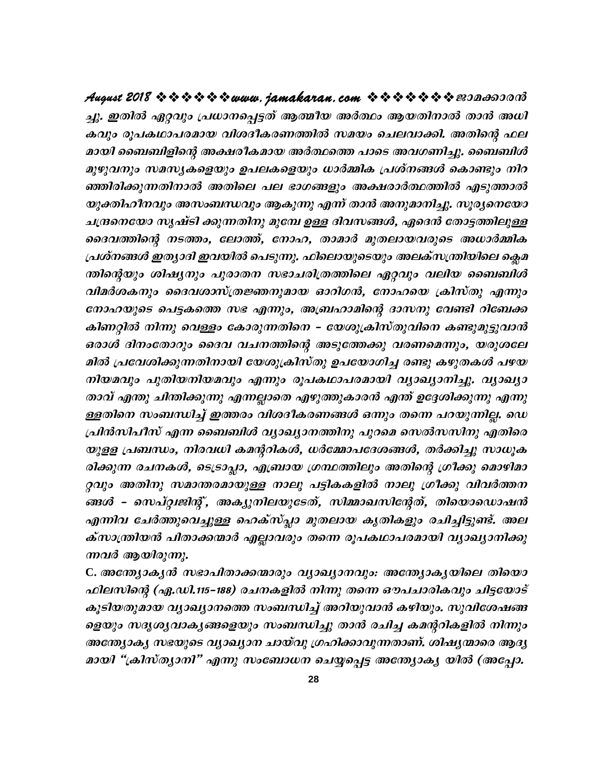ച്ചു. ഇതിൽ ഏറ്റവും പ്രധാനപ്പെട്ടത് ആത്മീയ അർത്ഥം ആയതിനാൽ താൻ അധികവും രൂപകഥാപരമായ വിശദീകരണത്തിൽ സമയം ചെലവാക്കി. അതിന്റെ ഫലമായി ബൈബിളിന്റെ അക്ഷരീകമായ അർത്ഥത്തെ പാടെ അവഗണിച്ചു. ബൈബിൾ മുഴുവനും സമസ്യകളെയും ഉപലകളെയും ധാർമ്മിക പ്രശ്നങ്ങൾ കൊണ്ടും നിറഞ്ഞിരിക്കുന്നതിനാൽ അതിലെ പല ഭാഗങ്ങളും അക്ഷരാർത്ഥത്തിൽ എടുത്താൽ യുക്തിഹീനവും അസംബന്ധവും ആകുന്നു എന്ന് താൻ അനുമാനിച്ചു. സൂര്യനെയോ ചന്ദ്രനെയോ സൃഷ്ടി ക്കുന്നതിനു മുമ്പേ ഉള്ള ദിവസങ്ങൾ, ഏദെൻ തോട്ടത്തിലുള്ള ദൈവത്തിന്റെ നടത്തം, ലോത്ത്, നോഹ, താമാർ മുതലായവരുടെ അധാർമ്മിക പ്രശ്നങ്ങൾ ഇത്യാദി ഇവയിൽ പെടുന്നു. ഫിലൊയുടെയും അലക്സന്ത്രിയിലെ ക്ലെമന്തിന്റെയും ശിഷ്യനും പുരാതന സഭാചരിത്രത്തിലെ ഏറ്റവും വലിയ ബൈബിൾ വിമർശകനും ദൈവശാസ്ത്രജ്ഞനുമായ ഓറിഗൻ, നോഹയെ ക്രിസ്തു എന്നും നോഹയുടെ പെട്ടകത്തെ സഭ എന്നും, അബ്രഹാമിന്റെ ദാസനു വേണ്ടി റിബേക്ക കിണറ്റിൽ നിന്നു വെള്ളം കോരുന്നതിനെ – യേശുക്രിസ്തുവിനെ കണ്ടുമുട്ടുവാൻ ഒരാൾ ദിനംതോറും ദൈവ വചനത്തിന്റെ അടുത്തേക്കു വരണമെന്നും, യരുശലേമിൽ പ്രവേശിക്കുന്നതിനായി യേശുക്രിസ്തു ഉപയോഗിച്ച രണ്ടു കഴുതകൾ പഴയനിയമവും പുതിയനിയമവും എന്നും രൂപകഥാപരമായി വ്യാഖ്യാനിച്ചു. വ്യാഖ്യാതാവ് എന്തു ചിന്തിക്കുന്നു എന്നല്ലാതെ എഴുത്തുകാരൻ എന്ത് ഉദ്ദേശിക്കുന്നു എന്നുള്ളതിനെ സംബന്ധിച്ച് ഇത്തരം വിശദീകരണങ്ങൾ ഒന്നും തന്നെ പറയുന്നില്ല. ഡെ പ്രിൻസിപീസ് എന്ന ബൈബിൾ വ്യാഖ്യാനത്തിനു പുറമെ സെൽസസിനു എതിരെയുള്ള പ്രബന്ധം, നിരവധി കമന്ററികൾ, ധർമ്മോപദേശങ്ങൾ, തർക്കിച്ചു സാധൂകരിക്കുന്ന രചനകൾ, ടെട്രാപ്ലാ, എബ്രായ ഗ്രന്ഥത്തിലും അതിന്റെ ഗ്രീക്കു മൊഴിമാറ്റവും അതിനു സമാന്തരമായുള്ള നാലു പട്ടികകളിൽ നാലു ഗ്രീക്കു വിവർത്തനങ്ങൾ – സെപ്റ്റ്വജിന്റ്, അക്യുനിലയുടേത്, സിമ്മാഖസിന്റേത്, തിയൊഡൊഷൻ എന്നിവ ചേർത്തുവെച്ചുള്ള ഹെക്സ്പ്ലാ മുതലായ കൃതികളും രചിച്ചിട്ടുണ്ട്. അലക്സാന്ത്രിയൻ പിതാക്കന്മാർ എല്ലാവരും തന്നെ രൂപകഥാപരമായി വ്യാഖ്യാനിക്കുന്നവർ ആയിരുന്നു.

C. അന്ത്യോക്യൻ സഭാപിതാക്കന്മാരും വ്യാഖ്യാനവും: അന്ത്യോക്യയിലെ തിയൊഫിലസിന്റെ (എ.ഡി.115–188) രചനകളിൽ നിന്നു തന്നെ ഔപചാരികവും ചിട്ടയോട് കൂടിയതുമായ വ്യാഖ്യാനത്തെ സംബന്ധിച്ച് അറിയുവാൻ കഴിയും. സുവിശേഷങ്ങളെയും സദൃശ്യവാക്യങ്ങളെയും സംബന്ധിച്ചു താൻ രചിച്ച കമന്ററികളിൽ നിന്നും അന്ത്യോക്യ സഭയുടെ വ്യാഖ്യാന ചായ്‌വു ഗ്രഹിക്കാവുന്നതാണ്. ശിഷ്യന്മാരെ ആദ്യമായി "ക്രിസ്ത്യാനി" എന്നു സംബോധന ചെയ്യപ്പെട്ട അന്ത്യോക്യ യിൽ (അപ്പോ.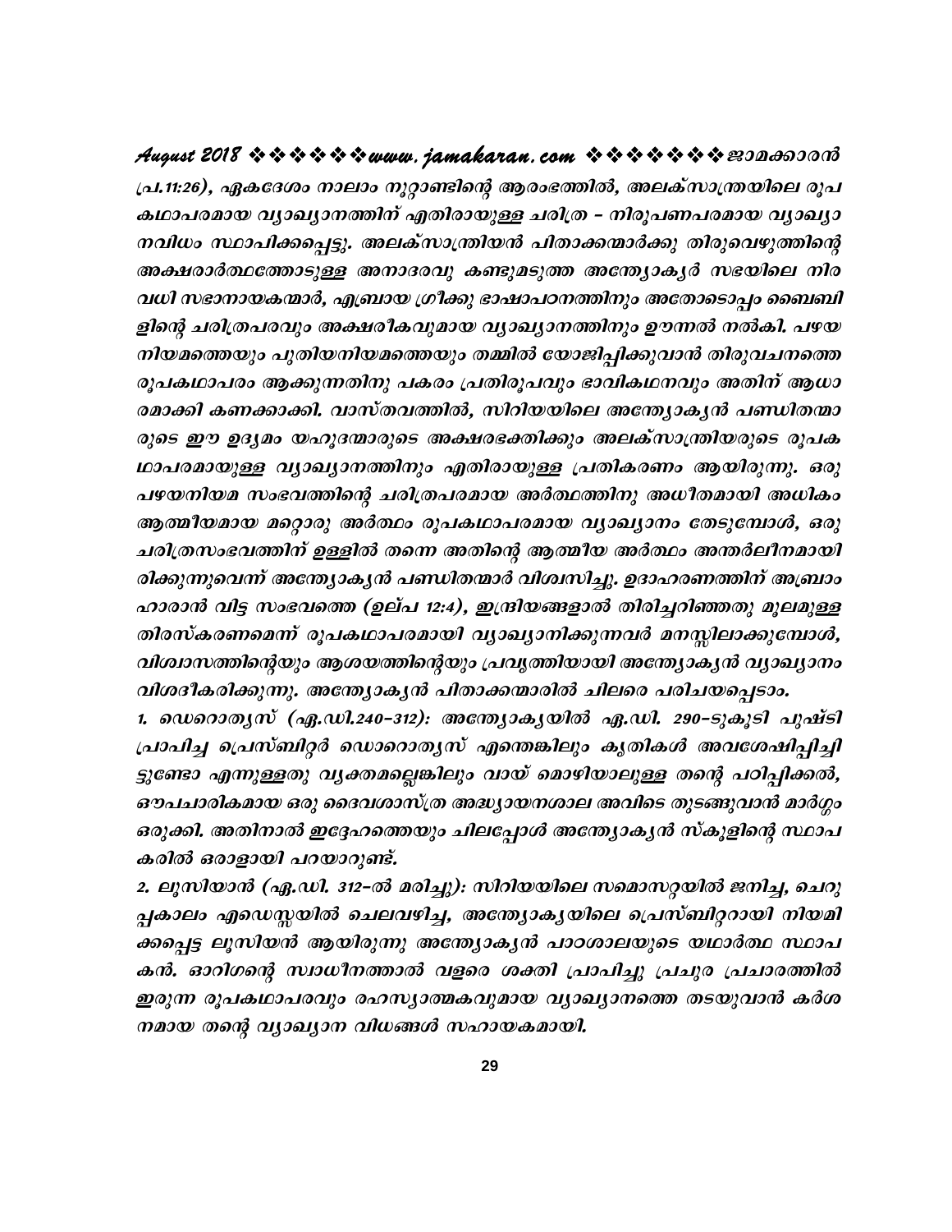(പ്ര.11:26), ഏകദേശം നാലാം നൂറ്റാണ്ടിന്റെ ആരംഭത്തിൽ, അലക്സാന്ത്രയിലെ രൂപകഥാപരമായ വ്യാഖ്യാനത്തിന് എതിരായുള്ള ചരിത്ര – നിരൂപണപരമായ വ്യാഖ്യാനവിധം സ്ഥാപിക്കപ്പെട്ടു. അലക്സാന്ത്രിയൻ പിതാക്കന്മാർക്കു തിരുവെഴുത്തിന്റെ അക്ഷരാർത്ഥത്തോടുള്ള അനാദരവു കണ്ടുമടുത്ത അന്ത്യോക്യർ സഭയിലെ നിരവധി സഭാനായകന്മാർ, എബ്രായ ഗ്രീക്കു ഭാഷാപഠനത്തിനും അതോടൊപ്പം ബൈബിളിന്റെ ചരിത്രപരവും അക്ഷരീകവുമായ വ്യാഖ്യാനത്തിനും ഊന്നൽ നൽകി. പഴയനിയമത്തെയും പുതിയനിയമത്തെയും തമ്മിൽ യോജിപ്പിക്കുവാൻ തിരുവചനത്തെ രൂപകഥാപരം ആക്കുന്നതിനു പകരം പ്രതിരൂപവും ഭാവികഥനവും അതിന് ആധാരമാക്കി കണക്കാക്കി. വാസ്തവത്തിൽ, സിറിയയിലെ അന്ത്യോക്യൻ പണ്ഡിതന്മാരുടെ ഈ ഉദ്യമം യഹൂദന്മാരുടെ അക്ഷരഭക്തിക്കും അലക്സാന്ത്രിയരുടെ രൂപകഥാപരമായുള്ള വ്യാഖ്യാനത്തിനും എതിരായുള്ള പ്രതികരണം ആയിരുന്നു. ഒരു പഴയനിയമ സംഭവത്തിന്റെ ചരിത്രപരമായ അർത്ഥത്തിനു അധീതമായി അധികം ആത്മീയമായ മറ്റൊരു അർത്ഥം രൂപകഥാപരമായ വ്യാഖ്യാനം തേടുമ്പോൾ, ഒരു ചരിത്രസംഭവത്തിന് ഉള്ളിൽ തന്നെ അതിന്റെ ആത്മീയ അർത്ഥം അന്തർലീനമായിരിക്കുന്നുവെന്ന് അന്ത്യോക്യൻ പണ്ഡിതന്മാർ വിശ്വസിച്ചു. ഉദാഹരണത്തിന് അബ്രാംഹാരാൻ വിട്ട സംഭവത്തെ (ഉല്പ 12:4), ഇന്ദ്രിയങ്ങളാൽ തിരിച്ചറിഞ്ഞതു മൂലമുള്ള തിരസ്കരണമെന്ന് രൂപകഥാപരമായി വ്യാഖ്യാനിക്കുന്നവർ മനസ്സിലാക്കുമ്പോൾ, വിശ്വാസത്തിന്റെയും ആശയത്തിന്റെയും പ്രവൃത്തിയായി അന്ത്യോക്യൻ വ്യാഖ്യാനം വിശദീകരിക്കുന്നു. അന്ത്യോക്യൻ പിതാക്കന്മാരിൽ ചിലരെ പരിചയപ്പെടാം.

1. ഡെറൊത്യസ് (ഏ.ഡി.240–312): അന്ത്യോക്യയിൽ ഏ.ഡി. 290–ടുകൂടി പുഷ്ടി പ്രാപിച്ച പ്രെസ്ബിറ്റർ ഡൊറൊത്യസ് എന്തെങ്കിലും കൃതികൾ അവശേഷിപ്പിച്ചിട്ടുണ്ടോ എന്നുള്ളതു വ്യക്തമല്ലെങ്കിലും വായ് മൊഴിയാലുള്ള തന്റെ പഠിപ്പിക്കൽ, ഔപചാരികമായ ഒരു ദൈവശാസ്ത്ര അദ്ധ്യായനശാല അവിടെ തുടങ്ങുവാൻ മാർഗ്ഗം ഒരുക്കി. അതിനാൽ ഇദ്ദേഹത്തെയും ചിലപ്പോൾ അന്ത്യോക്യൻ സ്കൂളിന്റെ സ്ഥാപകരിൽ ഒരാളായി പറയാറുണ്ട്.

2. ലൂസിയാൻ (ഏ.ഡി. 312–ൽ മരിച്ചു): സിറിയയിലെ സമൊസറ്റയിൽ ജനിച്ച, ചെറുപ്പകാലം എഡെസ്സയിൽ ചെലവഴിച്ച, അന്ത്യോക്യയിലെ പ്രെസ്ബിറ്ററായി നിയമിക്കപ്പെട്ട ലൂസിയൻ ആയിരുന്നു അന്ത്യോക്യൻ പാഠശാലയുടെ യഥാർത്ഥ സ്ഥാപകൻ. ഓറിഗന്റെ സ്വാധീനത്താൽ വളരെ ശക്തി പ്രാപിച്ചു പ്രചുര പ്രചാരത്തിൽ ഇരുന്ന രൂപകഥാപരവും രഹസ്യാത്മകവുമായ വ്യാഖ്യാനത്തെ തടയുവാൻ കർശനമായ തന്റെ വ്യാഖ്യാന വിധങ്ങൾ സഹായകമായി.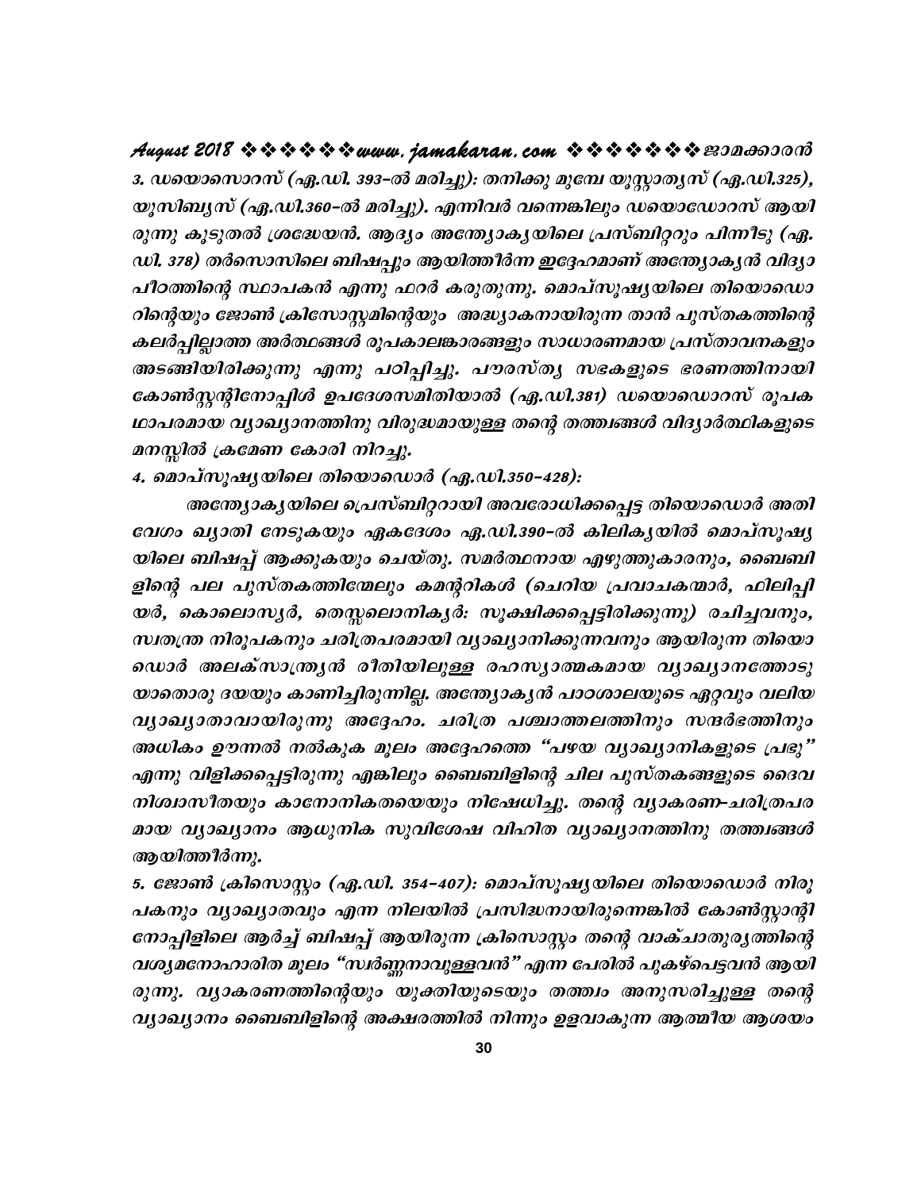3. ഡയൊസൊറാസ് (ഏ.ഡി. 393-ൽ മരിച്ചു): തനിക്കു മുമ്പേ യൂസ്റ്റാത്യസ് (ഏ.ഡി.325), യൂസിബ്യസ് (ഏ.ഡി.360-ൽ മരിച്ചു). എന്നിവർ വന്നെങ്കിലും ഡയൊഡോറസ് ആയിരുന്നു കൂടുതൽ ശ്രദ്ധേയൻ. ആദ്യം അന്ത്യോക്യയിലെ പ്രസ്ബിറ്ററും പിന്നീടു (ഏ.ഡി. 378) തർസൊസിലെ ബിഷപ്പും ആയിത്തീർന്ന ഇദ്ദേഹമാണ് അന്ത്യോക്യൻ വിദ്യാപീഠത്തിന്റെ സ്ഥാപകൻ എന്നു ഫറർ കരുതുന്നു. മൊപ്സൂഷ്യയിലെ തിയൊഡൊറിന്റെയും ജോൺ ക്രിസോസ്റ്റമിന്റെയും അദ്ധ്യാകനായിരുന്ന താൻ പുസ്തകത്തിന്റെ കലർപ്പില്ലാത്ത അർത്ഥങ്ങൾ രൂപകാലങ്കാരങ്ങളും സാധാരണമായ പ്രസ്താവനകളും അടങ്ങിയിരിക്കുന്നു എന്നു പഠിപ്പിച്ചു. പൗരസ്ത്യ സഭകളുടെ ഭരണത്തിനായി കോൺസ്റ്റന്റിനോപ്പിൾ ഉപദേശസമിതിയാൽ (ഏ.ഡി.381) ഡയൊഡൊറസ് രൂപകഥാപരമായ വ്യാഖ്യാനത്തിനു വിരുദ്ധമായുള്ള തന്റെ തത്ത്വങ്ങൾ വിദ്യാർത്ഥികളുടെ മനസ്സിൽ ക്രമേണ കോരി നിറച്ചു.

4. മൊപ്സൂഷ്യയിലെ തിയൊഡൊർ (ഏ.ഡി.350-428):

അന്ത്യോക്യയിലെ പ്രെസ്ബിറ്ററായി അവരോധിക്കപ്പെട്ട തിയൊഡൊർ അതിവേഗം ഖ്യാതി നേടുകയും ഏകദേശം ഏ.ഡി.390-ൽ കിലിക്യയിൽ മൊപ്സുഷ്യയിലെ ബിഷപ്പ് ആക്കുകയും ചെയ്തു. സമർത്ഥനായ എഴുത്തുകാരനും, ബൈബിളിന്റെ പല പുസ്തകത്തിന്മേലും കമന്ററികൾ (ചെറിയ പ്രവാചകന്മാർ, ഫിലിപ്പിയർ, കൊലൊസ്യർ, തെസ്സലൊനിക്യർ: സൂക്ഷിക്കപ്പെട്ടിരിക്കുന്നു) രചിച്ചവനും, സ്വതന്ത്ര നിരൂപകനും ചരിത്രപരമായി വ്യാഖ്യാനിക്കുന്നവനും ആയിരുന്ന തിയൊഡൊർ അലക്സാന്ത്ര്യൻ രീതിയിലുള്ള രഹസ്യാത്മകമായ വ്യാഖ്യാനത്തോടു യാതൊരു ദയയും കാണിച്ചിരുന്നില്ല. അന്ത്യോക്യൻ പാഠശാലയുടെ ഏറ്റവും വലിയ വ്യാഖ്യാതാവായിരുന്നു അദ്ദേഹം. ചരിത്ര പശ്ചാത്തലത്തിനും സന്ദർഭത്തിനും അധികം ഊന്നൽ നൽകുക മൂലം അദ്ദേഹത്തെ "പഴയ വ്യാഖ്യാനികളുടെ പ്രഭു" എന്നു വിളിക്കപ്പെട്ടിരുന്നു എങ്കിലും ബൈബിളിന്റെ ചില പുസ്തകങ്ങളുടെ ദൈവനിശ്വാസീതയും കാനോനികതയെയും നിഷേധിച്ചു. തന്റെ വ്യാകരണ-ചരിത്രപരമായ വ്യാഖ്യാനം ആധുനിക സുവിശേഷ വിഹിത വ്യാഖ്യാനത്തിനു തത്ത്വങ്ങൾ ആയിത്തീർന്നു.

5. ജോൺ ക്രിസൊസ്റ്റം (ഏ.ഡി. 354-407): മൊപ്സൂഷ്യയിലെ തിയൊഡൊർ നിരൂപകനും വ്യാഖ്യാതവും എന്ന നിലയിൽ പ്രസിദ്ധനായിരുന്നെങ്കിൽ കോൺസ്റ്റാന്റിനോപ്പിളിലെ ആർച്ച് ബിഷപ്പ് ആയിരുന്ന ക്രിസൊസ്റ്റം തന്റെ വാക്ചാതുര്യത്തിന്റെ വശ്യമനോഹാരിത മൂലം "സ്വർണ്ണനാവുള്ളവൻ" എന്ന പേരിൽ പുകഴ്പെട്ടവൻ ആയിരുന്നു. വ്യാകരണത്തിന്റെയും യുക്തിയുടെയും തത്ത്വം അനുസരിച്ചുള്ള തന്റെ വ്യാഖ്യാനം ബൈബിളിന്റെ അക്ഷരത്തിൽ നിന്നും ഉളവാകുന്ന ആത്മീയ ആശയം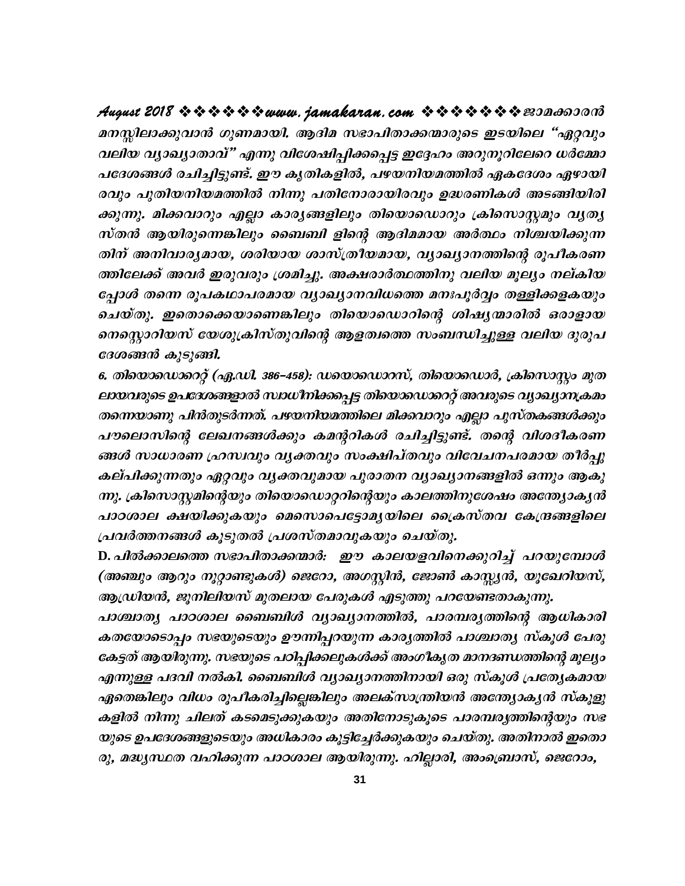മനസ്സിലാക്കുവാൻ ഗുണമായി. ആദിമ സഭാപിതാക്കന്മാരുടെ ഇടയിലെ "ഏറ്റവും വലിയ വ്യാഖ്യാതാവ്" എന്നു വിശേഷിപ്പിക്കപ്പെട്ട ഇദ്ദേഹം അറുനൂറിലേറെ ധർമ്മോപദേശങ്ങൾ രചിച്ചിട്ടുണ്ട്. ഈ കൃതികളിൽ, പഴയനിയമത്തിൽ ഏകദേശം ഏഴായിരവും പുതിയനിയമത്തിൽ നിന്നു പതിനോരായിരവും ഉദ്ധരണികൾ അടങ്ങിയിരിക്കുന്നു. മിക്കവാറും എല്ലാ കാര്യങ്ങളിലും തിയൊഡൊറും ക്രിസൊസ്റ്റമും വ്യത്യസ്തൻ ആയിരുന്നെങ്കിലും ബൈബി ളിന്റെ ആദിമമായ അർത്ഥം നിശ്ചയിക്കുന്നതിന് അനിവാര്യമായ, ശരിയായ ശാസ്ത്രീയമായ, വ്യാഖ്യാനത്തിന്റെ രൂപീകരണത്തിലേക്ക് അവർ ഇരുവരും ശ്രമിച്ചു. അക്ഷരാർത്ഥത്തിനു വലിയ മൂല്യം നല്കിയപ്പോൾ തന്നെ രൂപകഥാപരമായ വ്യാഖ്യാനവിധത്തെ മനഃപൂർവ്വം തള്ളിക്കളകയും ചെയ്തു. ഇതൊക്കെയാണെങ്കിലും തിയൊഡൊറിന്റെ ശിഷ്യന്മാരിൽ ഒരാളായ നെസ്റ്റൊറിയസ് യേശുക്രിസ്തുവിന്റെ ആളത്വത്തെ സംബന്ധിച്ചുള്ള വലിയ ദുരുപദേശങ്ങൻ കുടുങ്ങി.

6. തിയൊഡൊറെറ്റ് (എ.ഡി. 386-458): ഡയൊഡൊറസ്, തിയൊഡൊർ, ക്രിസൊസ്റ്റം മുതലായവരുടെ ഉപദേശങ്ങളാൽ സ്വാധീനിക്കപ്പെട്ട തിയൊഡൊറെറ്റ് അവരുടെ വ്യാഖ്യാനക്രമം തന്നെയാണു പിൻതുടർന്നത്. പഴയനിയമത്തിലെ മിക്കവാറും എല്ലാ പുസ്തകങ്ങൾക്കും പൗലൊസിന്റെ ലേഖനങ്ങൾക്കും കമന്ററികൾ രചിച്ചിട്ടുണ്ട്. തന്റെ വിശദീകരണങ്ങൾ സാധാരണ ഹ്രസ്വവും വ്യക്തവും സംക്ഷിപ്തവും വിവേചനപരമായ തീർപ്പു കല്പിക്കുന്നതും ഏറ്റവും വ്യക്തവുമായ പുരാതന വ്യാഖ്യാനങ്ങളിൽ ഒന്നും ആകുന്നു. ക്രിസൊസ്റ്റമിന്റെയും തിയൊഡൊറ്ററിന്റെയും കാലത്തിനുശേഷം അന്ത്യോക്യൻ പാഠശാല ക്ഷയിക്കുകയും മെസൊപെട്ടോമ്യയിലെ ക്രൈസ്തവ കേന്ദ്രങ്ങളിലെ പ്രവർത്തനങ്ങൾ കൂടുതൽ പ്രശസ്തമാവുകയും ചെയ്തു.

D. പിൽക്കാലത്തെ സഭാപിതാക്കന്മാർ: ഈ കാലയളവിനെക്കുറിച്ച് പറയുമ്പോൾ (അഞ്ചും ആറും നൂറ്റാണ്ടുകൾ) ജെറോ, അഗസ്റ്റിൻ, ജോൺ കാസ്സ്യൻ, യൂഖേറിയസ്, ആഡ്രിയൻ, ജൂനിലിയസ് മുതലായ പേരുകൾ എടുത്തു പറയേണ്ടതാകുന്നു.

പാശ്ചാത്യ പാഠശാല ബൈബിൾ വ്യാഖ്യാനത്തിൽ, പാരമ്പര്യത്തിന്റെ ആധികാരികതയോടൊപ്പം സഭയുടെയും ഊന്നിപ്പറയുന്ന കാര്യത്തിൽ പാശ്ചാത്യ സ്കൂൾ പേരുകേട്ടത് ആയിരുന്നു. സഭയുടെ പഠിപ്പിക്കലുകൾക്ക് അംഗീകൃത മാനദണ്ഡത്തിന്റെ മൂല്യം എന്നുള്ള പദവി നൽകി. ബൈബിൾ വ്യാഖ്യാനത്തിനായി ഒരു സ്കൂൾ പ്രത്യേകമായ ഏതെങ്കിലും വിധം രൂപീകരിച്ചില്ലെങ്കിലും അലക്സാന്ത്രിയൻ അന്ത്യോക്യൻ സ്കൂളുകളിൽ നിന്നു ചിലത് കടമെടുക്കുകയും അതിനോടുകൂടെ പാരമ്പര്യത്തിന്റെയും സഭയുടെ ഉപദേശങ്ങളുടെയും അധികാരം കൂട്ടിച്ചേർക്കുകയും ചെയ്തു. അതിനാൽ ഇതൊരു, മദ്ധ്യസ്ഥത വഹിക്കുന്ന പാഠശാല ആയിരുന്നു. ഹില്ലാരി, അംബ്രോസ്, ജെറോം,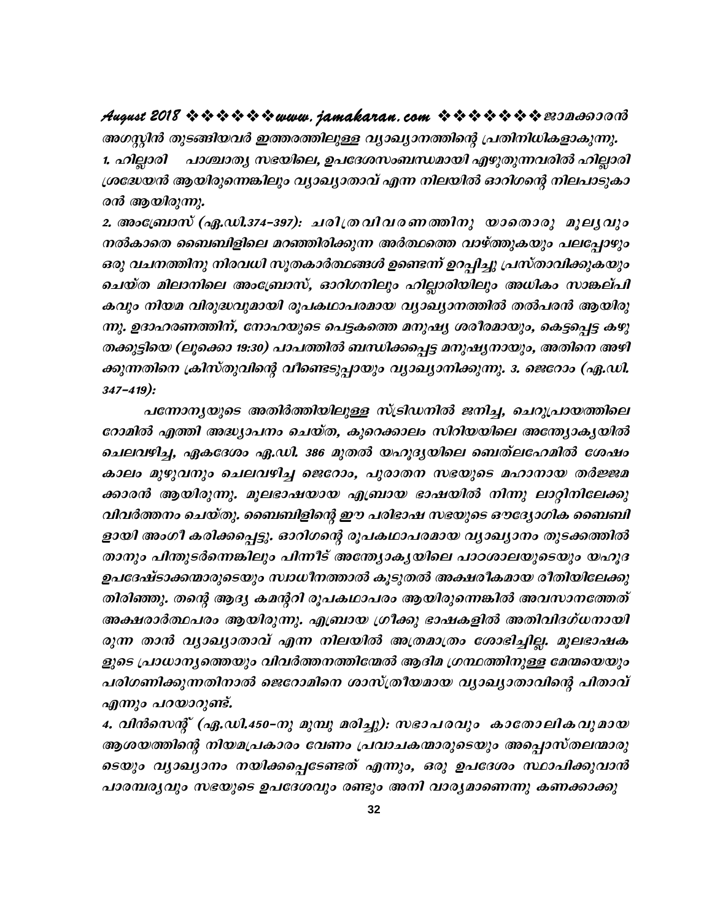അഗസ്റ്റിൻ തുടങ്ങിയവർ ഇത്തരത്തിലുള്ള വ്യാഖ്യാനത്തിന്റെ പ്രതിനിധികളാകുന്നു.

1. ഹില്ലാരി    പാശ്ചാത്യ സഭയിലെ, ഉപദേശസംബന്ധമായി എഴുതുന്നവരിൽ ഹില്ലാരി ശ്രദ്ധേയൻ ആയിരുന്നെങ്കിലും വ്യാഖ്യാതാവ് എന്ന നിലയിൽ ഓറിഗന്റെ നിലപാടുകാരൻ ആയിരുന്നു.

2. അംബ്രോസ് (എ.ഡി.374-397): ചരിത്രവിവരണത്തിനു യാതൊരു മൂല്യവും നൽകാതെ ബൈബിളിലെ മറഞ്ഞിരിക്കുന്ന അർത്ഥത്തെ വാഴ്ത്തുകയും പലപ്പോഴും ഒരു വചനത്തിനു നിരവധി സൂതകാർത്ഥങ്ങൾ ഉണ്ടെന്ന് ഉറപ്പിച്ചു പ്രസ്താവിക്കുകയും ചെയ്ത മിലാനിലെ അംബ്രോസ്, ഓറിഗനിലും ഹില്ലാരിയിലും അധികം സാങ്കല്പികവും നിയമ വിരുദ്ധവുമായി രൂപകഥാപരമായ വ്യാഖ്യാനത്തിൽ തൽപരൻ ആയിരുന്നു. ഉദാഹരണത്തിന്, നോഹയുടെ പെട്ടകത്തെ മനുഷ്യ ശരീരമായും, കെട്ടപ്പെട്ട കഴുതക്കുട്ടിയെ (ലൂക്കൊ 19:30) പാപത്തിൽ ബന്ധിക്കപ്പെട്ട മനുഷ്യനായും, അതിനെ അഴിക്കുന്നതിനെ ക്രിസ്തുവിന്റെ വീണ്ടെടുപ്പായും വ്യാഖ്യാനിക്കുന്നു. 3. ജെറോം (എ.ഡി. 347-419):

പന്നോന്യയുടെ അതിർത്തിയിലുള്ള സ്ട്രിഡനിൽ ജനിച്ച, ചെറുപ്രായത്തിലെ റോമിൽ എത്തി അദ്ധ്യാപനം ചെയ്ത, കുറെക്കാലം സിറിയയിലെ അന്ത്യോക്യയിൽ ചെലവഴിച്ച, ഏകദേശം എ.ഡി. 386 മുതൽ യഹൂദ്യയിലെ ബെത്ലഹേമിൽ ശേഷം കാലം മുഴുവനും ചെലവഴിച്ച ജെറോം, പുരാതന സഭയുടെ മഹാനായ തർജ്ജമക്കാരൻ ആയിരുന്നു. മൂലഭാഷയായ എബ്രായ ഭാഷയിൽ നിന്നു ലാറ്റിനിലേക്കു വിവർത്തനം ചെയ്തു. ബൈബിളിന്റെ ഈ പരിഭാഷ സഭയുടെ ഔദ്യോഗിക ബൈബിളായി അംഗീ കരിക്കപ്പെട്ടു. ഓറിഗന്റെ രൂപകഥാപരമായ വ്യാഖ്യാനം തുടക്കത്തിൽ താനും പിന്തുടർന്നെങ്കിലും പിന്നീട് അന്ത്യോക്യയിലെ പാഠശാലയുടെയും യഹൂദ ഉപദേഷ്ടാക്കന്മാരുടെയും സ്വാധീനത്താൽ കൂടുതൽ അക്ഷരീകമായ രീതിയിലേക്കു തിരിഞ്ഞു. തന്റെ ആദ്യ കമന്ററി രൂപകഥാപരം ആയിരുന്നെങ്കിൽ അവസാനത്തേത് അക്ഷരാർത്ഥപരം ആയിരുന്നു. എബ്രായ ഗ്രീക്കു ഭാഷകളിൽ അതിവിദഗ്ധനായിരുന്ന താൻ വ്യാഖ്യാതാവ് എന്ന നിലയിൽ അത്രമാത്രം ശോഭിച്ചില്ല. മൂലഭാഷകളുടെ പ്രാധാന്യത്തെയും വിവർത്തനത്തിന്മേൽ ആദിമ ഗ്രന്ഥത്തിനുള്ള മേന്മയെയും പരിഗണിക്കുന്നതിനാൽ ജെറോമിനെ ശാസ്ത്രീയമായ വ്യാഖ്യാതാവിന്റെ പിതാവ് എന്നും പറയാറുണ്ട്.

4. വിൻസെന്റ് (എ.ഡി.450-നു മുമ്പു മരിച്ചു): സഭാപരവും കാതോലികവുമായ ആശയത്തിന്റെ നിയമപ്രകാരം വേണം പ്രവാചകന്മാരുടെയും അപ്പൊസ്തലന്മാരുടെയും വ്യാഖ്യാനം നയിക്കപ്പെടേണ്ടത് എന്നും, ഒരു ഉപദേശം സ്ഥാപിക്കുവാൻ പാരമ്പര്യവും സഭയുടെ ഉപദേശവും രണ്ടും അനി വാര്യമാണെന്നു കണക്കാക്കു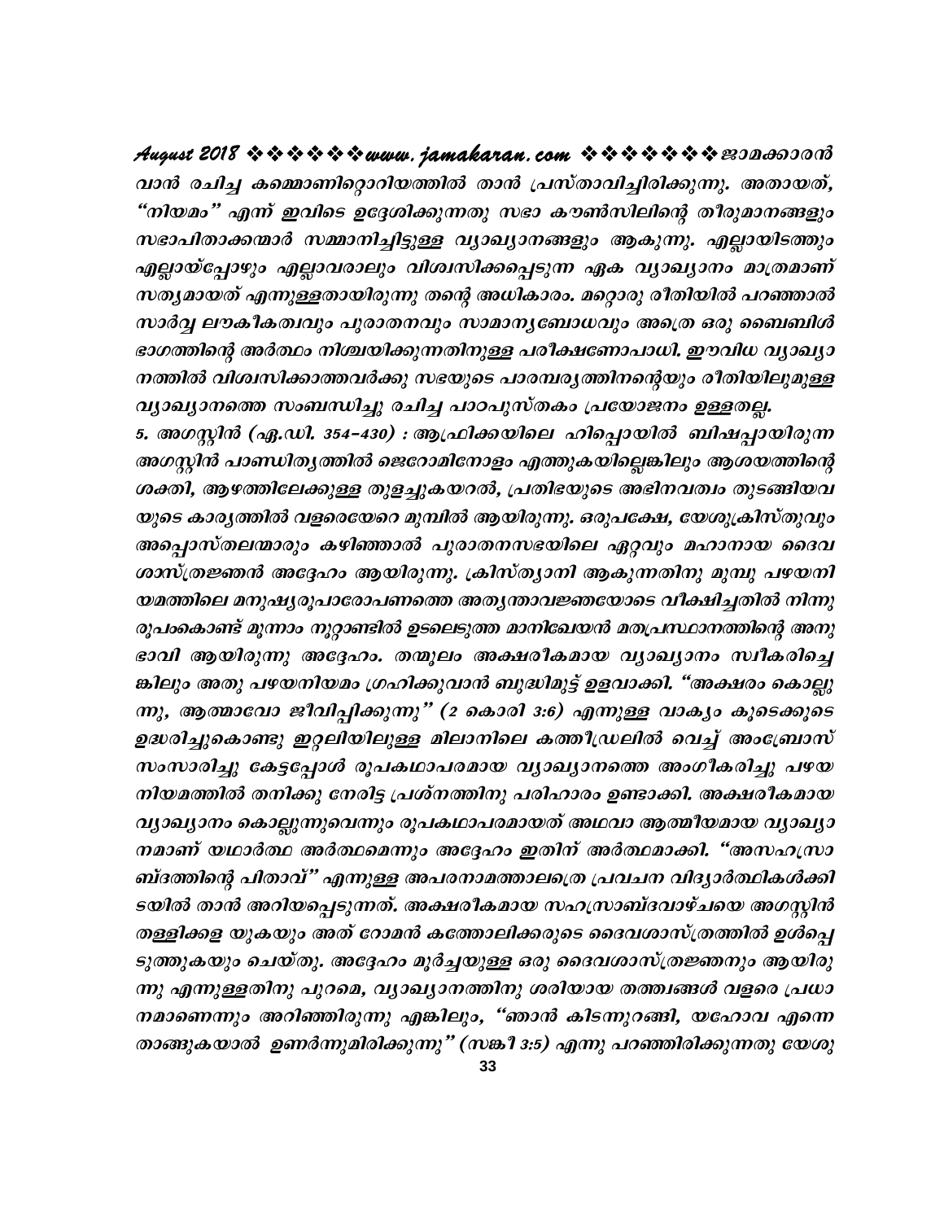വാൻ രചിച്ച കമ്മെൻണിറ്റൊറിയത്തിൽ താൻ പ്രസ്താവിച്ചിരിക്കുന്നു. അതായത്, "നിയമം" എന്ന് ഇവിടെ ഉദ്ദേശിക്കുന്നതു സഭാ കൗൺസിലിന്റെ തീരുമാനങ്ങളും സഭാപിതാക്കന്മാർ സമ്മാനിച്ചിട്ടുള്ള വ്യാഖ്യാനങ്ങളും ആകുന്നു. എല്ലായിടത്തും എല്ലായ്പ്പോഴും എല്ലാവരാലും വിശ്വസിക്കപ്പെടുന്ന ഏക വ്യാഖ്യാനം മാത്രമാണ് സത്യമായത് എന്നുള്ളതായിരുന്നു തന്റെ അധികാരം. മറ്റൊരു രീതിയിൽ പറഞ്ഞാൽ സാർവ്വ ലൗകീകത്വവും പുരാതനവും സാമാന്യബോധവും അത്രെ ഒരു ബൈബിൾ ഭാഗത്തിന്റെ അർത്ഥം നിശ്ചയിക്കുന്നതിനുള്ള പരീക്ഷണോപാധി. ഈവിധ വ്യാഖ്യാനത്തിൽ വിശ്വസിക്കാത്തവർക്കു സഭയുടെ പാരമ്പര്യത്തിനന്റെയും രീതിയിലുമുള്ള വ്യാഖ്യാനത്തെ സംബന്ധിച്ചു രചിച്ച പാഠപുസ്തകം പ്രയോജനം ഉള്ളതല്ല.

5. അഗസ്റ്റിൻ (എ.ഡി. 354-430) : ആഫ്രിക്കയിലെ ഹിപ്പൊയിൽ ബിഷപ്പായിരുന്ന അഗസ്റ്റിൻ പാണ്ഡിത്യത്തിൽ ജെറോമിനോളം എത്തുകയില്ലെങ്കിലും ആശയത്തിന്റെ ശക്തി, ആഴത്തിലേക്കുള്ള തുളച്ചുകയറൽ, പ്രതിഭയുടെ അഭിനവത്വം തുടങ്ങിയവയുടെ കാര്യത്തിൽ വളരെയേറെ മുമ്പിൽ ആയിരുന്നു. ഒരുപക്ഷേ, യേശുക്രിസ്തുവും അപ്പൊസ്തലന്മാരും കഴിഞ്ഞാൽ പുരാതനസഭയിലെ ഏറ്റവും മഹാനായ ദൈവശാസ്ത്രജ്ഞൻ അദ്ദേഹം ആയിരുന്നു. ക്രിസ്ത്യാനി ആകുന്നതിനു മുമ്പു പഴയനിയമത്തിലെ മനുഷ്യരൂപാരോപണത്തെ അത്യന്താവജ്ഞയോടെ വീക്ഷിച്ചതിൽ നിന്നു രൂപംകൊണ്ട് മൂന്നാം നൂറ്റാണ്ടിൽ ഉടലെടുത്ത മാനിഖേയൻ മതപ്രസ്ഥാനത്തിന്റെ അനുഭാവി ആയിരുന്നു അദ്ദേഹം. തന്മൂലം അക്ഷരീകമായ വ്യാഖ്യാനം സ്വീകരിച്ചെങ്കിലും അതു പഴയനിയമം ഗ്രഹിക്കുവാൻ ബുദ്ധിമുട്ട് ഉളവാക്കി. "അക്ഷരം കൊല്ലുന്നു, ആത്മാവോ ജീവിപ്പിക്കുന്നു" (2 കൊരി 3:6) എന്നുള്ള വാക്യം കൂടെക്കൂടെ ഉദ്ധരിച്ചുകൊണ്ടു ഇറ്റലിയിലുള്ള മിലാനിലെ കത്തീഡ്രലിൽ വെച്ച് അംബ്രോസ് സംസാരിച്ചു കേട്ടപ്പോൾ രൂപകഥാപരമായ വ്യാഖ്യാനത്തെ അംഗീകരിച്ചു പഴയനിയമത്തിൽ തനിക്കു നേരിട്ട പ്രശ്നത്തിനു പരിഹാരം ഉണ്ടാക്കി. അക്ഷരീകമായ വ്യാഖ്യാനം കൊല്ലുന്നുവെന്നും രൂപകഥാപരമായത് അഥവാ ആത്മീയമായ വ്യാഖ്യാനമാണ് യഥാർത്ഥ അർത്ഥമെന്നും അദ്ദേഹം ഇതിന് അർത്ഥമാക്കി. "അസഹസ്രാബ്ദത്തിന്റെ പിതാവ്" എന്നുള്ള അപരനാമത്താലത്രെ പ്രവചന വിദ്യാർത്ഥികൾക്കിടയിൽ താൻ അറിയപ്പെടുന്നത്. അക്ഷരീകമായ സഹസ്രാബ്ദവാഴ്ചയെ അഗസ്റ്റിൻ തള്ളിക്കളയുകയും അത് റോമൻ കത്തോലിക്കരുടെ ദൈവശാസ്ത്രത്തിൽ ഉൾപ്പെടുത്തുകയും ചെയ്തു. അദ്ദേഹം മൂർച്ചയുള്ള ഒരു ദൈവശാസ്ത്രജ്ഞനും ആയിരുന്നു എന്നുള്ളതിനു പുറമെ, വ്യാഖ്യാനത്തിനു ശരിയായ തത്ത്വങ്ങൾ വളരെ പ്രധാനമാണെന്നും അറിഞ്ഞിരുന്നു എങ്കിലും, "ഞാൻ കിടന്നുറങ്ങി, യഹോവ എന്നെ താങ്ങുകയാൽ ഉണർന്നുമിരിക്കുന്നു" (സങ്കീ 3:5) എന്നു പറഞ്ഞിരിക്കുന്നതു യേശു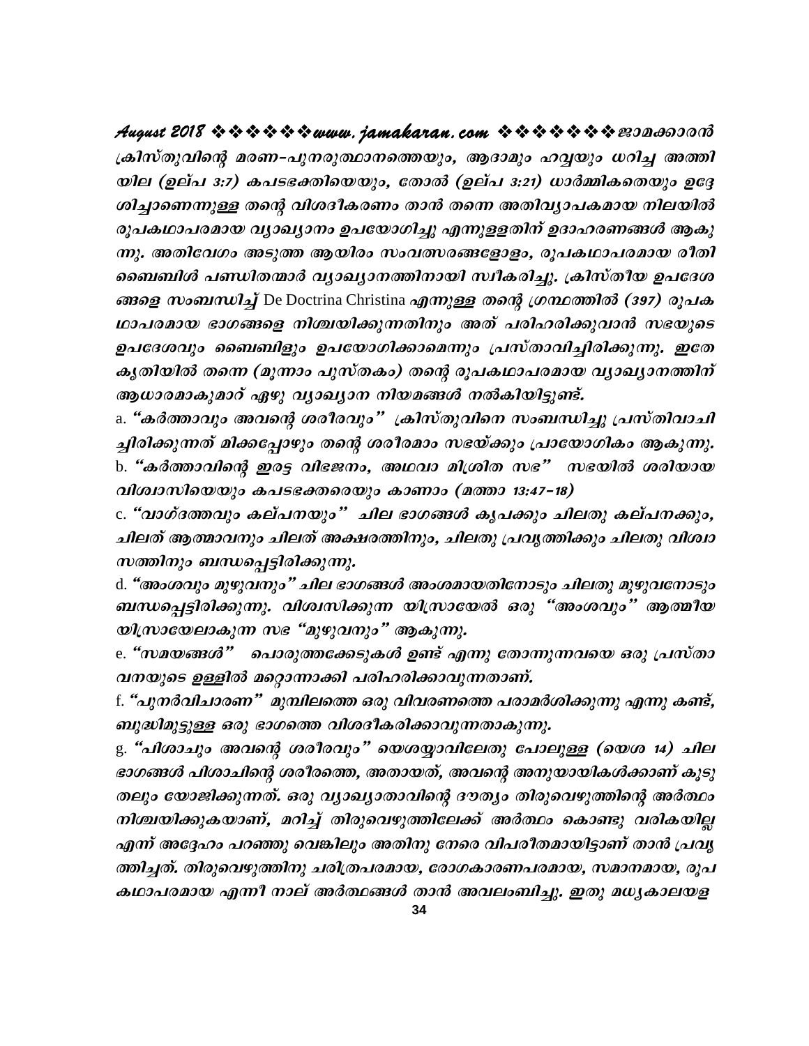ക്രിസ്തുവിന്റെ മരണ-പുനരുത്ഥാനത്തെയും, ആദാമും ഹവ്വയും ധരിച്ച അത്തിയില (ഉല്പ 3:7) കപടഭക്തിയെയും, തോൽ (ഉല്പ 3:21) ധാർമ്മികതെയും ഉദ്ദേശിച്ചാണെന്നുള്ള തന്റെ വിശദീകരണം താൻ തന്നെ അതിവ്യാപകമായ നിലയിൽ രൂപകഥാപരമായ വ്യാഖ്യാനം ഉപയോഗിച്ചു എന്നുള്ളതിന് ഉദാഹരണങ്ങൾ ആകുന്നു. അതിവേഗം അടുത്ത ആയിരം സംവത്സരങ്ങളോളം, രൂപകഥാപരമായ രീതി ബൈബിൾ പണ്ഡിതന്മാർ വ്യാഖ്യാനത്തിനായി സ്വീകരിച്ചു. ക്രിസ്തീയ ഉപദേശങ്ങളെ സംബന്ധിച്ച് De Doctrina Christina എന്നുള്ള തന്റെ ഗ്രന്ഥത്തിൽ (397) രൂപകഥാപരമായ ഭാഗങ്ങളെ നിശ്ചയിക്കുന്നതിനും അത് പരിഹരിക്കുവാൻ സഭയുടെ ഉപദേശവും ബൈബിളും ഉപയോഗിക്കാമെന്നും പ്രസ്താവിച്ചിരിക്കുന്നു. ഇതേ കൃതിയിൽ തന്നെ (മൂന്നാം പുസ്തകം) തന്റെ രൂപകഥാപരമായ വ്യാഖ്യാനത്തിന് ആധാരമാകുമാറ് ഏഴു വ്യാഖ്യാന നിയമങ്ങൾ നൽകിയിട്ടുണ്ട്.

a. *"കർത്താവും അവന്റെ ശരീരവും"* ക്രിസ്തുവിനെ സംബന്ധിച്ചു പ്രസ്തിവാചിച്ചിരിക്കുന്നത് മിക്കപ്പോഴും തന്റെ ശരീരമാം സഭയ്ക്കും പ്രായോഗികം ആകുന്നു.

b. *"കർത്താവിന്റെ ഇരട്ട വിഭജനം, അഥവാ മിശ്രിത സഭ"* സഭയിൽ ശരിയായ വിശ്വാസിയെയും കപടഭക്തരെയും കാണാം (മത്താ 13:47-18)

c. *"വാഗ്ദത്തവും കല്പനയും"* ചില ഭാഗങ്ങൾ കൃപക്കും ചിലതു കല്പനക്കും, ചിലത് ആത്മാവനും ചിലത് അക്ഷരത്തിനും, ചിലതു പ്രവൃത്തിക്കും ചിലതു വിശ്വാസത്തിനും ബന്ധപ്പെട്ടിരിക്കുന്നു.

d. *"അംശവും മുഴുവനും"* ചില ഭാഗങ്ങൾ അംശമായതിനോടും ചിലതു മുഴുവനോടും ബന്ധപ്പെട്ടിരിക്കുന്നു. വിശ്വസിക്കുന്ന യിസ്രായേൽ ഒരു "അംശവും" ആത്മീയ യിസ്രായേലാകുന്ന സഭ "മുഴുവനും" ആകുന്നു.

e. *"സമയങ്ങൾ"* പൊരുത്തക്കേടുകൾ ഉണ്ട് എന്നു തോന്നുന്നവയെ ഒരു പ്രസ്താവനയുടെ ഉള്ളിൽ മറ്റൊന്നാക്കി പരിഹരിക്കാവുന്നതാണ്.

f. *"പുനർവിചാരണ"* മുമ്പിലത്തെ ഒരു വിവരണത്തെ പരാമർശിക്കുന്നു എന്നു കണ്ട്, ബുദ്ധിമുട്ടുള്ള ഒരു ഭാഗത്തെ വിശദീകരിക്കാവുന്നതാകുന്നു.

g. *"പിശാചും അവന്റെ ശരീരവും"* യെശയ്യാവിലേതു പോലുള്ള (യെശ 14) ചില ഭാഗങ്ങൾ പിശാചിന്റെ ശരീരത്തെ, അതായത്, അവന്റെ അനുയായികൾക്കാണ് കൂടുതലും യോജിക്കുന്നത്. ഒരു വ്യാഖ്യാതാവിന്റെ ദൗത്യം തിരുവെഴുത്തിന്റെ അർത്ഥം നിശ്ചയിക്കുകയാണ്, മറിച്ച് തിരുവെഴുത്തിലേക്ക് അർത്ഥം കൊണ്ടു വരികയില്ല എന്ന് അദ്ദേഹം പറഞ്ഞു വെങ്കിലും അതിനു നേരെ വിപരീതമായിട്ടാണ് താൻ പ്രവൃത്തിച്ചത്. തിരുവെഴുത്തിനു ചരിത്രപരമായ, രോഗകാരണപരമായ, സമാനമായ, രൂപകഥാപരമായ എന്നീ നാല് അർത്ഥങ്ങൾ താൻ അവലംബിച്ചു. ഇതു മധ്യകാലയള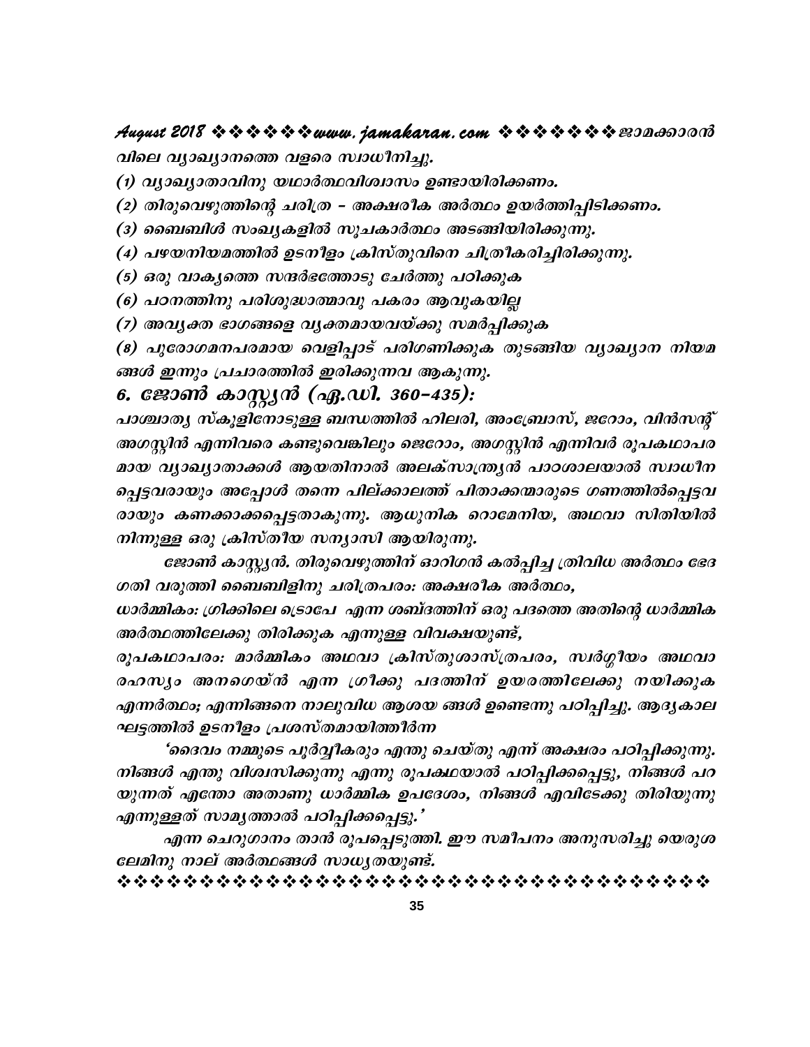*വിലെ വ്യാഖ്യാനത്തെ വളരെ സ്വാധീനിച്ചു.*

*(1) വ്യാഖ്യാതാവിനു യഥാർത്ഥവിശ്വാസം ഉണ്ടായിരിക്കണം.*

*(2) തിരുവെഴുത്തിന്റെ ചരിത്ര – അക്ഷരീക അർത്ഥം ഉയർത്തിപ്പിടിക്കണം.*

*(3) ബൈബിൾ സംഖ്യകളിൽ സൂചകാർത്ഥം അടങ്ങിയിരിക്കുന്നു.*

*(4) പഴയനിയമത്തിൽ ഉടനീളം ക്രിസ്തുവിനെ ചിത്രീകരിച്ചിരിക്കുന്നു.*

*(5) ഒരു വാക്യത്തെ സന്ദർഭത്തോടു ചേർത്തു പഠിക്കുക*

*(6) പഠനത്തിനു പരിശുദ്ധാത്മാവു പകരം ആവുകയില്ല*

*(7) അവ്യക്ത ഭാഗങ്ങളെ വ്യക്തമായവയ്ക്കു സമർപ്പിക്കുക*

*(8) പുരോഗമനപരമായ വെളിപ്പാട് പരിഗണിക്കുക തുടങ്ങിയ വ്യാഖ്യാന നിയമങ്ങൾ ഇന്നും പ്രചാരത്തിൽ ഇരിക്കുന്നവ ആകുന്നു.*

### *6. ജോൺ കാസ്സ്യൻ (ഏ.ഡി. 360–435):*

*പാശ്ചാത്യ സ്കൂളിനോടുള്ള ബന്ധത്തിൽ ഹിലരി, അംബ്രോസ്, ജറോം, വിൻസന്റ് അഗസ്റ്റിൻ എന്നിവരെ കണ്ടുവെങ്കിലും ജെറോം, അഗസ്റ്റിൻ എന്നിവർ രൂപകഥാപരമായ വ്യാഖ്യാതാക്കൾ ആയതിനാൽ അലക്സാന്ത്ര്യൻ പാഠശാലയാൽ സ്വാധീനപ്പെട്ടവരായും അപ്പോൾ തന്നെ പില്ക്കാലത്ത് പിതാക്കന്മാരുടെ ഗണത്തിൽപ്പെട്ടവരായും കണക്കാക്കപ്പെട്ടതാകുന്നു. ആധുനിക റൊമേനിയ, അഥവാ സിതിയിൽ നിന്നുള്ള ഒരു ക്രിസ്തീയ സന്യാസി ആയിരുന്നു.*

*ജോൺ കാസ്സ്യൻ. തിരുവെഴുത്തിന് ഓറിഗൻ കൽപ്പിച്ച ത്രിവിധ അർത്ഥം ഭേദഗതി വരുത്തി ബൈബിളിനു ചരിത്രപരം: അക്ഷരീക അർത്ഥം,*

*ധാർമ്മികം: ഗ്രീക്കിലെ ട്രൊപേ എന്ന ശബ്ദത്തിന് ഒരു പദത്തെ അതിന്റെ ധാർമ്മിക അർത്ഥത്തിലേക്കു തിരിക്കുക എന്നുള്ള വിവക്ഷയുണ്ട്,*

*രൂപകഥാപരം: മാർമ്മികം അഥവാ ക്രിസ്തുശാസ്ത്രപരം, സ്വർഗ്ഗീയം അഥവാ രഹസ്യം അനഗെയ്ൻ എന്ന ഗ്രീക്കു പദത്തിന് ഉയരത്തിലേക്കു നയിക്കുക എന്നർത്ഥം; എന്നിങ്ങനെ നാലുവിധ ആശയ ങ്ങൾ ഉണ്ടെന്നു പഠിപ്പിച്ചു. ആദ്യകാല ഘട്ടത്തിൽ ഉടനീളം പ്രശസ്തമായിത്തീർന്ന*

*'ദൈവം നമ്മുടെ പൂർവ്വീകരും എന്തു ചെയ്തു എന്ന് അക്ഷരം പഠിപ്പിക്കുന്നു. നിങ്ങൾ എന്തു വിശ്വസിക്കുന്നു എന്നു രൂപകഥയാൽ പഠിപ്പിക്കപ്പെട്ടു, നിങ്ങൾ പറയുന്നത് എന്തോ അതാണു ധാർമ്മിക ഉപദേശം, നിങ്ങൾ എവിടേക്കു തിരിയുന്നു എന്നുള്ളത് സാമ്യത്താൽ പഠിപ്പിക്കപ്പെട്ടു.'*

*എന്ന ചെറുഗാനം താൻ രൂപപ്പെടുത്തി. ഈ സമീപനം അനുസരിച്ചു യെരുശലേമിനു നാല് അർത്ഥങ്ങൾ സാധ്യതയുണ്ട്.*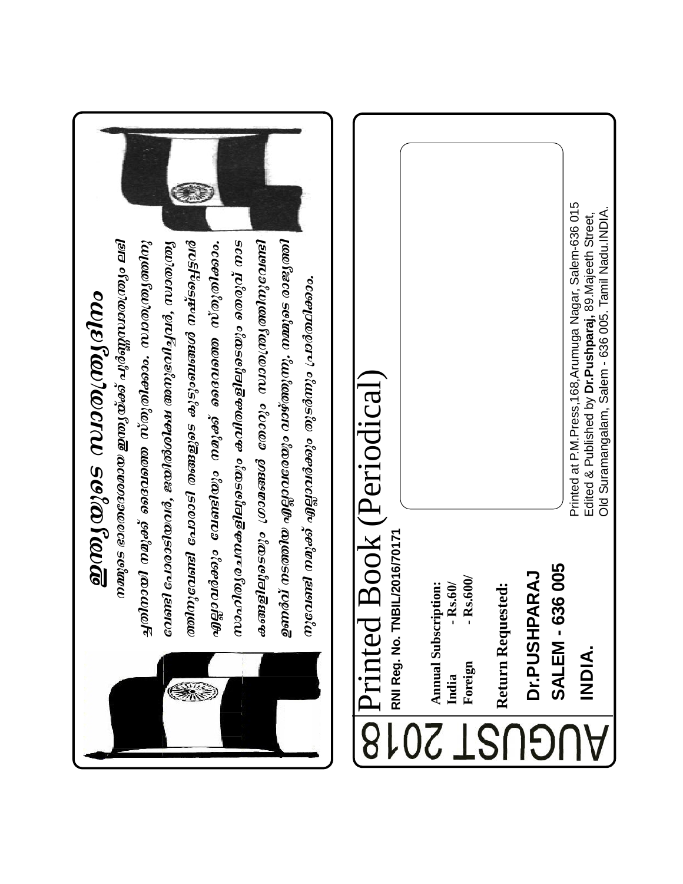# ഇന്ത്യയുടെ സ്വാതന്ത്ര്യദിനം

നമ്മുടെ ഭാരതദേശത്തെ ബ്രിട്ടീഷുകാരിൽ നിന്നും സ്വാതന്ത്ര്യം ലഭിച്ചിട്ട് നമുക്ക് ഒരുപാട് വർഷങ്ങൾ കഴിഞ്ഞു. സ്വാതന്ത്ര്യത്തിനു വേണ്ടി പോരാടിയവർ, ജയിലിലകപ്പെട്ടവർ, ജീവൻ ബലി നൽകിയവർ, സ്വാതന്ത്ര്യത്തിനുവേണ്ടി പോരാടി തങ്ങളുടെ കുടുംബങ്ങൾ നഷ്ടപ്പെട്ട എല്ലാവരുടെയും വേദനയും നമുക്ക് ഓർമ്മിക്കാം. സാഹിത്യകാരന്മാരുടെയും കവികളുടെയും നേതാക്കളുടെയും (ഗാന്ധിജി തുടങ്ങിയവരുടെ) സ്വാതന്ത്ര്യസമര സേനാനികളുടെയും ത്യാഗം ഓർക്കാം. ഇന്ന് നമ്മൾ ആഘോഷിക്കുന്ന സ്വാതന്ത്ര്യം നമ്മുടെ രാജ്യത്തിന്റെ വളർച്ചയ്ക്ക് എല്ലാവരും ഒത്തുചേർന്ന് പ്രവർത്തിക്കാം.

---

**AUGUST 2018**

# Printed Book (Periodical)

**RNI Reg. No. TNBIL/2016/70171**

**Annual Subscription:**

| | |
|---|---|
| India | - Rs.60/ |
| Foreign | - Rs.600/ |

**Return Requested:**

**Dr.PUSHPARAJ**

**SALEM - 636 005**

**INDIA.**

Printed at P.M.Press,168,Arumuga Nagar, Salem-636 015
Edited & Published by **Dr.Pushparaj**, 89.Majeeth Street,
Old Suramangalam, Salem - 636 005. Tamil Nadu.INDIA.